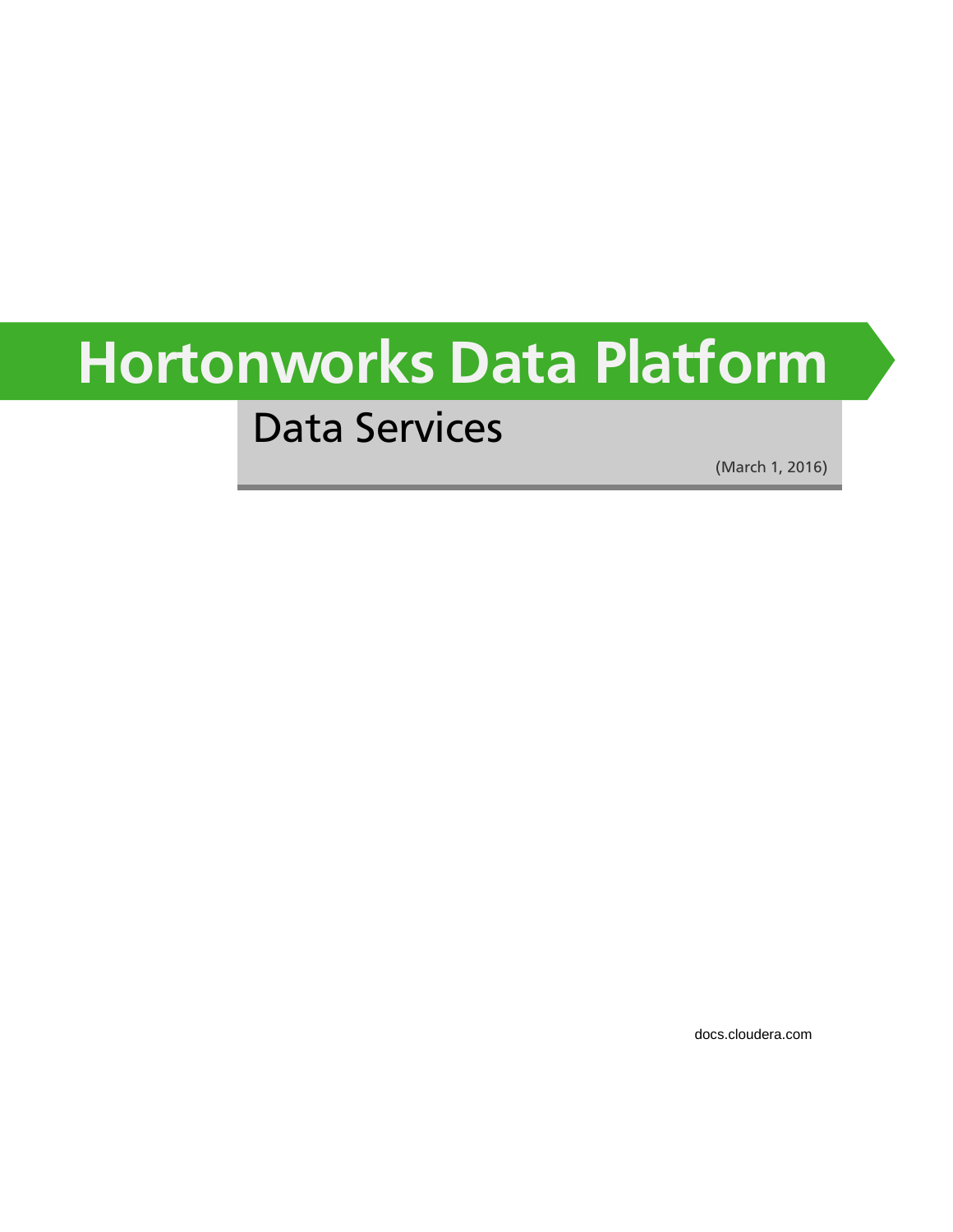# Hortonworks Data Platform

## Data Services

(March 1, 2016)

docs.cloudera.com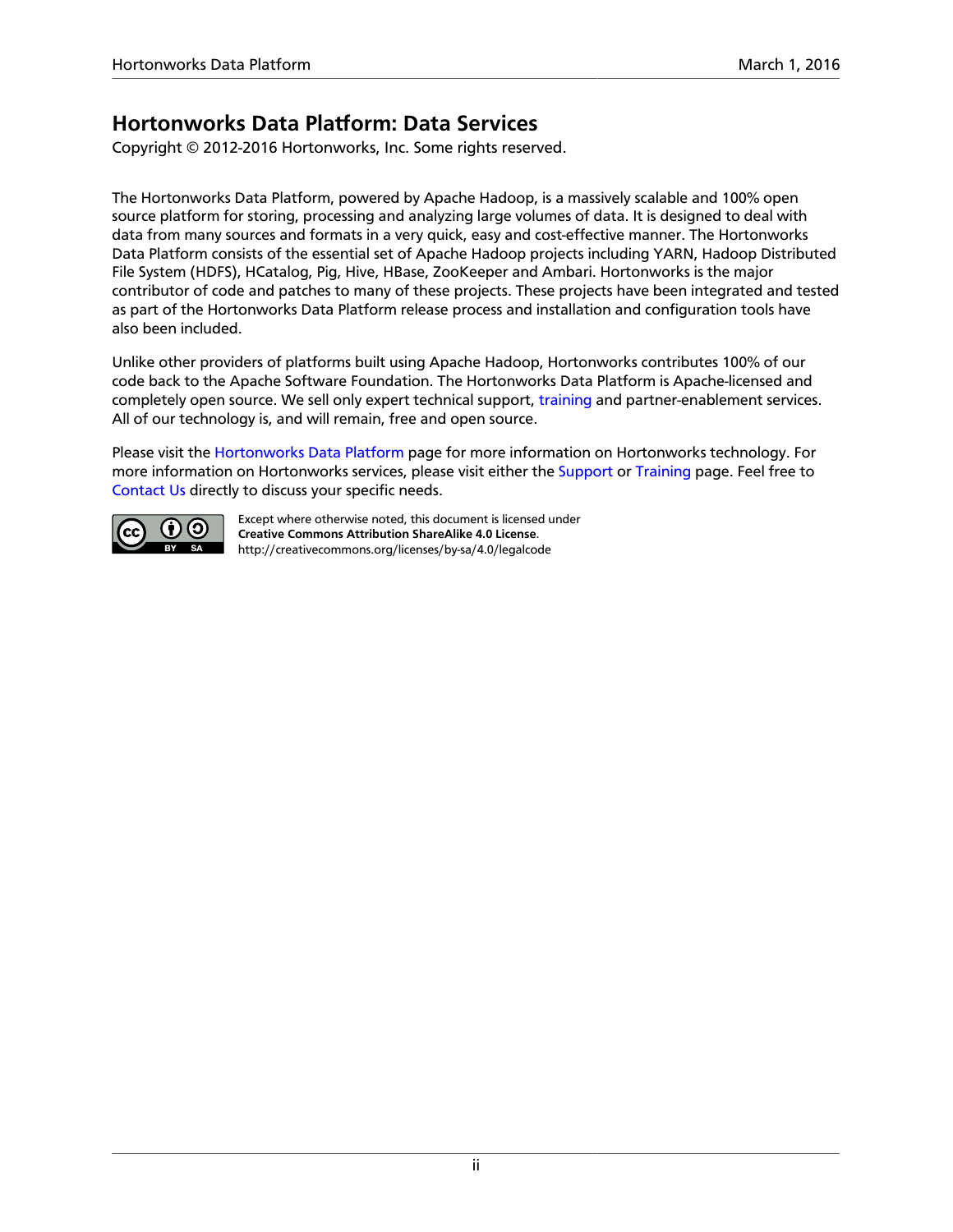# Hortonworks Data Platform: Data Services

Copyright © 2012-2016 Hortonworks, Inc. Some rights reserved.

The Hortonworks Data Platform, powered by Apache Hadoop, is a massively scalable and 100% open source platform for storing, processing and analyzing large volumes of data. It is designed to deal with data from many sources and formats in a very quick, easy and cost-effective manner. The Hortonworks Data Platform consists of the essential set of Apache Hadoop projects including YARN, Hadoop Distributed File System (HDFS), HCatalog, Pig, Hive, HBase, ZooKeeper and Ambari. Hortonworks is the major contributor of code and patches to many of these projects. These projects have been integrated and tested as part of the Hortonworks Data Platform release process and installation and configuration tools have also been included.

Unlike other providers of platforms built using Apache Hadoop, Hortonworks contributes 100% of our code back to the Apache Software Foundation. The Hortonworks Data Platform is Apache-licensed and completely open source. We sell only expert technical support, training and partner-enablement services. All of our technology is, and will remain, free and open source.

Please visit the Hortonworks Data Platform page for more information on Hortonworks technology. For more information on Hortonworks services, please visit either the Support or Training page. Feel free to Contact Us directly to discuss your specific needs.

Except where otherwise noted, this document is licensed under **Creative Commons Attribution ShareAlike 4.0 License**.
http://creativecommons.org/licenses/by-sa/4.0/legalcode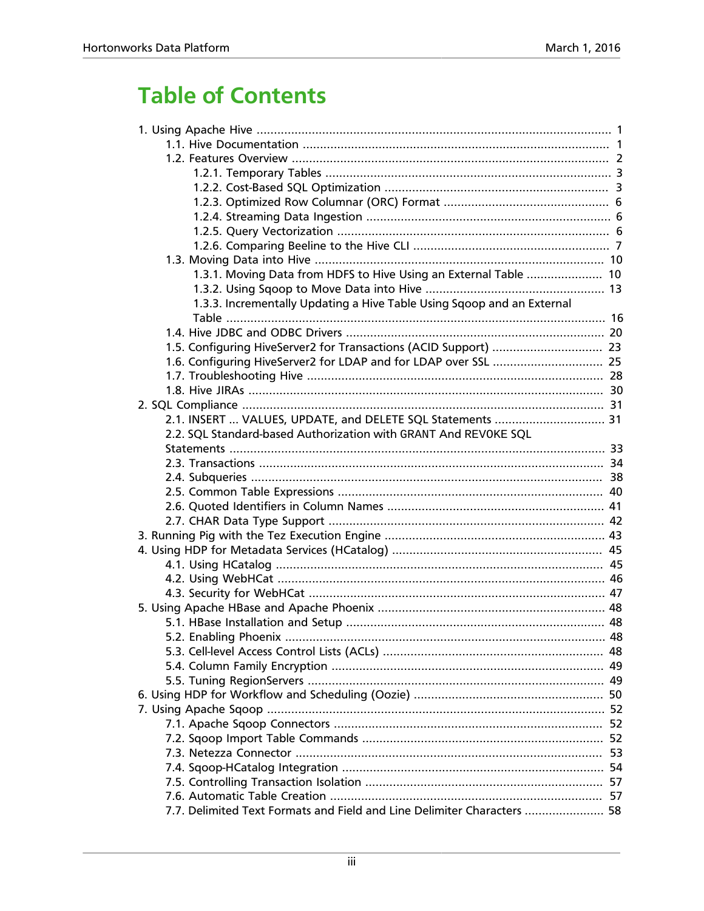# Table of Contents

- 1. Using Apache Hive ........................................................................................................ 1
  - 1.1. Hive Documentation ........................................................................................... 1
  - 1.2. Features Overview .............................................................................................. 2
    - 1.2.1. Temporary Tables ................................................................................... 3
    - 1.2.2. Cost-Based SQL Optimization ................................................................. 3
    - 1.2.3. Optimized Row Columnar (ORC) Format ................................................ 6
    - 1.2.4. Streaming Data Ingestion ....................................................................... 6
    - 1.2.5. Query Vectorization ............................................................................... 6
    - 1.2.6. Comparing Beeline to the Hive CLI ......................................................... 7
  - 1.3. Moving Data into Hive ...................................................................................... 10
    - 1.3.1. Moving Data from HDFS to Hive Using an External Table ...................... 10
    - 1.3.2. Using Sqoop to Move Data into Hive .................................................... 13
    - 1.3.3. Incrementally Updating a Hive Table Using Sqoop and an External Table ................................................................................................................ 16
  - 1.4. Hive JDBC and ODBC Drivers ............................................................................ 20
  - 1.5. Configuring HiveServer2 for Transactions (ACID Support) ................................ 23
  - 1.6. Configuring HiveServer2 for LDAP and for LDAP over SSL ................................ 25
  - 1.7. Troubleshooting Hive ........................................................................................ 28
  - 1.8. Hive JIRAs ........................................................................................................ 30
- 2. SQL Compliance .......................................................................................................... 31
  - 2.1. INSERT ... VALUES, UPDATE, and DELETE SQL Statements ................................ 31
  - 2.2. SQL Standard-based Authorization with GRANT And REVOKE SQL Statements .............................................................................................................. 33
  - 2.3. Transactions ..................................................................................................... 34
  - 2.4. Subqueries ....................................................................................................... 38
  - 2.5. Common Table Expressions .............................................................................. 40
  - 2.6. Quoted Identifiers in Column Names ................................................................ 41
  - 2.7. CHAR Data Type Support ................................................................................. 42
- 3. Running Pig with the Tez Execution Engine ................................................................ 43
- 4. Using HDP for Metadata Services (HCatalog) ............................................................. 45
  - 4.1. Using HCatalog ................................................................................................ 45
  - 4.2. Using WebHCat ................................................................................................ 46
  - 4.3. Security for WebHCat ....................................................................................... 47
- 5. Using Apache HBase and Apache Phoenix .................................................................. 48
  - 5.1. HBase Installation and Setup ............................................................................ 48
  - 5.2. Enabling Phoenix .............................................................................................. 48
  - 5.3. Cell-level Access Control Lists (ACLs) ................................................................. 48
  - 5.4. Column Family Encryption ................................................................................ 49
  - 5.5. Tuning RegionServers ....................................................................................... 49
- 6. Using HDP for Workflow and Scheduling (Oozie) ....................................................... 50
- 7. Using Apache Sqoop .................................................................................................. 52
  - 7.1. Apache Sqoop Connectors ............................................................................... 52
  - 7.2. Sqoop Import Table Commands ...................................................................... 52
  - 7.3. Netezza Connector .......................................................................................... 53
  - 7.4. Sqoop-HCatalog Integration ............................................................................. 54
  - 7.5. Controlling Transaction Isolation ..................................................................... 57
  - 7.6. Automatic Table Creation ................................................................................ 57
  - 7.7. Delimited Text Formats and Field and Line Delimiter Characters ....................... 58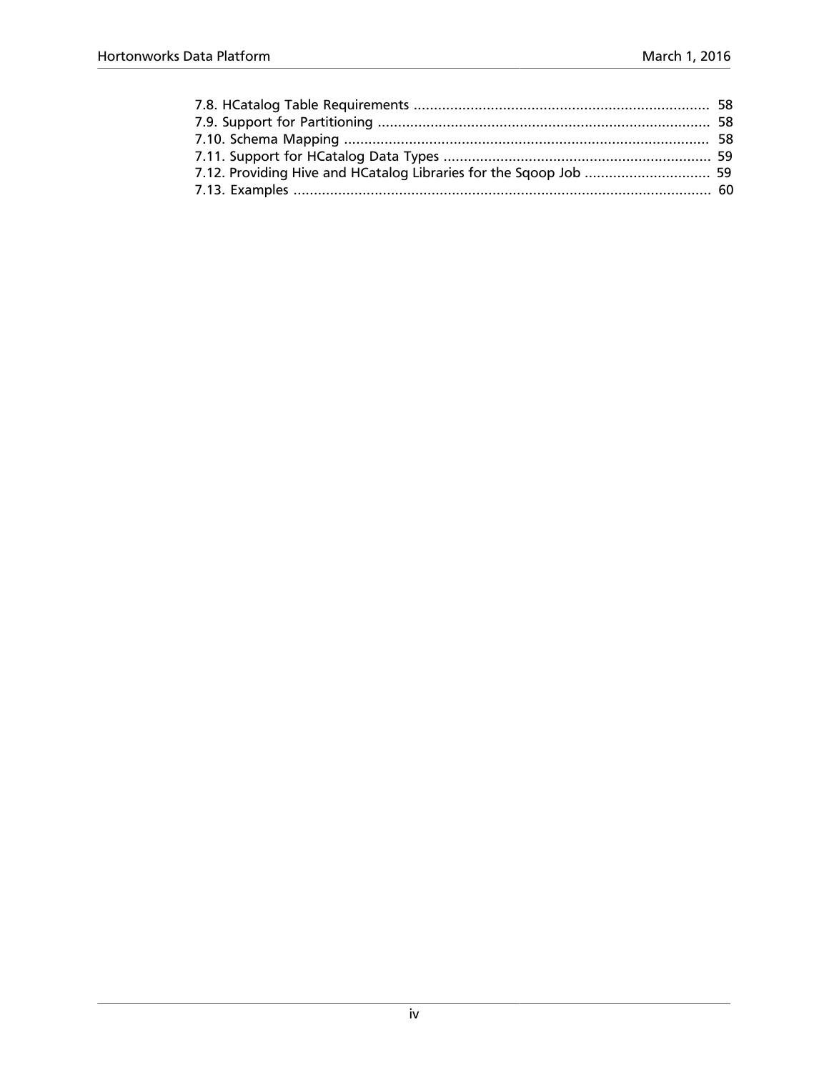7.8. HCatalog Table Requirements ........................................................................ 58
7.9. Support for Partitioning ................................................................................ 58
7.10. Schema Mapping ......................................................................................... 58
7.11. Support for HCatalog Data Types ................................................................. 59
7.12. Providing Hive and HCatalog Libraries for the Sqoop Job ............................... 59
7.13. Examples ...................................................................................................... 60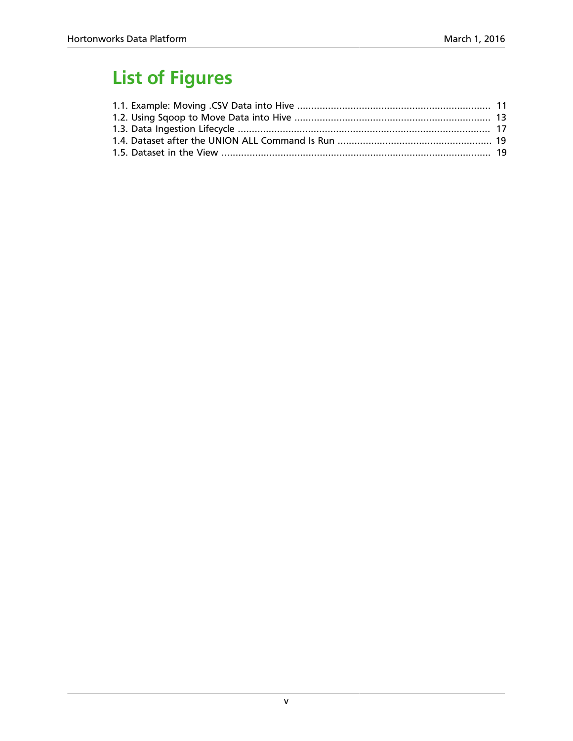# List of Figures

1.1. Example: Moving .CSV Data into Hive ..................................................................... 11
1.2. Using Sqoop to Move Data into Hive ...................................................................... 13
1.3. Data Ingestion Lifecycle ........................................................................................... 17
1.4. Dataset after the UNION ALL Command Is Run ....................................................... 19
1.5. Dataset in the View ................................................................................................. 19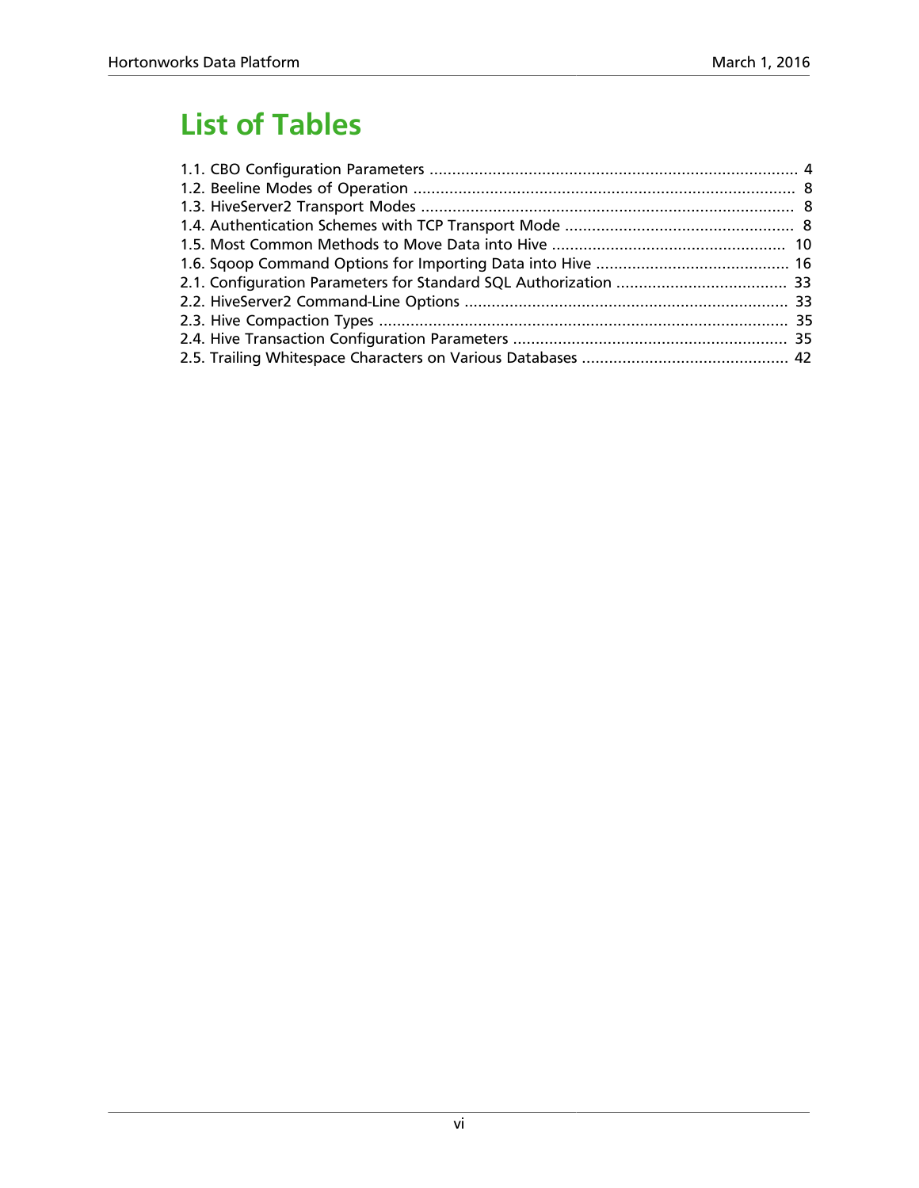# List of Tables

1.1. CBO Configuration Parameters .................................................................................. 4
1.2. Beeline Modes of Operation ..................................................................................... 8
1.3. HiveServer2 Transport Modes ................................................................................... 8
1.4. Authentication Schemes with TCP Transport Mode ................................................... 8
1.5. Most Common Methods to Move Data into Hive .................................................... 10
1.6. Sqoop Command Options for Importing Data into Hive ........................................... 16
2.1. Configuration Parameters for Standard SQL Authorization ...................................... 33
2.2. HiveServer2 Command-Line Options ........................................................................ 33
2.3. Hive Compaction Types ........................................................................................... 35
2.4. Hive Transaction Configuration Parameters ............................................................. 35
2.5. Trailing Whitespace Characters on Various Databases .............................................. 42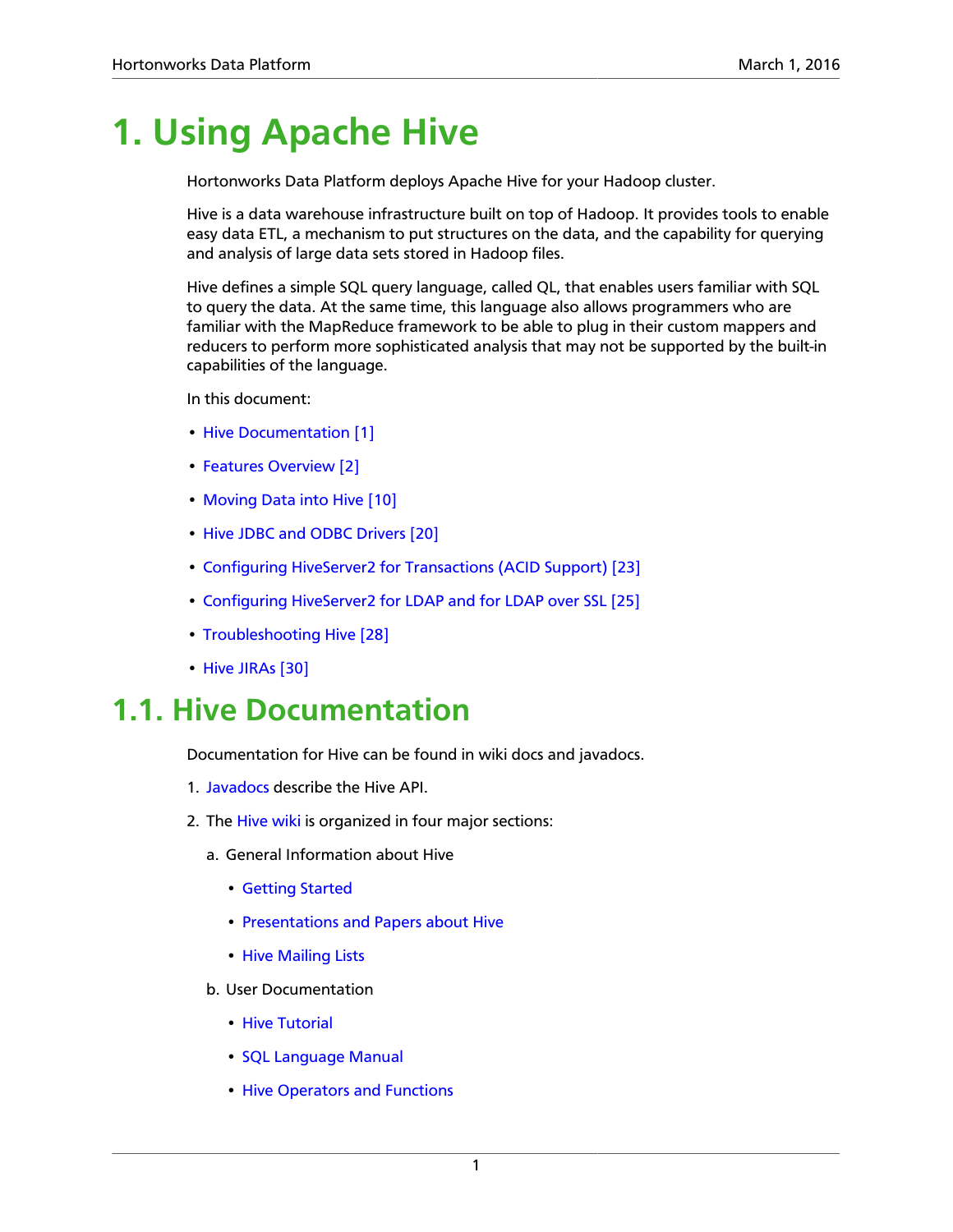# 1. Using Apache Hive

Hortonworks Data Platform deploys Apache Hive for your Hadoop cluster.

Hive is a data warehouse infrastructure built on top of Hadoop. It provides tools to enable easy data ETL, a mechanism to put structures on the data, and the capability for querying and analysis of large data sets stored in Hadoop files.

Hive defines a simple SQL query language, called QL, that enables users familiar with SQL to query the data. At the same time, this language also allows programmers who are familiar with the MapReduce framework to be able to plug in their custom mappers and reducers to perform more sophisticated analysis that may not be supported by the built-in capabilities of the language.

In this document:

- Hive Documentation [1]
- Features Overview [2]
- Moving Data into Hive [10]
- Hive JDBC and ODBC Drivers [20]
- Configuring HiveServer2 for Transactions (ACID Support) [23]
- Configuring HiveServer2 for LDAP and for LDAP over SSL [25]
- Troubleshooting Hive [28]
- Hive JIRAs [30]

## 1.1. Hive Documentation

Documentation for Hive can be found in wiki docs and javadocs.

1. Javadocs describe the Hive API.
2. The Hive wiki is organized in four major sections:
   a. General Information about Hive
      - Getting Started
      - Presentations and Papers about Hive
      - Hive Mailing Lists
   b. User Documentation
      - Hive Tutorial
      - SQL Language Manual
      - Hive Operators and Functions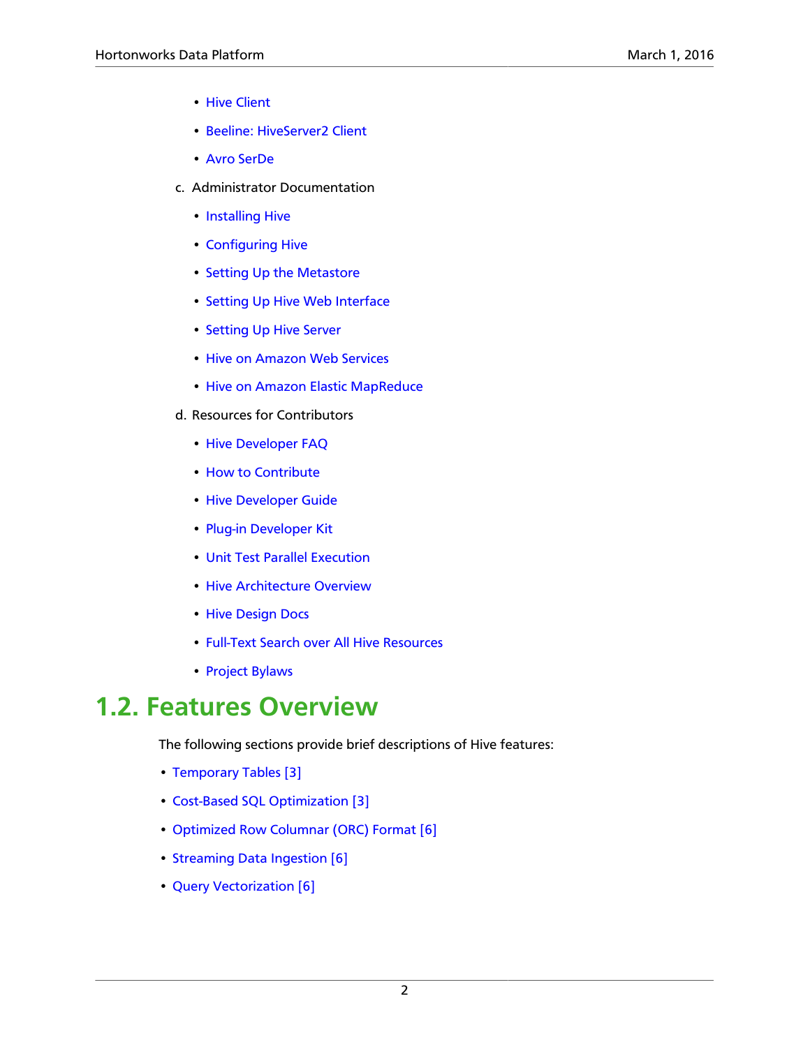- Hive Client
- Beeline: HiveServer2 Client
- Avro SerDe

c. Administrator Documentation

- Installing Hive
- Configuring Hive
- Setting Up the Metastore
- Setting Up Hive Web Interface
- Setting Up Hive Server
- Hive on Amazon Web Services
- Hive on Amazon Elastic MapReduce

d. Resources for Contributors

- Hive Developer FAQ
- How to Contribute
- Hive Developer Guide
- Plug-in Developer Kit
- Unit Test Parallel Execution
- Hive Architecture Overview
- Hive Design Docs
- Full-Text Search over All Hive Resources
- Project Bylaws

# 1.2. Features Overview

The following sections provide brief descriptions of Hive features:

- Temporary Tables [3]
- Cost-Based SQL Optimization [3]
- Optimized Row Columnar (ORC) Format [6]
- Streaming Data Ingestion [6]
- Query Vectorization [6]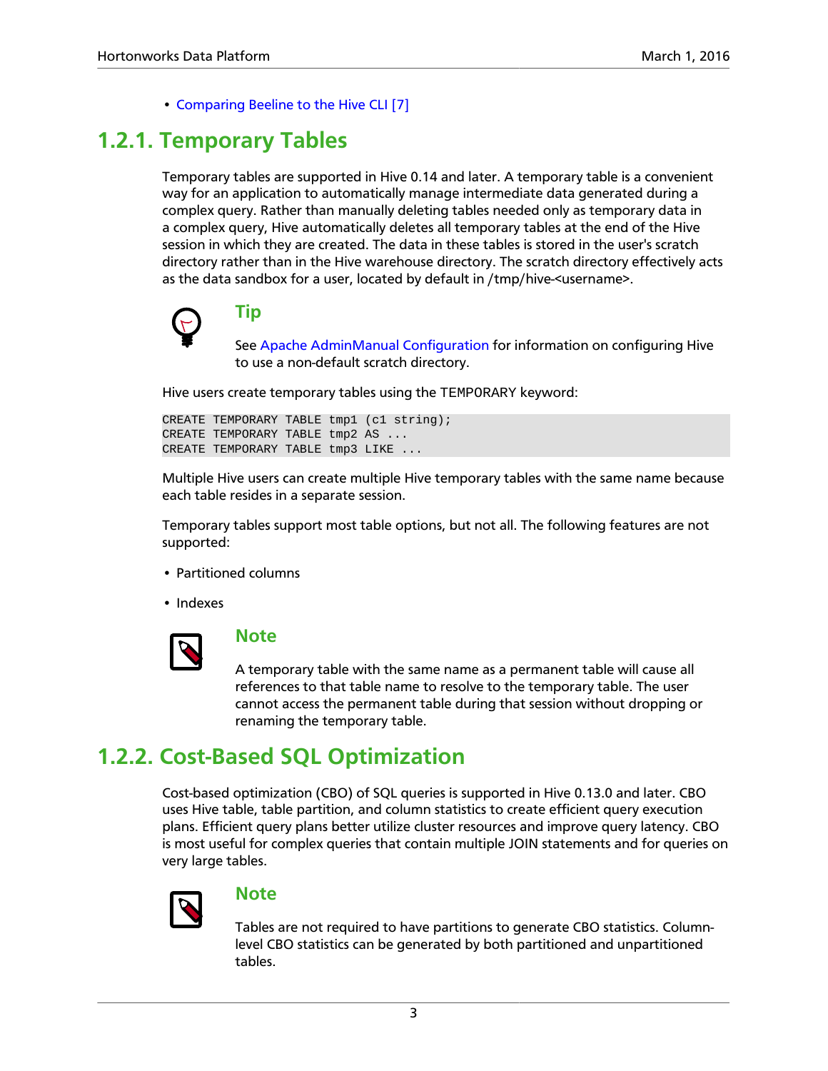- Comparing Beeline to the Hive CLI [7]

### 1.2.1. Temporary Tables

Temporary tables are supported in Hive 0.14 and later. A temporary table is a convenient way for an application to automatically manage intermediate data generated during a complex query. Rather than manually deleting tables needed only as temporary data in a complex query, Hive automatically deletes all temporary tables at the end of the Hive session in which they are created. The data in these tables is stored in the user's scratch directory rather than in the Hive warehouse directory. The scratch directory effectively acts as the data sandbox for a user, located by default in /tmp/hive-<username>.

**Tip**

See Apache AdminManual Configuration for information on configuring Hive to use a non-default scratch directory.

Hive users create temporary tables using the TEMPORARY keyword:

```
CREATE TEMPORARY TABLE tmp1 (c1 string);
CREATE TEMPORARY TABLE tmp2 AS ...
CREATE TEMPORARY TABLE tmp3 LIKE ...
```

Multiple Hive users can create multiple Hive temporary tables with the same name because each table resides in a separate session.

Temporary tables support most table options, but not all. The following features are not supported:

- Partitioned columns
- Indexes

**Note**

A temporary table with the same name as a permanent table will cause all references to that table name to resolve to the temporary table. The user cannot access the permanent table during that session without dropping or renaming the temporary table.

### 1.2.2. Cost-Based SQL Optimization

Cost-based optimization (CBO) of SQL queries is supported in Hive 0.13.0 and later. CBO uses Hive table, table partition, and column statistics to create efficient query execution plans. Efficient query plans better utilize cluster resources and improve query latency. CBO is most useful for complex queries that contain multiple JOIN statements and for queries on very large tables.

**Note**

Tables are not required to have partitions to generate CBO statistics. Column-level CBO statistics can be generated by both partitioned and unpartitioned tables.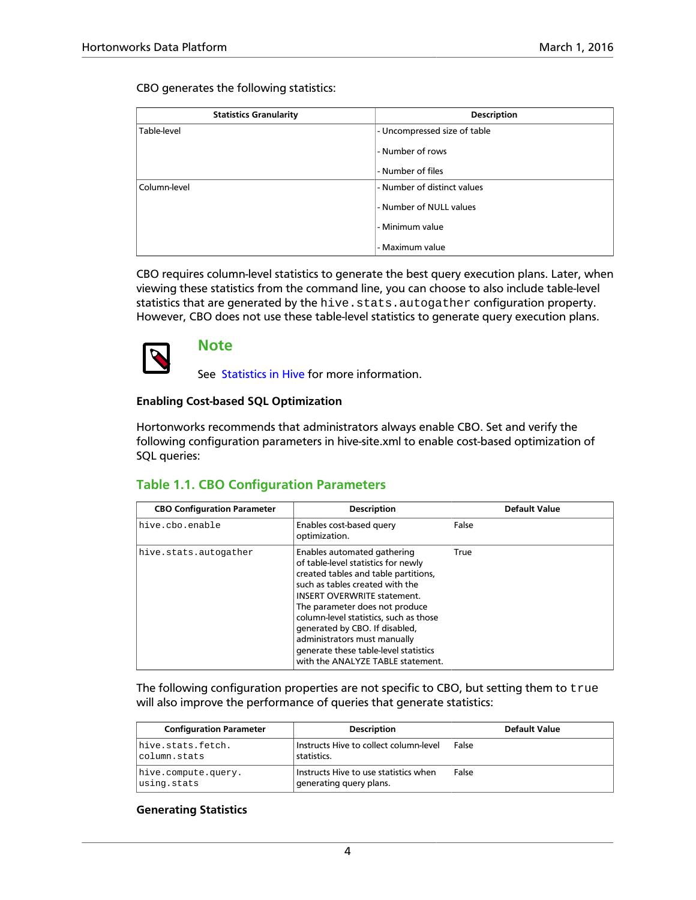CBO generates the following statistics:

| Statistics Granularity | Description |
| --- | --- |
| Table-level | - Uncompressed size of table<br>- Number of rows<br>- Number of files |
| Column-level | - Number of distinct values<br>- Number of NULL values<br>- Minimum value<br>- Maximum value |

CBO requires column-level statistics to generate the best query execution plans. Later, when viewing these statistics from the command line, you can choose to also include table-level statistics that are generated by the `hive.stats.autogather` configuration property. However, CBO does not use these table-level statistics to generate query execution plans.

> **Note**
>
> See Statistics in Hive for more information.

#### Enabling Cost-based SQL Optimization

Hortonworks recommends that administrators always enable CBO. Set and verify the following configuration parameters in hive-site.xml to enable cost-based optimization of SQL queries:

### Table 1.1. CBO Configuration Parameters

| CBO Configuration Parameter | Description | Default Value |
| --- | --- | --- |
| `hive.cbo.enable` | Enables cost-based query optimization. | False |
| `hive.stats.autogather` | Enables automated gathering of table-level statistics for newly created tables and table partitions, such as tables created with the INSERT OVERWRITE statement. The parameter does not produce column-level statistics, such as those generated by CBO. If disabled, administrators must manually generate these table-level statistics with the ANALYZE TABLE statement. | True |

The following configuration properties are not specific to CBO, but setting them to `true` will also improve the performance of queries that generate statistics:

| Configuration Parameter | Description | Default Value |
| --- | --- | --- |
| `hive.stats.fetch.column.stats` | Instructs Hive to collect column-level statistics. | False |
| `hive.compute.query.using.stats` | Instructs Hive to use statistics when generating query plans. | False |

#### Generating Statistics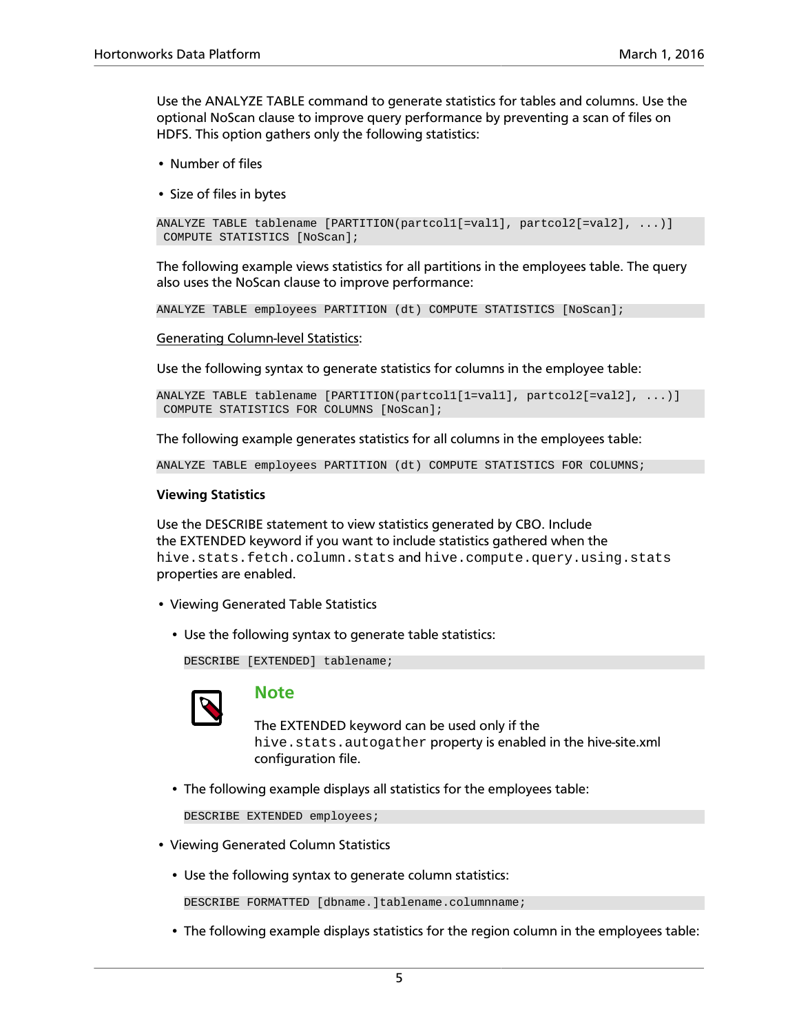Use the ANALYZE TABLE command to generate statistics for tables and columns. Use the optional NoScan clause to improve query performance by preventing a scan of files on HDFS. This option gathers only the following statistics:

- Number of files
- Size of files in bytes

```
ANALYZE TABLE tablename [PARTITION(partcol1[=val1], partcol2[=val2], ...)]
 COMPUTE STATISTICS [NoScan];
```

The following example views statistics for all partitions in the employees table. The query also uses the NoScan clause to improve performance:

```
ANALYZE TABLE employees PARTITION (dt) COMPUTE STATISTICS [NoScan];
```

Generating Column-level Statistics:

Use the following syntax to generate statistics for columns in the employee table:

```
ANALYZE TABLE tablename [PARTITION(partcol1[1=val1], partcol2[=val2], ...)]
 COMPUTE STATISTICS FOR COLUMNS [NoScan];
```

The following example generates statistics for all columns in the employees table:

```
ANALYZE TABLE employees PARTITION (dt) COMPUTE STATISTICS FOR COLUMNS;
```

**Viewing Statistics**

Use the DESCRIBE statement to view statistics generated by CBO. Include the EXTENDED keyword if you want to include statistics gathered when the `hive.stats.fetch.column.stats` and `hive.compute.query.using.stats` properties are enabled.

- Viewing Generated Table Statistics
  - Use the following syntax to generate table statistics:

    ```
    DESCRIBE [EXTENDED] tablename;
    ```

    > **Note**
    >
    > The EXTENDED keyword can be used only if the `hive.stats.autogather` property is enabled in the hive-site.xml configuration file.

  - The following example displays all statistics for the employees table:

    ```
    DESCRIBE EXTENDED employees;
    ```

- Viewing Generated Column Statistics
  - Use the following syntax to generate column statistics:

    ```
    DESCRIBE FORMATTED [dbname.]tablename.columnname;
    ```

  - The following example displays statistics for the region column in the employees table: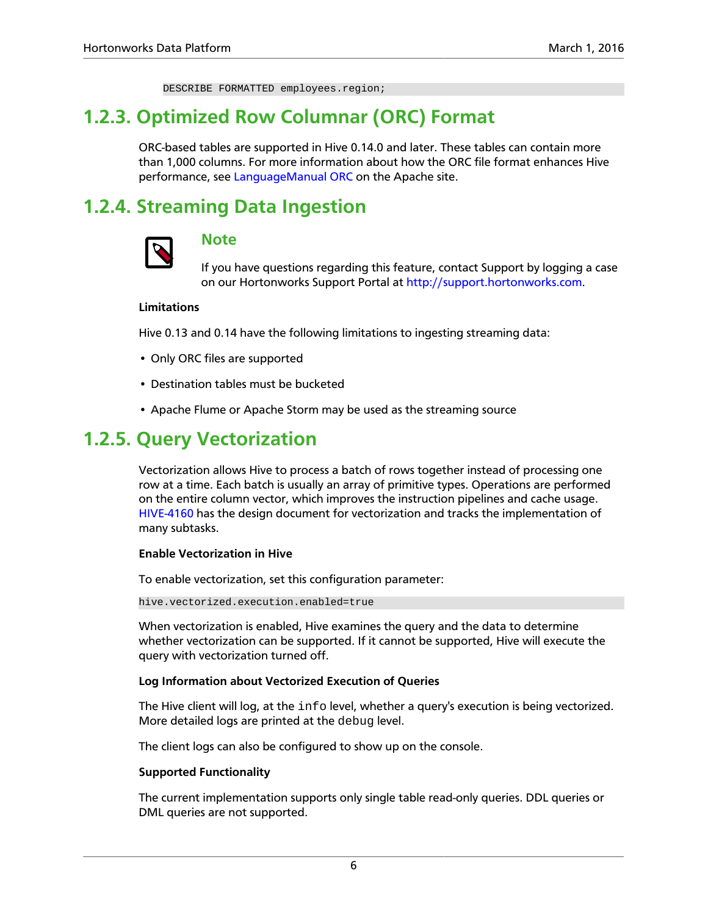```
DESCRIBE FORMATTED employees.region;
```

## 1.2.3. Optimized Row Columnar (ORC) Format

ORC-based tables are supported in Hive 0.14.0 and later. These tables can contain more than 1,000 columns. For more information about how the ORC file format enhances Hive performance, see LanguageManual ORC on the Apache site.

## 1.2.4. Streaming Data Ingestion

### Note

If you have questions regarding this feature, contact Support by logging a case on our Hortonworks Support Portal at http://support.hortonworks.com.

**Limitations**

Hive 0.13 and 0.14 have the following limitations to ingesting streaming data:

- Only ORC files are supported
- Destination tables must be bucketed
- Apache Flume or Apache Storm may be used as the streaming source

## 1.2.5. Query Vectorization

Vectorization allows Hive to process a batch of rows together instead of processing one row at a time. Each batch is usually an array of primitive types. Operations are performed on the entire column vector, which improves the instruction pipelines and cache usage. HIVE-4160 has the design document for vectorization and tracks the implementation of many subtasks.

**Enable Vectorization in Hive**

To enable vectorization, set this configuration parameter:

```
hive.vectorized.execution.enabled=true
```

When vectorization is enabled, Hive examines the query and the data to determine whether vectorization can be supported. If it cannot be supported, Hive will execute the query with vectorization turned off.

**Log Information about Vectorized Execution of Queries**

The Hive client will log, at the `info` level, whether a query's execution is being vectorized. More detailed logs are printed at the `debug` level.

The client logs can also be configured to show up on the console.

**Supported Functionality**

The current implementation supports only single table read-only queries. DDL queries or DML queries are not supported.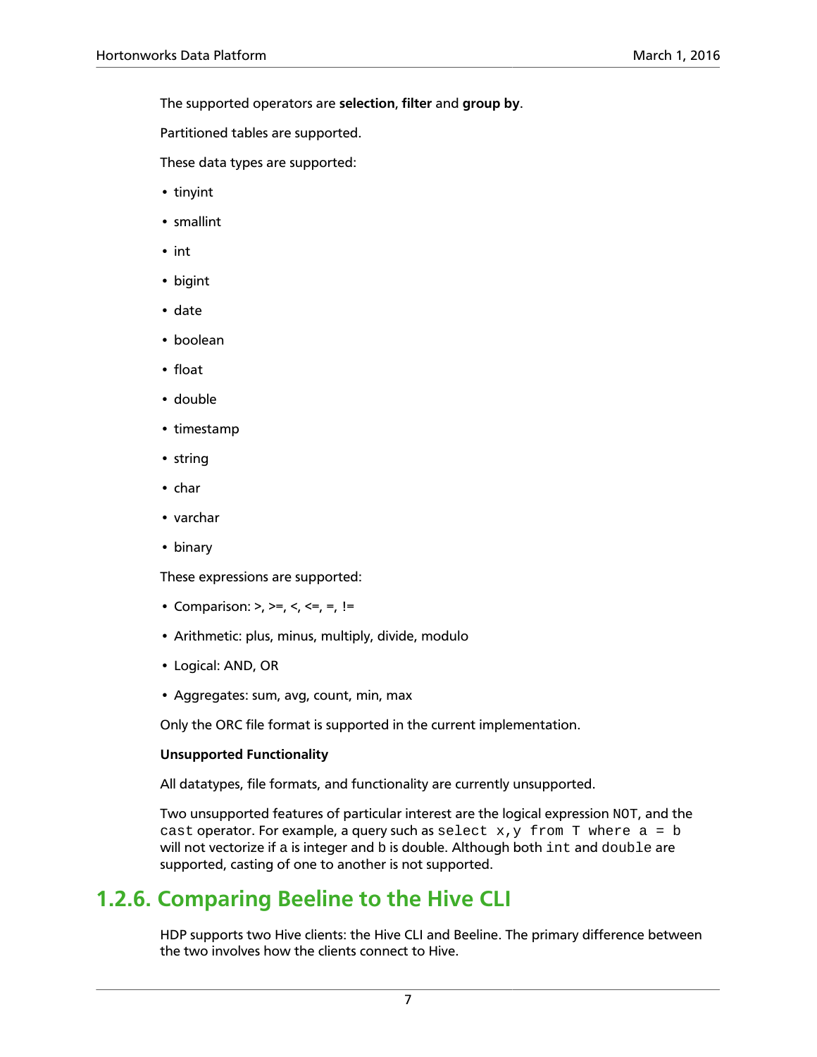The supported operators are **selection**, **filter** and **group by**.

Partitioned tables are supported.

These data types are supported:

- tinyint
- smallint
- int
- bigint
- date
- boolean
- float
- double
- timestamp
- string
- char
- varchar
- binary

These expressions are supported:

- Comparison: >, >=, <, <=, =, !=
- Arithmetic: plus, minus, multiply, divide, modulo
- Logical: AND, OR
- Aggregates: sum, avg, count, min, max

Only the ORC file format is supported in the current implementation.

**Unsupported Functionality**

All datatypes, file formats, and functionality are currently unsupported.

Two unsupported features of particular interest are the logical expression `NOT`, and the `cast` operator. For example, a query such as `select x,y from T where a = b` will not vectorize if a is integer and b is double. Although both `int` and `double` are supported, casting of one to another is not supported.

## 1.2.6. Comparing Beeline to the Hive CLI

HDP supports two Hive clients: the Hive CLI and Beeline. The primary difference between the two involves how the clients connect to Hive.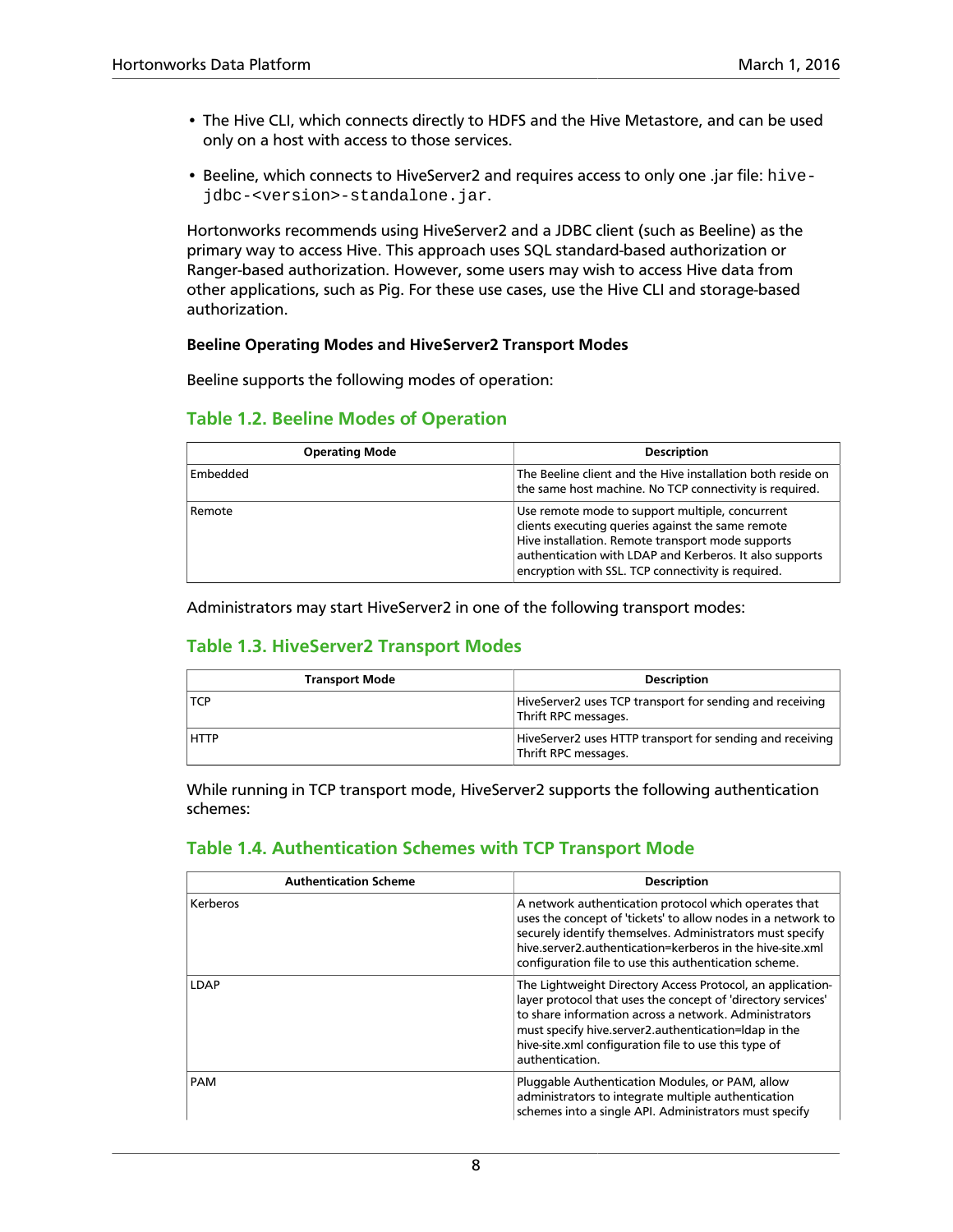- The Hive CLI, which connects directly to HDFS and the Hive Metastore, and can be used only on a host with access to those services.
- Beeline, which connects to HiveServer2 and requires access to only one .jar file: `hive-jdbc-<version>-standalone.jar`.

Hortonworks recommends using HiveServer2 and a JDBC client (such as Beeline) as the primary way to access Hive. This approach uses SQL standard-based authorization or Ranger-based authorization. However, some users may wish to access Hive data from other applications, such as Pig. For these use cases, use the Hive CLI and storage-based authorization.

**Beeline Operating Modes and HiveServer2 Transport Modes**

Beeline supports the following modes of operation:

### Table 1.2. Beeline Modes of Operation

| Operating Mode | Description |
| --- | --- |
| Embedded | The Beeline client and the Hive installation both reside on the same host machine. No TCP connectivity is required. |
| Remote | Use remote mode to support multiple, concurrent clients executing queries against the same remote Hive installation. Remote transport mode supports authentication with LDAP and Kerberos. It also supports encryption with SSL. TCP connectivity is required. |

Administrators may start HiveServer2 in one of the following transport modes:

### Table 1.3. HiveServer2 Transport Modes

| Transport Mode | Description |
| --- | --- |
| TCP | HiveServer2 uses TCP transport for sending and receiving Thrift RPC messages. |
| HTTP | HiveServer2 uses HTTP transport for sending and receiving Thrift RPC messages. |

While running in TCP transport mode, HiveServer2 supports the following authentication schemes:

### Table 1.4. Authentication Schemes with TCP Transport Mode

| Authentication Scheme | Description |
| --- | --- |
| Kerberos | A network authentication protocol which operates that uses the concept of 'tickets' to allow nodes in a network to securely identify themselves. Administrators must specify hive.server2.authentication=kerberos in the hive-site.xml configuration file to use this authentication scheme. |
| LDAP | The Lightweight Directory Access Protocol, an application-layer protocol that uses the concept of 'directory services' to share information across a network. Administrators must specify hive.server2.authentication=ldap in the hive-site.xml configuration file to use this type of authentication. |
| PAM | Pluggable Authentication Modules, or PAM, allow administrators to integrate multiple authentication schemes into a single API. Administrators must specify |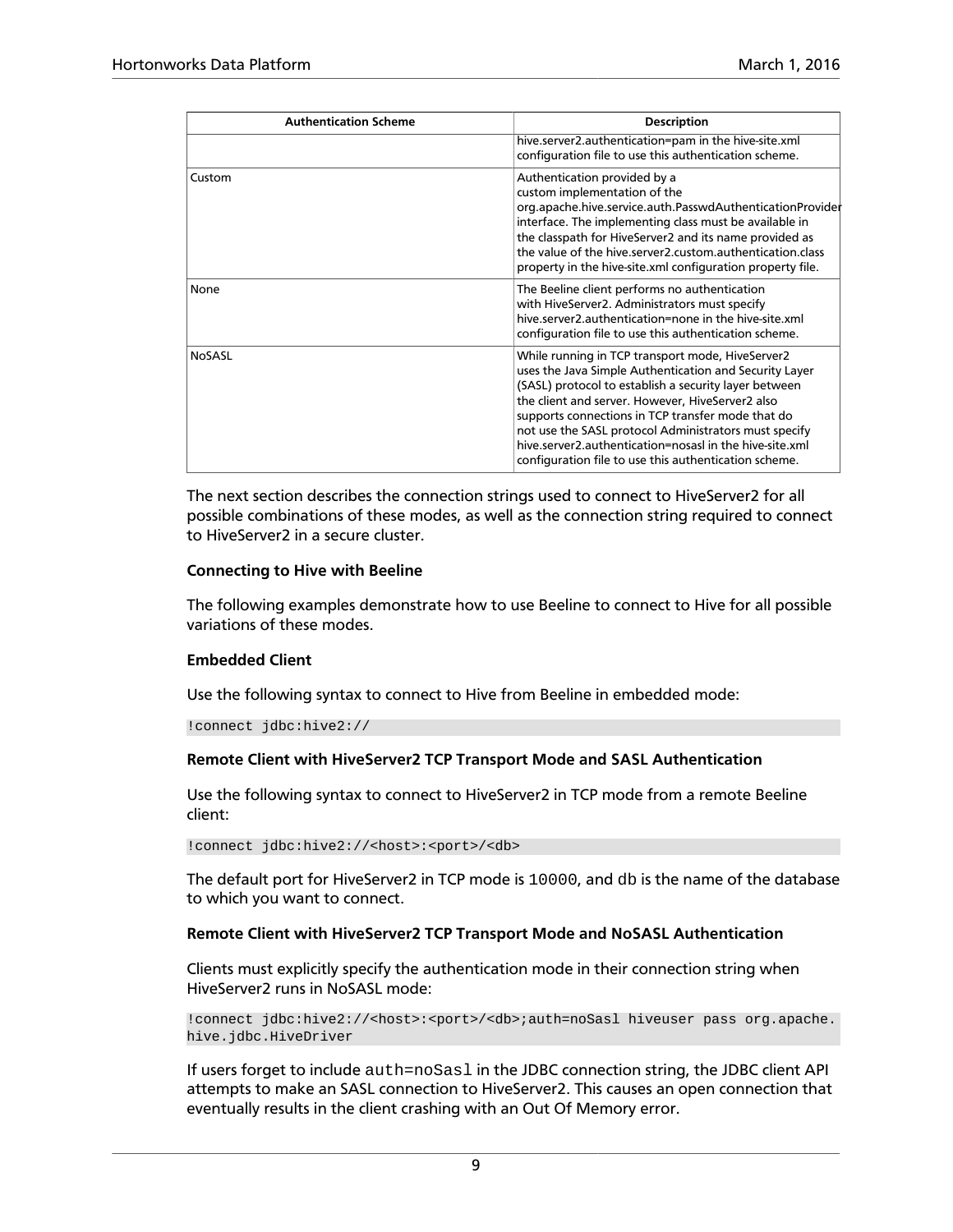| Authentication Scheme | Description |
| --- | --- |
| | hive.server2.authentication=pam in the hive-site.xml configuration file to use this authentication scheme. |
| Custom | Authentication provided by a custom implementation of the org.apache.hive.service.auth.PasswdAuthenticationProvider interface. The implementing class must be available in the classpath for HiveServer2 and its name provided as the value of the hive.server2.custom.authentication.class property in the hive-site.xml configuration property file. |
| None | The Beeline client performs no authentication with HiveServer2. Administrators must specify hive.server2.authentication=none in the hive-site.xml configuration file to use this authentication scheme. |
| NoSASL | While running in TCP transport mode, HiveServer2 uses the Java Simple Authentication and Security Layer (SASL) protocol to establish a security layer between the client and server. However, HiveServer2 also supports connections in TCP transfer mode that do not use the SASL protocol Administrators must specify hive.server2.authentication=nosasl in the hive-site.xml configuration file to use this authentication scheme. |

The next section describes the connection strings used to connect to HiveServer2 for all possible combinations of these modes, as well as the connection string required to connect to HiveServer2 in a secure cluster.

**Connecting to Hive with Beeline**

The following examples demonstrate how to use Beeline to connect to Hive for all possible variations of these modes.

**Embedded Client**

Use the following syntax to connect to Hive from Beeline in embedded mode:

```
!connect jdbc:hive2://
```

**Remote Client with HiveServer2 TCP Transport Mode and SASL Authentication**

Use the following syntax to connect to HiveServer2 in TCP mode from a remote Beeline client:

```
!connect jdbc:hive2://<host>:<port>/<db>
```

The default port for HiveServer2 in TCP mode is `10000`, and `db` is the name of the database to which you want to connect.

**Remote Client with HiveServer2 TCP Transport Mode and NoSASL Authentication**

Clients must explicitly specify the authentication mode in their connection string when HiveServer2 runs in NoSASL mode:

```
!connect jdbc:hive2://<host>:<port>/<db>;auth=noSasl hiveuser pass org.apache.
hive.jdbc.HiveDriver
```

If users forget to include `auth=noSasl` in the JDBC connection string, the JDBC client API attempts to make an SASL connection to HiveServer2. This causes an open connection that eventually results in the client crashing with an Out Of Memory error.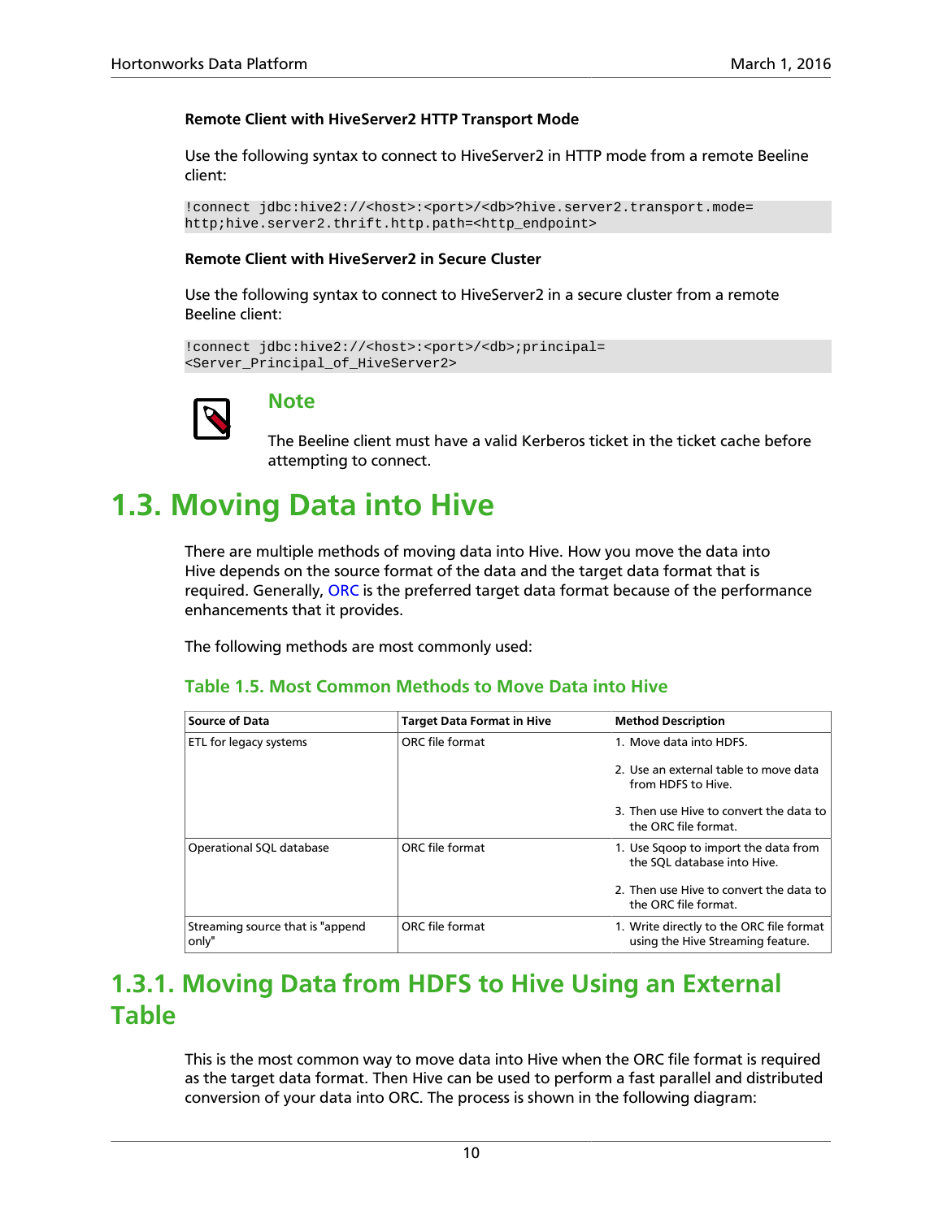**Remote Client with HiveServer2 HTTP Transport Mode**

Use the following syntax to connect to HiveServer2 in HTTP mode from a remote Beeline client:

```
!connect jdbc:hive2://<host>:<port>/<db>?hive.server2.transport.mode=
http;hive.server2.thrift.http.path=<http_endpoint>
```

**Remote Client with HiveServer2 in Secure Cluster**

Use the following syntax to connect to HiveServer2 in a secure cluster from a remote Beeline client:

```
!connect jdbc:hive2://<host>:<port>/<db>;principal=
<Server_Principal_of_HiveServer2>
```

### Note

The Beeline client must have a valid Kerberos ticket in the ticket cache before attempting to connect.

# 1.3. Moving Data into Hive

There are multiple methods of moving data into Hive. How you move the data into Hive depends on the source format of the data and the target data format that is required. Generally, ORC is the preferred target data format because of the performance enhancements that it provides.

The following methods are most commonly used:

**Table 1.5. Most Common Methods to Move Data into Hive**

| Source of Data | Target Data Format in Hive | Method Description |
| --- | --- | --- |
| ETL for legacy systems | ORC file format | 1. Move data into HDFS. 2. Use an external table to move data from HDFS to Hive. 3. Then use Hive to convert the data to the ORC file format. |
| Operational SQL database | ORC file format | 1. Use Sqoop to import the data from the SQL database into Hive. 2. Then use Hive to convert the data to the ORC file format. |
| Streaming source that is "append only" | ORC file format | 1. Write directly to the ORC file format using the Hive Streaming feature. |

## 1.3.1. Moving Data from HDFS to Hive Using an External Table

This is the most common way to move data into Hive when the ORC file format is required as the target data format. Then Hive can be used to perform a fast parallel and distributed conversion of your data into ORC. The process is shown in the following diagram: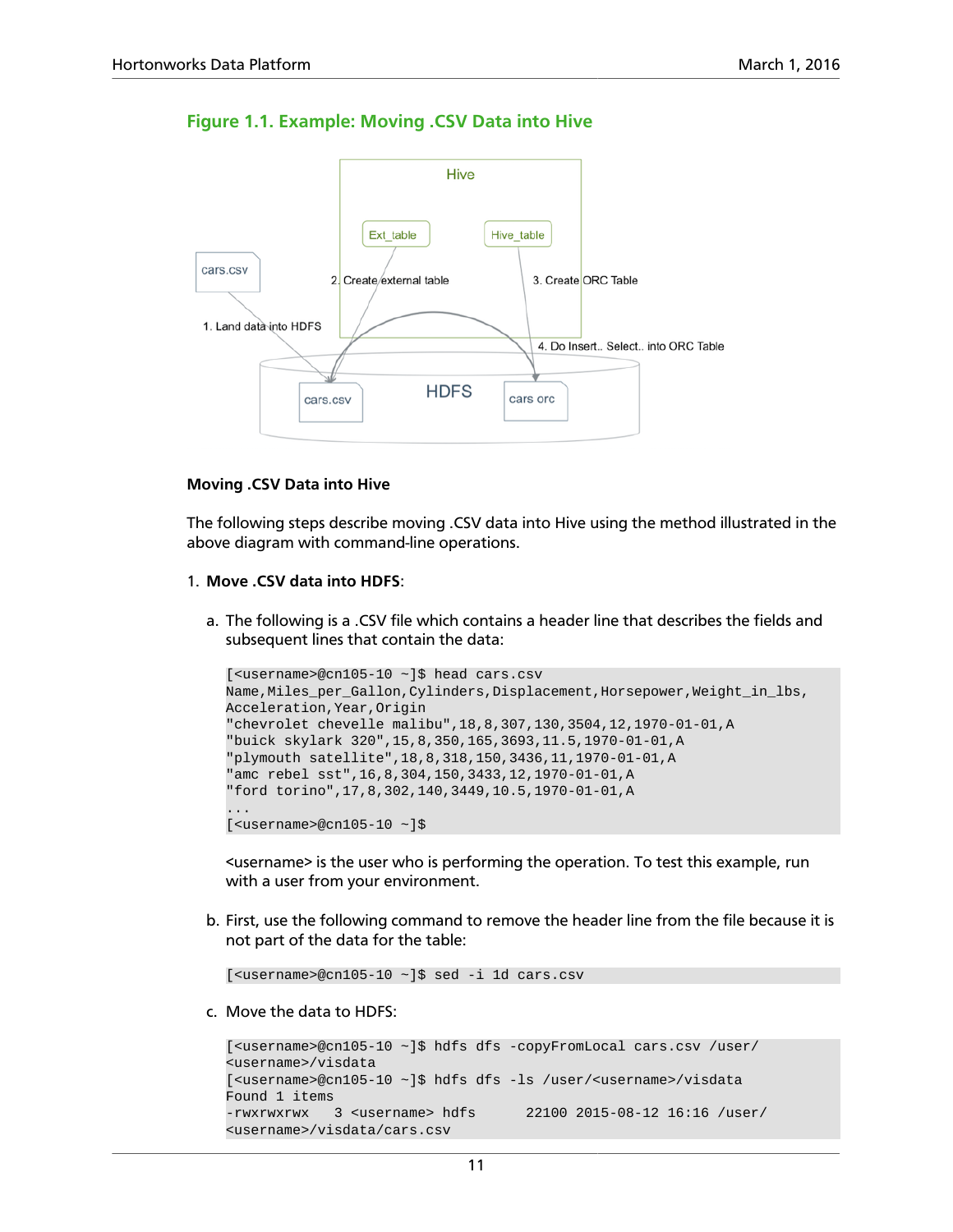**Figure 1.1. Example: Moving .CSV Data into Hive**

**Moving .CSV Data into Hive**

The following steps describe moving .CSV data into Hive using the method illustrated in the above diagram with command-line operations.

1. **Move .CSV data into HDFS**:

   a. The following is a .CSV file which contains a header line that describes the fields and subsequent lines that contain the data:

   ```
   [<username>@cn105-10 ~]$ head cars.csv
   Name,Miles_per_Gallon,Cylinders,Displacement,Horsepower,Weight_in_lbs,
   Acceleration,Year,Origin
   "chevrolet chevelle malibu",18,8,307,130,3504,12,1970-01-01,A
   "buick skylark 320",15,8,350,165,3693,11.5,1970-01-01,A
   "plymouth satellite",18,8,318,150,3436,11,1970-01-01,A
   "amc rebel sst",16,8,304,150,3433,12,1970-01-01,A
   "ford torino",17,8,302,140,3449,10.5,1970-01-01,A
   ...
   [<username>@cn105-10 ~]$
   ```

   <username> is the user who is performing the operation. To test this example, run with a user from your environment.

   b. First, use the following command to remove the header line from the file because it is not part of the data for the table:

   ```
   [<username>@cn105-10 ~]$ sed -i 1d cars.csv
   ```

   c. Move the data to HDFS:

   ```
   [<username>@cn105-10 ~]$ hdfs dfs -copyFromLocal cars.csv /user/
   <username>/visdata
   [<username>@cn105-10 ~]$ hdfs dfs -ls /user/<username>/visdata
   Found 1 items
   -rwxrwxrwx   3 <username> hdfs      22100 2015-08-12 16:16 /user/
   <username>/visdata/cars.csv
   ```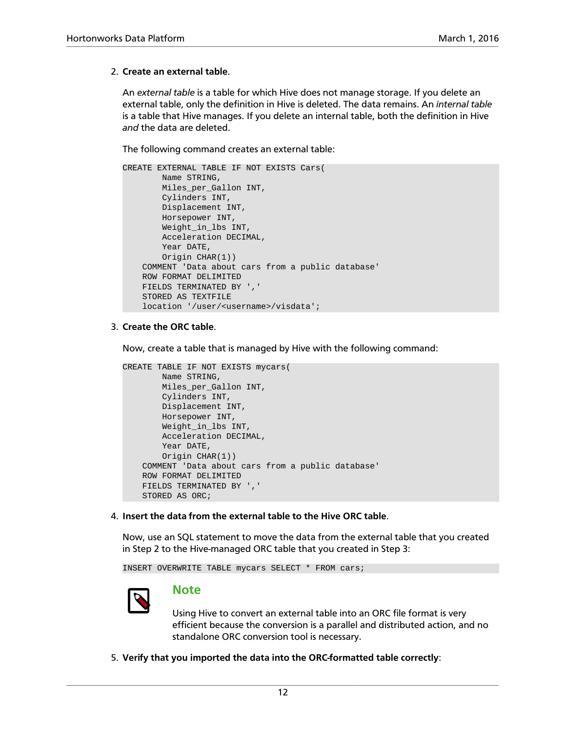2. **Create an external table**.

   An *external table* is a table for which Hive does not manage storage. If you delete an external table, only the definition in Hive is deleted. The data remains. An *internal table* is a table that Hive manages. If you delete an internal table, both the definition in Hive *and* the data are deleted.

   The following command creates an external table:

```
CREATE EXTERNAL TABLE IF NOT EXISTS Cars(
        Name STRING,
        Miles_per_Gallon INT,
        Cylinders INT,
        Displacement INT,
        Horsepower INT,
        Weight_in_lbs INT,
        Acceleration DECIMAL,
        Year DATE,
        Origin CHAR(1))
    COMMENT 'Data about cars from a public database'
    ROW FORMAT DELIMITED
    FIELDS TERMINATED BY ','
    STORED AS TEXTFILE
    location '/user/<username>/visdata';
```

3. **Create the ORC table**.

   Now, create a table that is managed by Hive with the following command:

```
CREATE TABLE IF NOT EXISTS mycars(
        Name STRING,
        Miles_per_Gallon INT,
        Cylinders INT,
        Displacement INT,
        Horsepower INT,
        Weight_in_lbs INT,
        Acceleration DECIMAL,
        Year DATE,
        Origin CHAR(1))
    COMMENT 'Data about cars from a public database'
    ROW FORMAT DELIMITED
    FIELDS TERMINATED BY ','
    STORED AS ORC;
```

4. **Insert the data from the external table to the Hive ORC table**.

   Now, use an SQL statement to move the data from the external table that you created in Step 2 to the Hive-managed ORC table that you created in Step 3:

```
INSERT OVERWRITE TABLE mycars SELECT * FROM cars;
```

   **Note**

   Using Hive to convert an external table into an ORC file format is very efficient because the conversion is a parallel and distributed action, and no standalone ORC conversion tool is necessary.

5. **Verify that you imported the data into the ORC-formatted table correctly**: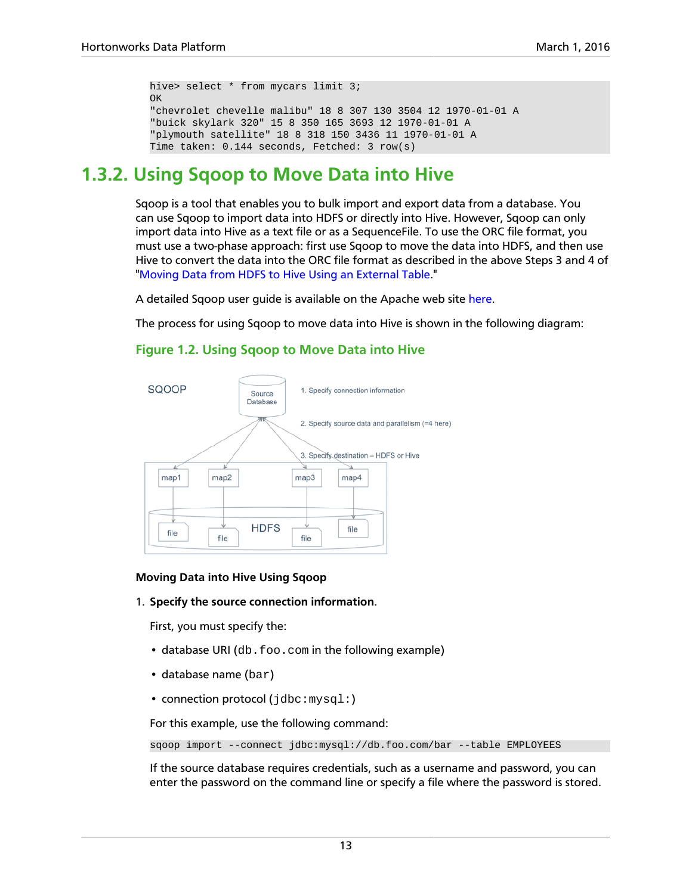```
hive> select * from mycars limit 3;
OK
"chevrolet chevelle malibu" 18 8 307 130 3504 12 1970-01-01 A
"buick skylark 320" 15 8 350 165 3693 12 1970-01-01 A
"plymouth satellite" 18 8 318 150 3436 11 1970-01-01 A
Time taken: 0.144 seconds, Fetched: 3 row(s)
```

## 1.3.2. Using Sqoop to Move Data into Hive

Sqoop is a tool that enables you to bulk import and export data from a database. You can use Sqoop to import data into HDFS or directly into Hive. However, Sqoop can only import data into Hive as a text file or as a SequenceFile. To use the ORC file format, you must use a two-phase approach: first use Sqoop to move the data into HDFS, and then use Hive to convert the data into the ORC file format as described in the above Steps 3 and 4 of "Moving Data from HDFS to Hive Using an External Table."

A detailed Sqoop user guide is available on the Apache web site here.

The process for using Sqoop to move data into Hive is shown in the following diagram:

**Figure 1.2. Using Sqoop to Move Data into Hive**

SQOOP

Source Database

1. Specify connection information

2. Specify source data and parallelism (=4 here)

3. Specify destination – HDFS or Hive

map1 map2 map3 map4

HDFS

file file file file

**Moving Data into Hive Using Sqoop**

1. **Specify the source connection information**.

   First, you must specify the:

   - database URI (`db.foo.com` in the following example)
   - database name (`bar`)
   - connection protocol (`jdbc:mysql:`)

   For this example, use the following command:

   ```
   sqoop import --connect jdbc:mysql://db.foo.com/bar --table EMPLOYEES
   ```

   If the source database requires credentials, such as a username and password, you can enter the password on the command line or specify a file where the password is stored.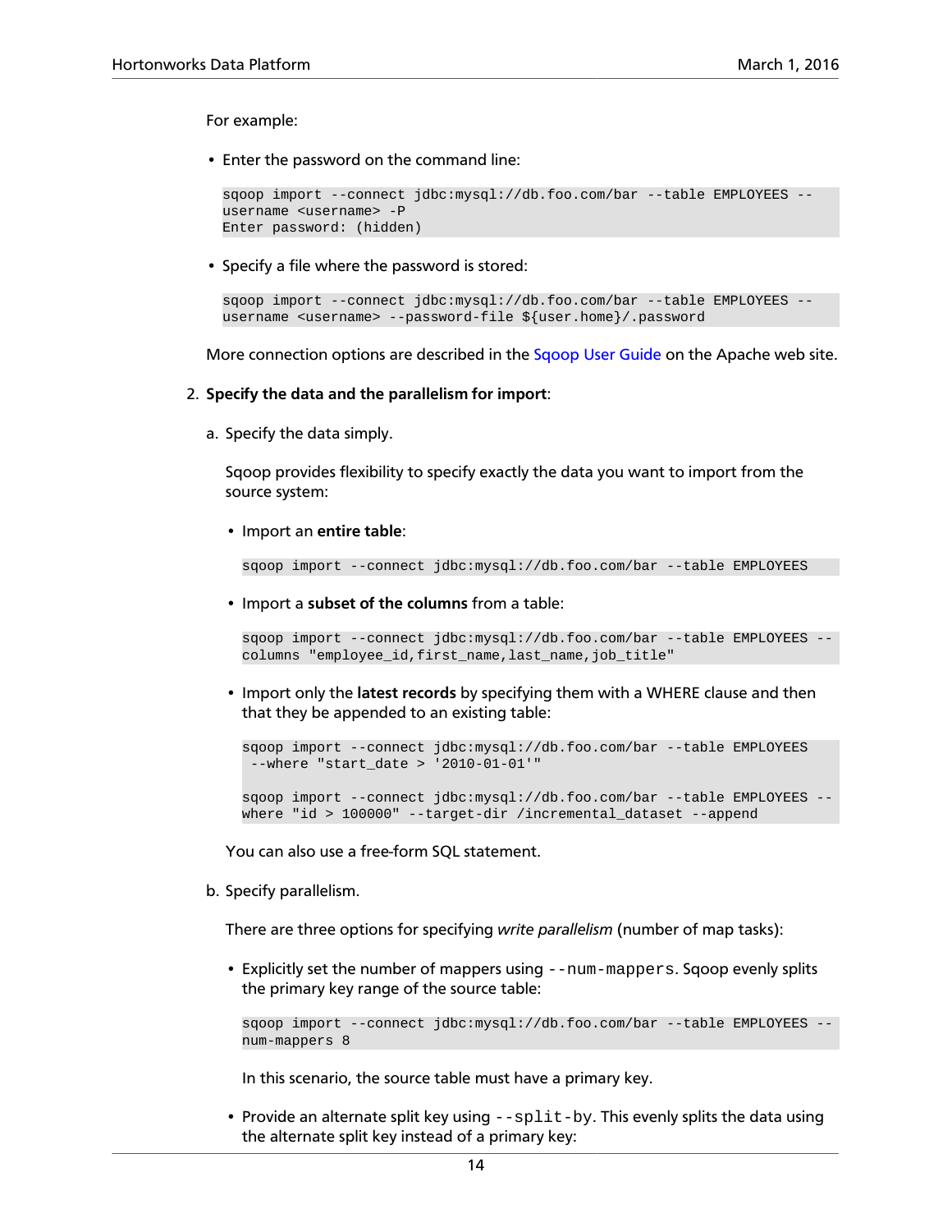For example:

- Enter the password on the command line:

```
sqoop import --connect jdbc:mysql://db.foo.com/bar --table EMPLOYEES --
username <username> -P
Enter password: (hidden)
```

- Specify a file where the password is stored:

```
sqoop import --connect jdbc:mysql://db.foo.com/bar --table EMPLOYEES --
username <username> --password-file ${user.home}/.password
```

More connection options are described in the Sqoop User Guide on the Apache web site.

2. **Specify the data and the parallelism for import**:

   a. Specify the data simply.

   Sqoop provides flexibility to specify exactly the data you want to import from the source system:

   - Import an **entire table**:

   ```
   sqoop import --connect jdbc:mysql://db.foo.com/bar --table EMPLOYEES
   ```

   - Import a **subset of the columns** from a table:

   ```
   sqoop import --connect jdbc:mysql://db.foo.com/bar --table EMPLOYEES --
   columns "employee_id,first_name,last_name,job_title"
   ```

   - Import only the **latest records** by specifying them with a WHERE clause and then that they be appended to an existing table:

   ```
   sqoop import --connect jdbc:mysql://db.foo.com/bar --table EMPLOYEES
    --where "start_date > '2010-01-01'"

   sqoop import --connect jdbc:mysql://db.foo.com/bar --table EMPLOYEES --
   where "id > 100000" --target-dir /incremental_dataset --append
   ```

   You can also use a free-form SQL statement.

   b. Specify parallelism.

   There are three options for specifying *write parallelism* (number of map tasks):

   - Explicitly set the number of mappers using `--num-mappers`. Sqoop evenly splits the primary key range of the source table:

   ```
   sqoop import --connect jdbc:mysql://db.foo.com/bar --table EMPLOYEES --
   num-mappers 8
   ```

   In this scenario, the source table must have a primary key.

   - Provide an alternate split key using `--split-by`. This evenly splits the data using the alternate split key instead of a primary key: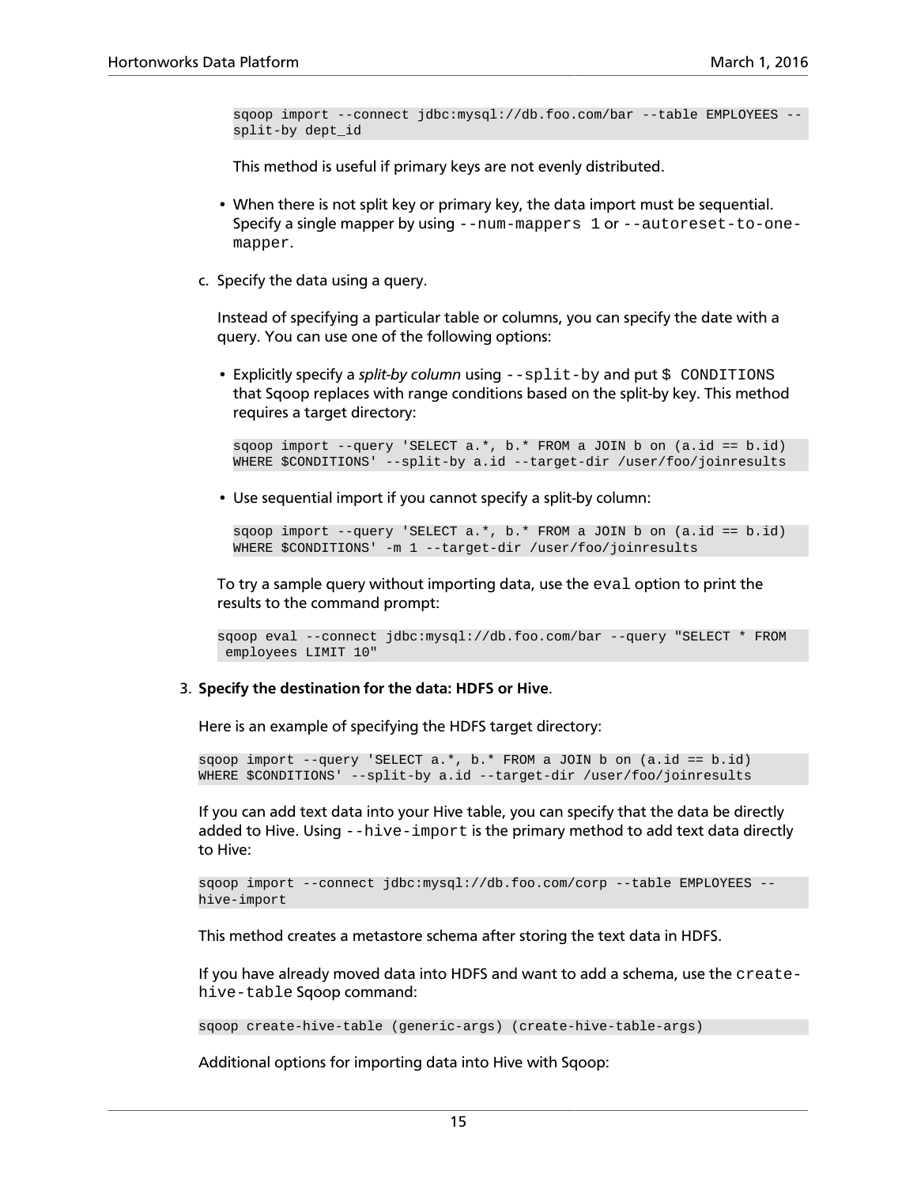```
sqoop import --connect jdbc:mysql://db.foo.com/bar --table EMPLOYEES --
split-by dept_id
```

This method is useful if primary keys are not evenly distributed.

- When there is not split key or primary key, the data import must be sequential. Specify a single mapper by using `--num-mappers 1` or `--autoreset-to-one-mapper`.

c. Specify the data using a query.

Instead of specifying a particular table or columns, you can specify the date with a query. You can use one of the following options:

- Explicitly specify a *split-by column* using `--split-by` and put `$ CONDITIONS` that Sqoop replaces with range conditions based on the split-by key. This method requires a target directory:

```
sqoop import --query 'SELECT a.*, b.* FROM a JOIN b on (a.id == b.id)
WHERE $CONDITIONS' --split-by a.id --target-dir /user/foo/joinresults
```

- Use sequential import if you cannot specify a split-by column:

```
sqoop import --query 'SELECT a.*, b.* FROM a JOIN b on (a.id == b.id)
WHERE $CONDITIONS' -m 1 --target-dir /user/foo/joinresults
```

To try a sample query without importing data, use the `eval` option to print the results to the command prompt:

```
sqoop eval --connect jdbc:mysql://db.foo.com/bar --query "SELECT * FROM
 employees LIMIT 10"
```

3. **Specify the destination for the data: HDFS or Hive**.

Here is an example of specifying the HDFS target directory:

```
sqoop import --query 'SELECT a.*, b.* FROM a JOIN b on (a.id == b.id)
WHERE $CONDITIONS' --split-by a.id --target-dir /user/foo/joinresults
```

If you can add text data into your Hive table, you can specify that the data be directly added to Hive. Using `--hive-import` is the primary method to add text data directly to Hive:

```
sqoop import --connect jdbc:mysql://db.foo.com/corp --table EMPLOYEES --
hive-import
```

This method creates a metastore schema after storing the text data in HDFS.

If you have already moved data into HDFS and want to add a schema, use the `create-hive-table` Sqoop command:

```
sqoop create-hive-table (generic-args) (create-hive-table-args)
```

Additional options for importing data into Hive with Sqoop: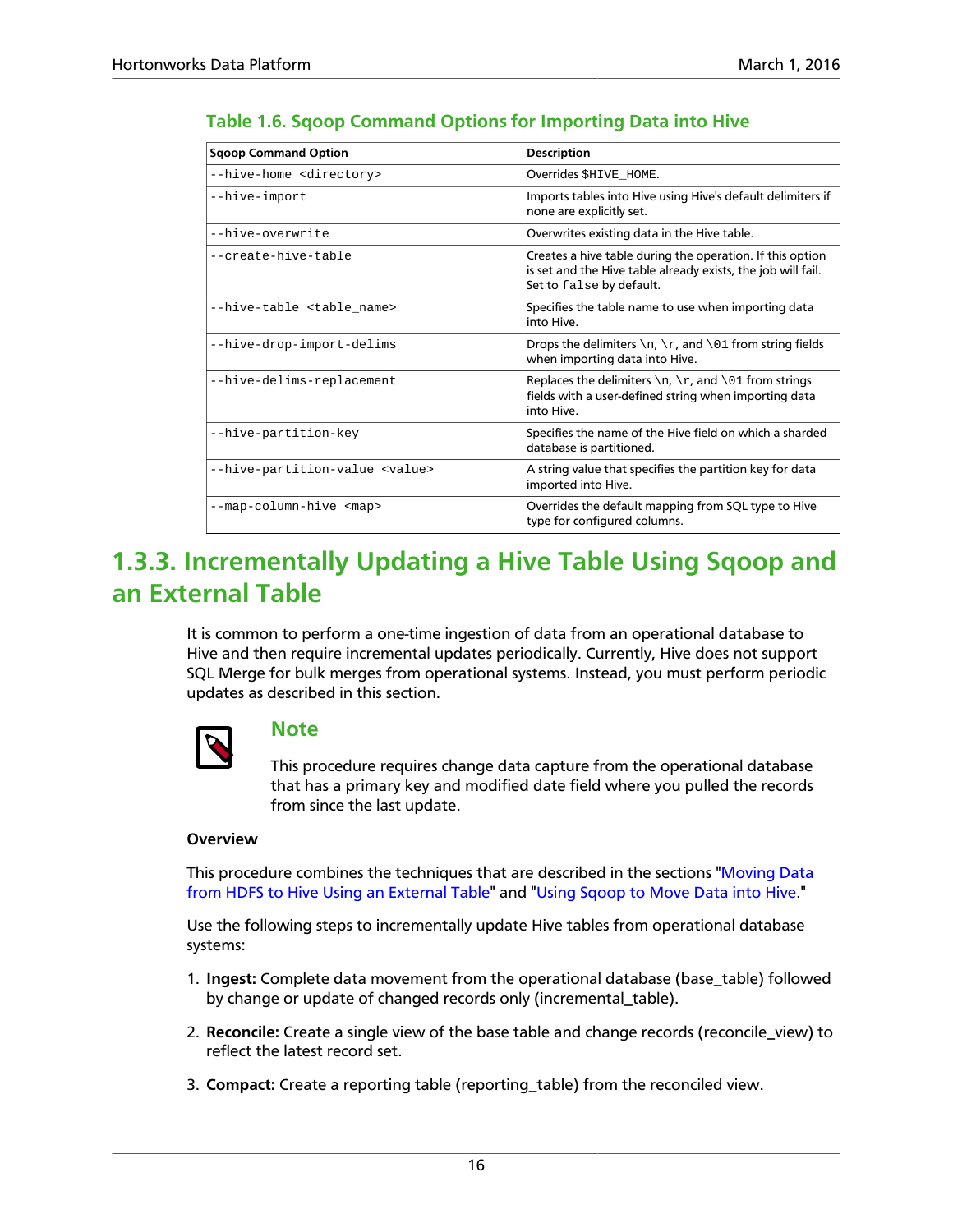**Table 1.6. Sqoop Command Options for Importing Data into Hive**

| Sqoop Command Option | Description |
|---|---|
| `--hive-home <directory>` | Overrides `$HIVE_HOME`. |
| `--hive-import` | Imports tables into Hive using Hive's default delimiters if none are explicitly set. |
| `--hive-overwrite` | Overwrites existing data in the Hive table. |
| `--create-hive-table` | Creates a hive table during the operation. If this option is set and the Hive table already exists, the job will fail. Set to `false` by default. |
| `--hive-table <table_name>` | Specifies the table name to use when importing data into Hive. |
| `--hive-drop-import-delims` | Drops the delimiters `\n`, `\r`, and `\01` from string fields when importing data into Hive. |
| `--hive-delims-replacement` | Replaces the delimiters `\n`, `\r`, and `\01` from strings fields with a user-defined string when importing data into Hive. |
| `--hive-partition-key` | Specifies the name of the Hive field on which a sharded database is partitioned. |
| `--hive-partition-value <value>` | A string value that specifies the partition key for data imported into Hive. |
| `--map-column-hive <map>` | Overrides the default mapping from SQL type to Hive type for configured columns. |

## 1.3.3. Incrementally Updating a Hive Table Using Sqoop and an External Table

It is common to perform a one-time ingestion of data from an operational database to Hive and then require incremental updates periodically. Currently, Hive does not support SQL Merge for bulk merges from operational systems. Instead, you must perform periodic updates as described in this section.

> **Note**
>
> This procedure requires change data capture from the operational database that has a primary key and modified date field where you pulled the records from since the last update.

**Overview**

This procedure combines the techniques that are described in the sections "Moving Data from HDFS to Hive Using an External Table" and "Using Sqoop to Move Data into Hive."

Use the following steps to incrementally update Hive tables from operational database systems:

1. **Ingest:** Complete data movement from the operational database (base_table) followed by change or update of changed records only (incremental_table).
2. **Reconcile:** Create a single view of the base table and change records (reconcile_view) to reflect the latest record set.
3. **Compact:** Create a reporting table (reporting_table) from the reconciled view.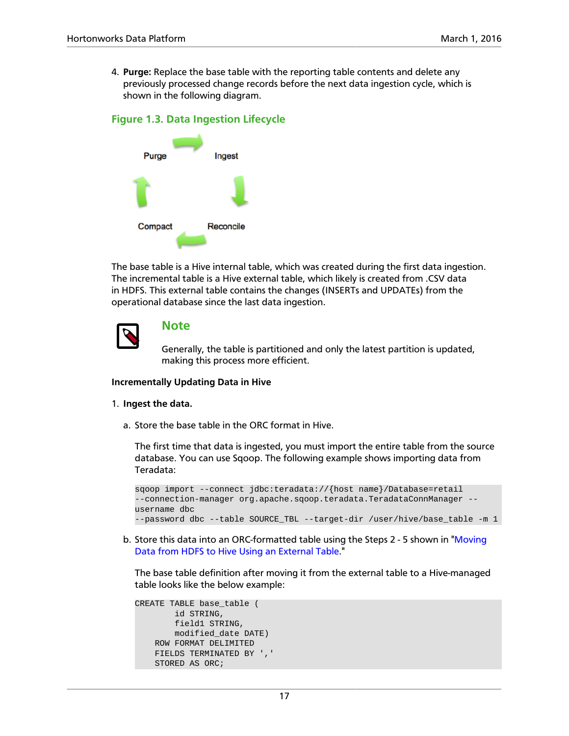4. **Purge:** Replace the base table with the reporting table contents and delete any previously processed change records before the next data ingestion cycle, which is shown in the following diagram.

**Figure 1.3. Data Ingestion Lifecycle**

Purge → Ingest → Reconcile → Compact → Purge

The base table is a Hive internal table, which was created during the first data ingestion. The incremental table is a Hive external table, which likely is created from .CSV data in HDFS. This external table contains the changes (INSERTs and UPDATEs) from the operational database since the last data ingestion.

> **Note**
>
> Generally, the table is partitioned and only the latest partition is updated, making this process more efficient.

**Incrementally Updating Data in Hive**

1. **Ingest the data.**

   a. Store the base table in the ORC format in Hive.

      The first time that data is ingested, you must import the entire table from the source database. You can use Sqoop. The following example shows importing data from Teradata:

      ```
      sqoop import --connect jdbc:teradata://{host name}/Database=retail
      --connection-manager org.apache.sqoop.teradata.TeradataConnManager --
      username dbc
      --password dbc --table SOURCE_TBL --target-dir /user/hive/base_table -m 1
      ```

   b. Store this data into an ORC-formatted table using the Steps 2 - 5 shown in "Moving Data from HDFS to Hive Using an External Table."

      The base table definition after moving it from the external table to a Hive-managed table looks like the below example:

      ```
      CREATE TABLE base_table (
              id STRING,
              field1 STRING,
              modified_date DATE)
          ROW FORMAT DELIMITED
          FIELDS TERMINATED BY ','
          STORED AS ORC;
      ```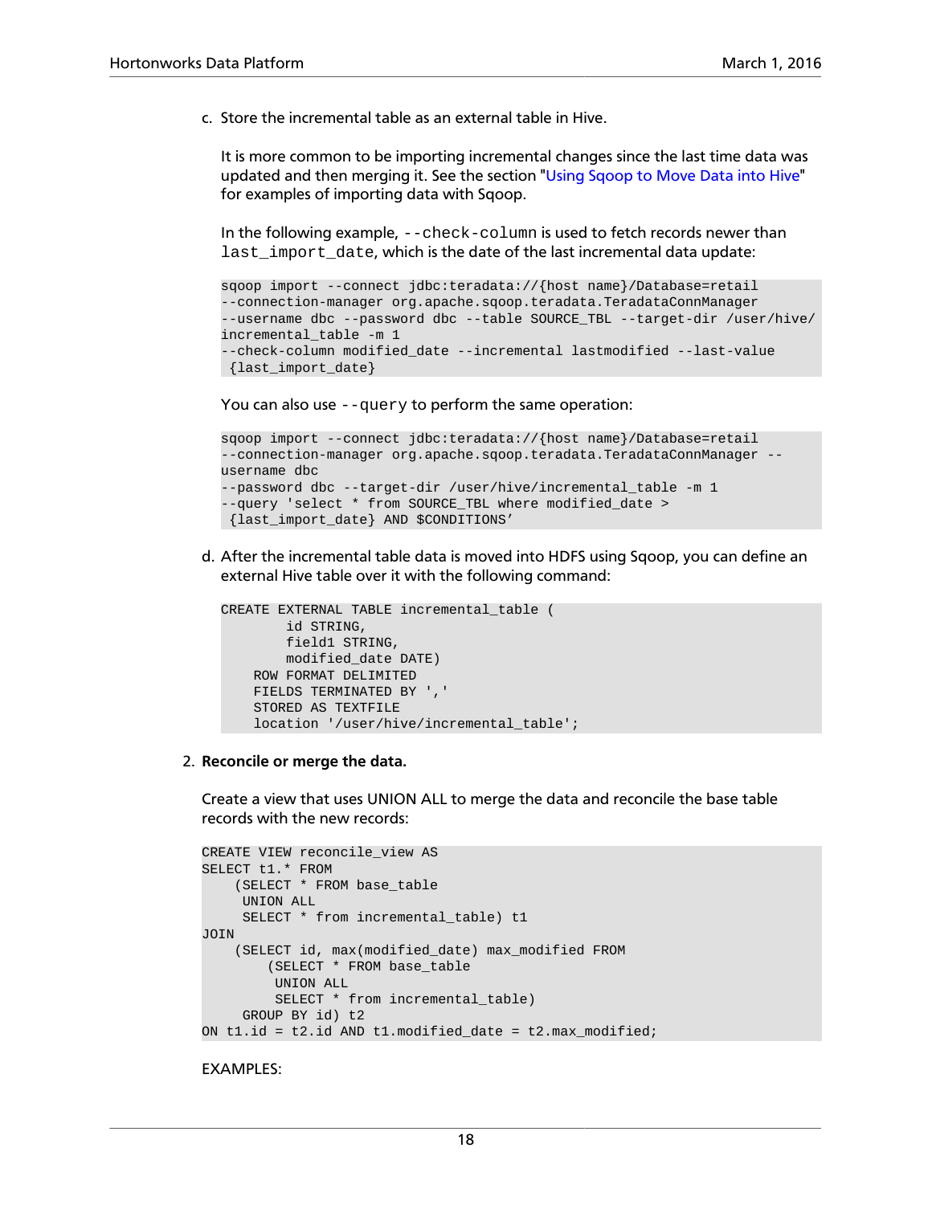c. Store the incremental table as an external table in Hive.

   It is more common to be importing incremental changes since the last time data was updated and then merging it. See the section "Using Sqoop to Move Data into Hive" for examples of importing data with Sqoop.

   In the following example, `--check-column` is used to fetch records newer than `last_import_date`, which is the date of the last incremental data update:

```
sqoop import --connect jdbc:teradata://{host name}/Database=retail
--connection-manager org.apache.sqoop.teradata.TeradataConnManager
--username dbc --password dbc --table SOURCE_TBL --target-dir /user/hive/
incremental_table -m 1
--check-column modified_date --incremental lastmodified --last-value
 {last_import_date}
```

   You can also use `--query` to perform the same operation:

```
sqoop import --connect jdbc:teradata://{host name}/Database=retail
--connection-manager org.apache.sqoop.teradata.TeradataConnManager --
username dbc
--password dbc --target-dir /user/hive/incremental_table -m 1
--query 'select * from SOURCE_TBL where modified_date >
 {last_import_date} AND $CONDITIONS'
```

d. After the incremental table data is moved into HDFS using Sqoop, you can define an external Hive table over it with the following command:

```
CREATE EXTERNAL TABLE incremental_table (
        id STRING,
        field1 STRING,
        modified_date DATE)
    ROW FORMAT DELIMITED
    FIELDS TERMINATED BY ','
    STORED AS TEXTFILE
    location '/user/hive/incremental_table';
```

2. **Reconcile or merge the data.**

   Create a view that uses UNION ALL to merge the data and reconcile the base table records with the new records:

```
CREATE VIEW reconcile_view AS
SELECT t1.* FROM
    (SELECT * FROM base_table
     UNION ALL
     SELECT * from incremental_table) t1
JOIN
    (SELECT id, max(modified_date) max_modified FROM
        (SELECT * FROM base_table
         UNION ALL
         SELECT * from incremental_table)
     GROUP BY id) t2
ON t1.id = t2.id AND t1.modified_date = t2.max_modified;
```

   EXAMPLES: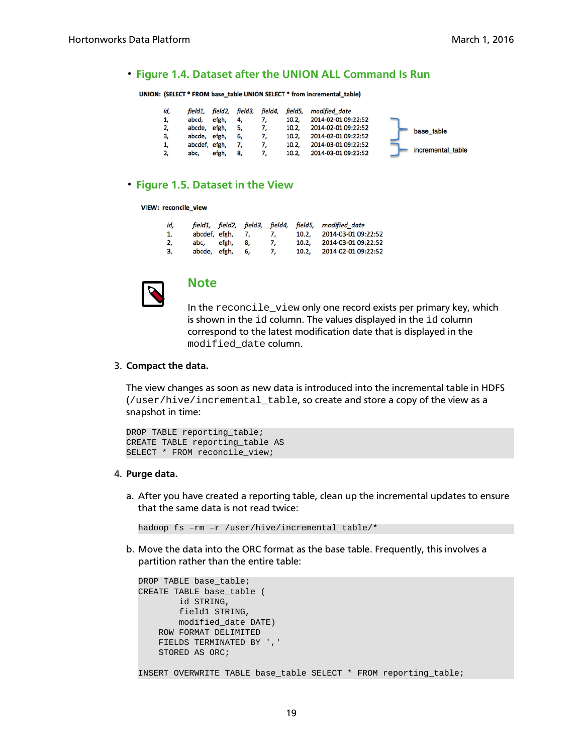- **Figure 1.4. Dataset after the UNION ALL Command Is Run**

**UNION: (SELECT * FROM base_table UNION SELECT * from incremental_table)**

| *id,* | *field1,* | *field2,* | *field3,* | *field4,* | *field5,* | *modified_date* | |
|---|---|---|---|---|---|---|---|
| 1, | abcd, | efgh, | 4, | 7, | 10.2, | 2014-02-01 09:22:52 | base_table |
| 2, | abcde, | efgh, | 5, | 7, | 10.2, | 2014-02-01 09:22:52 | base_table |
| 3, | abcde, | efgh, | 6, | 7, | 10.2, | 2014-02-01 09:22:52 | base_table |
| 1, | abcdef, | efgh, | 7, | 7, | 10.2, | 2014-03-01 09:22:52 | incremental_table |
| 2, | abc, | efgh, | 8, | 7, | 10.2, | 2014-03-01 09:22:52 | incremental_table |

- **Figure 1.5. Dataset in the View**

**VIEW: reconcile_view**

| *id,* | *field1,* | *field2,* | *field3,* | *field4,* | *field5,* | *modified_date* |
|---|---|---|---|---|---|---|
| 1, | abcdef, | efgh, | 7, | 7, | 10.2, | 2014-03-01 09:22:52 |
| 2, | abc, | efgh, | 8, | 7, | 10.2, | 2014-03-01 09:22:52 |
| 3, | abcde, | efgh, | 6, | 7, | 10.2, | 2014-02-01 09:22:52 |

### Note

In the `reconcile_view` only one record exists per primary key, which is shown in the `id` column. The values displayed in the `id` column correspond to the latest modification date that is displayed in the `modified_date` column.

3. **Compact the data.**

   The view changes as soon as new data is introduced into the incremental table in HDFS (`/user/hive/incremental_table`, so create and store a copy of the view as a snapshot in time:

```
DROP TABLE reporting_table;
CREATE TABLE reporting_table AS
SELECT * FROM reconcile_view;
```

4. **Purge data.**

   a. After you have created a reporting table, clean up the incremental updates to ensure that the same data is not read twice:

```
hadoop fs –rm –r /user/hive/incremental_table/*
```

   b. Move the data into the ORC format as the base table. Frequently, this involves a partition rather than the entire table:

```
DROP TABLE base_table;
CREATE TABLE base_table (
        id STRING,
        field1 STRING,
        modified_date DATE)
    ROW FORMAT DELIMITED
    FIELDS TERMINATED BY ','
    STORED AS ORC;

INSERT OVERWRITE TABLE base_table SELECT * FROM reporting_table;
```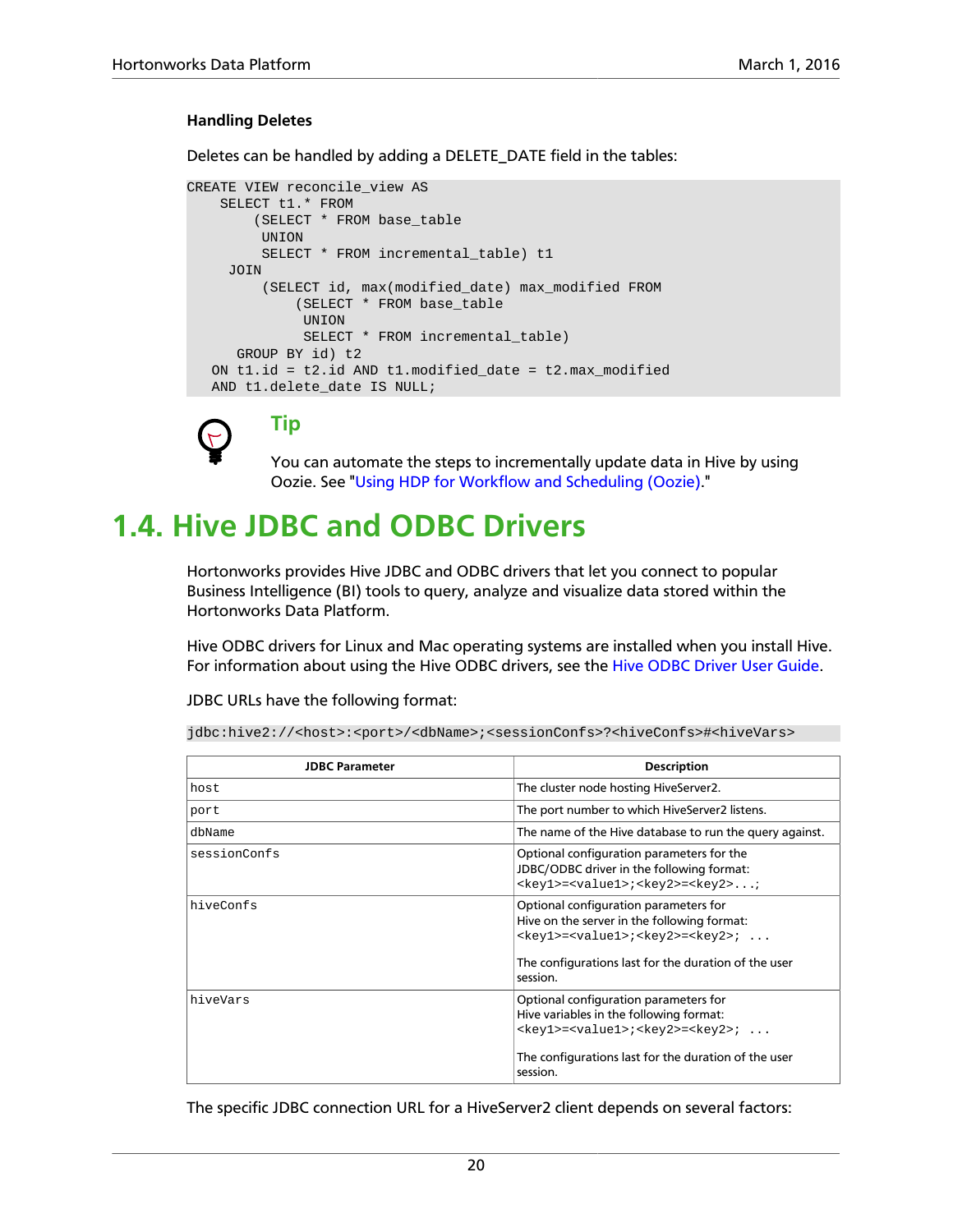### Handling Deletes

Deletes can be handled by adding a DELETE_DATE field in the tables:

```
CREATE VIEW reconcile_view AS
    SELECT t1.* FROM
        (SELECT * FROM base_table
         UNION
         SELECT * FROM incremental_table) t1
     JOIN
         (SELECT id, max(modified_date) max_modified FROM
             (SELECT * FROM base_table
              UNION
              SELECT * FROM incremental_table)
      GROUP BY id) t2
   ON t1.id = t2.id AND t1.modified_date = t2.max_modified
   AND t1.delete_date IS NULL;
```

**Tip**

You can automate the steps to incrementally update data in Hive by using Oozie. See "Using HDP for Workflow and Scheduling (Oozie)."

# 1.4. Hive JDBC and ODBC Drivers

Hortonworks provides Hive JDBC and ODBC drivers that let you connect to popular Business Intelligence (BI) tools to query, analyze and visualize data stored within the Hortonworks Data Platform.

Hive ODBC drivers for Linux and Mac operating systems are installed when you install Hive. For information about using the Hive ODBC drivers, see the Hive ODBC Driver User Guide.

JDBC URLs have the following format:

```
jdbc:hive2://<host>:<port>/<dbName>;<sessionConfs>?<hiveConfs>#<hiveVars>
```

| JDBC Parameter | Description |
|---|---|
| `host` | The cluster node hosting HiveServer2. |
| `port` | The port number to which HiveServer2 listens. |
| `dbName` | The name of the Hive database to run the query against. |
| `sessionConfs` | Optional configuration parameters for the JDBC/ODBC driver in the following format: `<key1>=<value1>;<key2>=<key2>...;` |
| `hiveConfs` | Optional configuration parameters for Hive on the server in the following format: `<key1>=<value1>;<key2>=<key2>; ...` The configurations last for the duration of the user session. |
| `hiveVars` | Optional configuration parameters for Hive variables in the following format: `<key1>=<value1>;<key2>=<key2>; ...` The configurations last for the duration of the user session. |

The specific JDBC connection URL for a HiveServer2 client depends on several factors: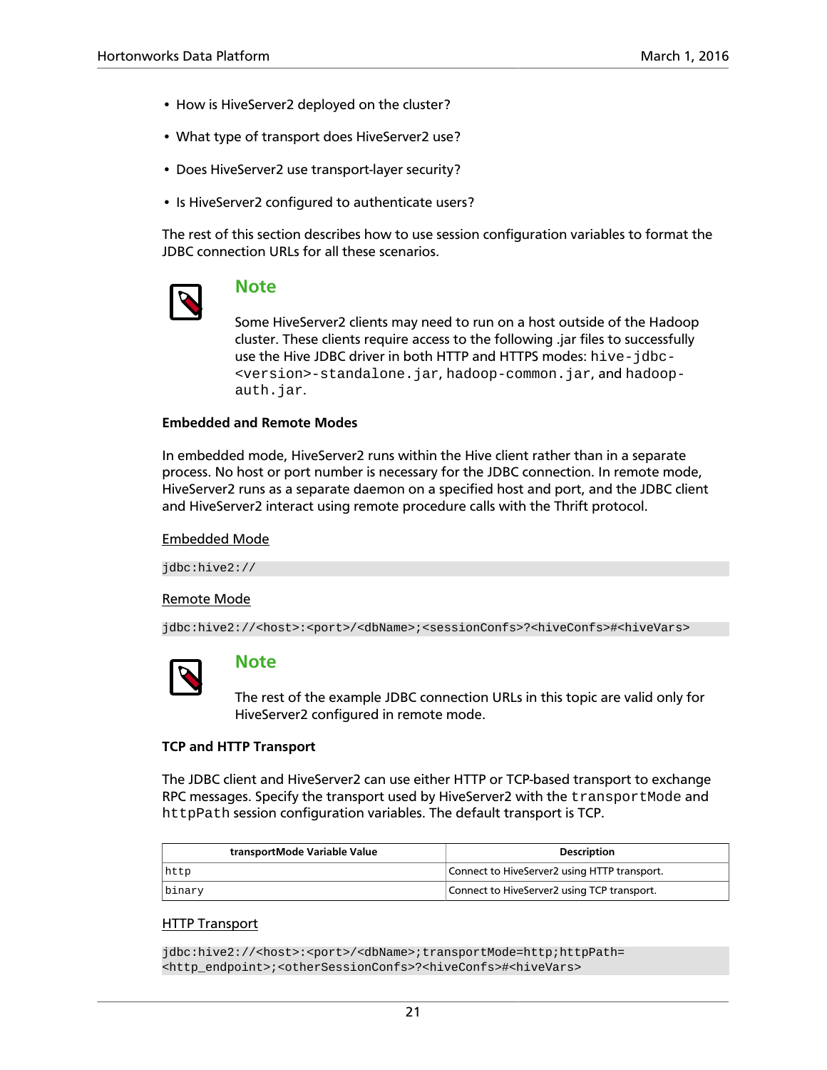- How is HiveServer2 deployed on the cluster?
- What type of transport does HiveServer2 use?
- Does HiveServer2 use transport-layer security?
- Is HiveServer2 configured to authenticate users?

The rest of this section describes how to use session configuration variables to format the JDBC connection URLs for all these scenarios.

> **Note**
>
> Some HiveServer2 clients may need to run on a host outside of the Hadoop cluster. These clients require access to the following .jar files to successfully use the Hive JDBC driver in both HTTP and HTTPS modes: `hive-jdbc-<version>-standalone.jar`, `hadoop-common.jar`, and `hadoop-auth.jar`.

**Embedded and Remote Modes**

In embedded mode, HiveServer2 runs within the Hive client rather than in a separate process. No host or port number is necessary for the JDBC connection. In remote mode, HiveServer2 runs as a separate daemon on a specified host and port, and the JDBC client and HiveServer2 interact using remote procedure calls with the Thrift protocol.

Embedded Mode

```
jdbc:hive2://
```

Remote Mode

```
jdbc:hive2://<host>:<port>/<dbName>;<sessionConfs>?<hiveConfs>#<hiveVars>
```

> **Note**
>
> The rest of the example JDBC connection URLs in this topic are valid only for HiveServer2 configured in remote mode.

**TCP and HTTP Transport**

The JDBC client and HiveServer2 can use either HTTP or TCP-based transport to exchange RPC messages. Specify the transport used by HiveServer2 with the `transportMode` and `httpPath` session configuration variables. The default transport is TCP.

| transportMode Variable Value | Description |
| --- | --- |
| `http` | Connect to HiveServer2 using HTTP transport. |
| `binary` | Connect to HiveServer2 using TCP transport. |

HTTP Transport

```
jdbc:hive2://<host>:<port>/<dbName>;transportMode=http;httpPath=
<http_endpoint>;<otherSessionConfs>?<hiveConfs>#<hiveVars>
```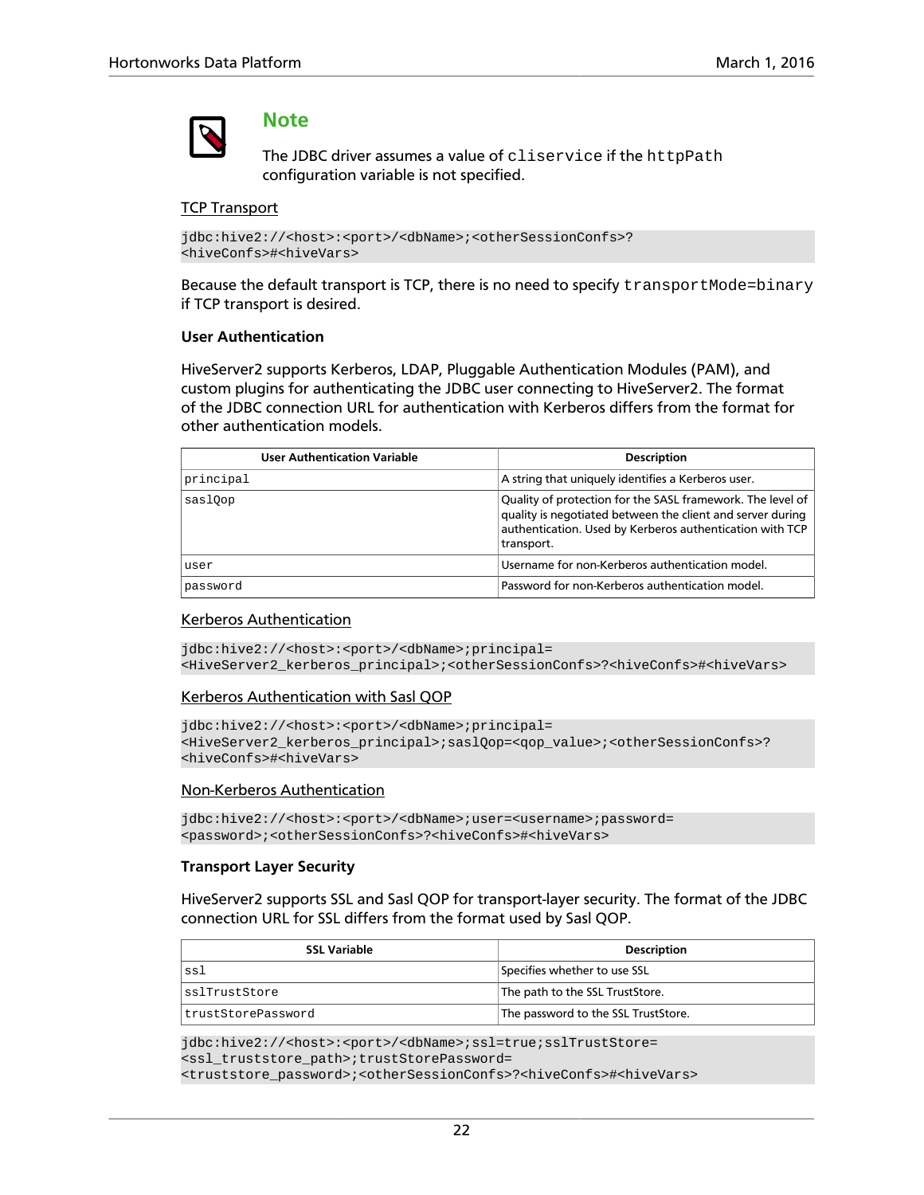> **Note**
>
> The JDBC driver assumes a value of `cliservice` if the `httpPath` configuration variable is not specified.

TCP Transport

```
jdbc:hive2://<host>:<port>/<dbName>;<otherSessionConfs>?
<hiveConfs>#<hiveVars>
```

Because the default transport is TCP, there is no need to specify `transportMode=binary` if TCP transport is desired.

**User Authentication**

HiveServer2 supports Kerberos, LDAP, Pluggable Authentication Modules (PAM), and custom plugins for authenticating the JDBC user connecting to HiveServer2. The format of the JDBC connection URL for authentication with Kerberos differs from the format for other authentication models.

| User Authentication Variable | Description |
| --- | --- |
| `principal` | A string that uniquely identifies a Kerberos user. |
| `saslQop` | Quality of protection for the SASL framework. The level of quality is negotiated between the client and server during authentication. Used by Kerberos authentication with TCP transport. |
| `user` | Username for non-Kerberos authentication model. |
| `password` | Password for non-Kerberos authentication model. |

Kerberos Authentication

```
jdbc:hive2://<host>:<port>/<dbName>;principal=
<HiveServer2_kerberos_principal>;<otherSessionConfs>?<hiveConfs>#<hiveVars>
```

Kerberos Authentication with Sasl QOP

```
jdbc:hive2://<host>:<port>/<dbName>;principal=
<HiveServer2_kerberos_principal>;saslQop=<qop_value>;<otherSessionConfs>?
<hiveConfs>#<hiveVars>
```

Non-Kerberos Authentication

```
jdbc:hive2://<host>:<port>/<dbName>;user=<username>;password=
<password>;<otherSessionConfs>?<hiveConfs>#<hiveVars>
```

**Transport Layer Security**

HiveServer2 supports SSL and Sasl QOP for transport-layer security. The format of the JDBC connection URL for SSL differs from the format used by Sasl QOP.

| SSL Variable | Description |
| --- | --- |
| `ssl` | Specifies whether to use SSL |
| `sslTrustStore` | The path to the SSL TrustStore. |
| `trustStorePassword` | The password to the SSL TrustStore. |

```
jdbc:hive2://<host>:<port>/<dbName>;ssl=true;sslTrustStore=
<ssl_truststore_path>;trustStorePassword=
<truststore_password>;<otherSessionConfs>?<hiveConfs>#<hiveVars>
```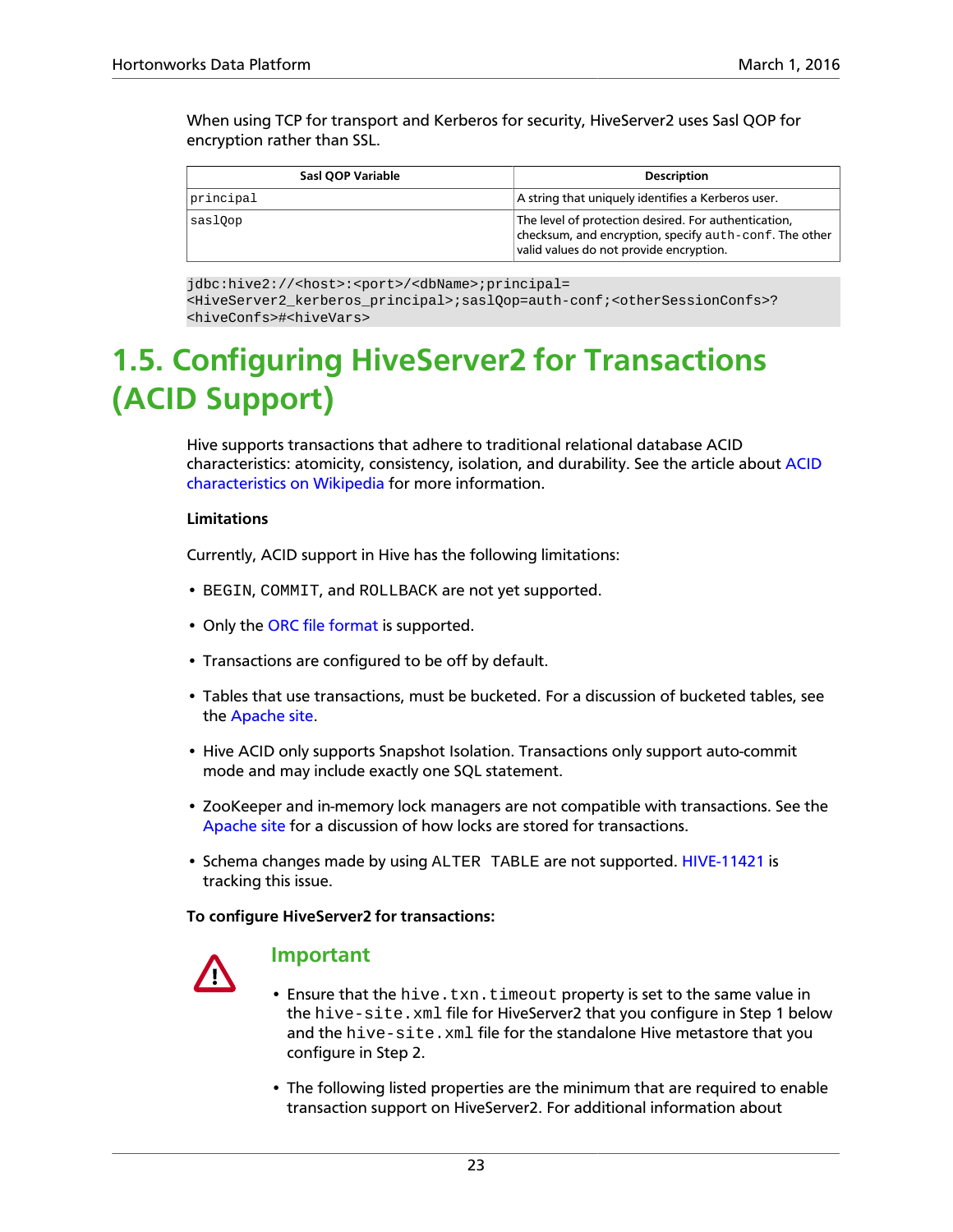When using TCP for transport and Kerberos for security, HiveServer2 uses Sasl QOP for encryption rather than SSL.

| Sasl QOP Variable | Description |
| --- | --- |
| principal | A string that uniquely identifies a Kerberos user. |
| saslQop | The level of protection desired. For authentication, checksum, and encryption, specify auth-conf. The other valid values do not provide encryption. |

```
jdbc:hive2://<host>:<port>/<dbName>;principal=
<HiveServer2_kerberos_principal>;saslQop=auth-conf;<otherSessionConfs>?
<hiveConfs>#<hiveVars>
```

## 1.5. Configuring HiveServer2 for Transactions (ACID Support)

Hive supports transactions that adhere to traditional relational database ACID characteristics: atomicity, consistency, isolation, and durability. See the article about ACID characteristics on Wikipedia for more information.

**Limitations**

Currently, ACID support in Hive has the following limitations:

- BEGIN, COMMIT, and ROLLBACK are not yet supported.
- Only the ORC file format is supported.
- Transactions are configured to be off by default.
- Tables that use transactions, must be bucketed. For a discussion of bucketed tables, see the Apache site.
- Hive ACID only supports Snapshot Isolation. Transactions only support auto-commit mode and may include exactly one SQL statement.
- ZooKeeper and in-memory lock managers are not compatible with transactions. See the Apache site for a discussion of how locks are stored for transactions.
- Schema changes made by using ALTER TABLE are not supported. HIVE-11421 is tracking this issue.

**To configure HiveServer2 for transactions:**

### Important

- Ensure that the hive.txn.timeout property is set to the same value in the hive-site.xml file for HiveServer2 that you configure in Step 1 below and the hive-site.xml file for the standalone Hive metastore that you configure in Step 2.
- The following listed properties are the minimum that are required to enable transaction support on HiveServer2. For additional information about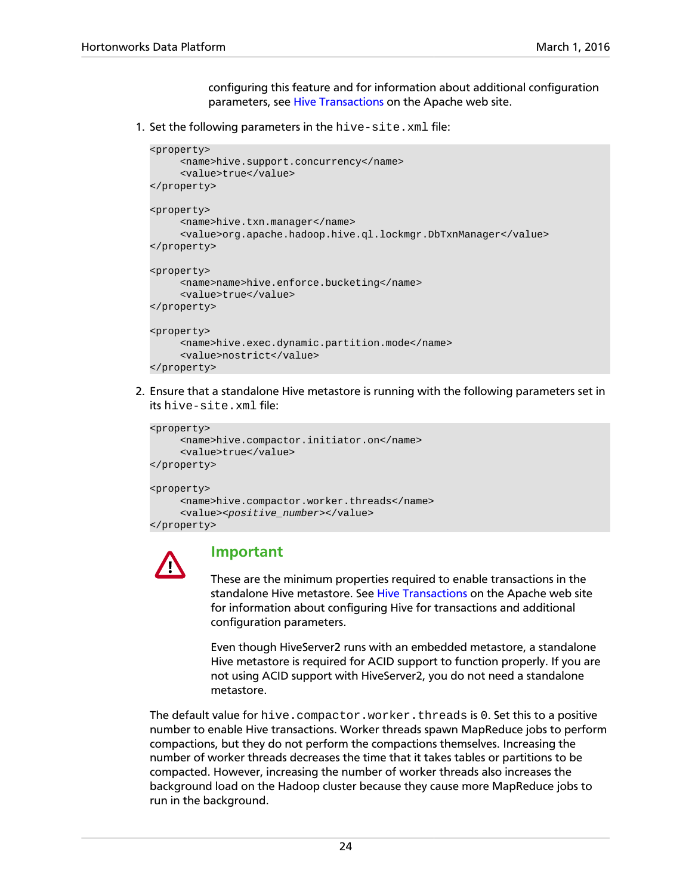configuring this feature and for information about additional configuration parameters, see Hive Transactions on the Apache web site.

1. Set the following parameters in the `hive-site.xml` file:

```
<property>
     <name>hive.support.concurrency</name>
     <value>true</value>
</property>

<property>
     <name>hive.txn.manager</name>
     <value>org.apache.hadoop.hive.ql.lockmgr.DbTxnManager</value>
</property>

<property>
     <name>name>hive.enforce.bucketing</name>
     <value>true</value>
</property>

<property>
     <name>hive.exec.dynamic.partition.mode</name>
     <value>nostrict</value>
</property>
```

2. Ensure that a standalone Hive metastore is running with the following parameters set in its `hive-site.xml` file:

```
<property>
     <name>hive.compactor.initiator.on</name>
     <value>true</value>
</property>

<property>
     <name>hive.compactor.worker.threads</name>
     <value><positive_number></value>
</property>
```

**Important**

These are the minimum properties required to enable transactions in the standalone Hive metastore. See Hive Transactions on the Apache web site for information about configuring Hive for transactions and additional configuration parameters.

Even though HiveServer2 runs with an embedded metastore, a standalone Hive metastore is required for ACID support to function properly. If you are not using ACID support with HiveServer2, you do not need a standalone metastore.

The default value for `hive.compactor.worker.threads` is `0`. Set this to a positive number to enable Hive transactions. Worker threads spawn MapReduce jobs to perform compactions, but they do not perform the compactions themselves. Increasing the number of worker threads decreases the time that it takes tables or partitions to be compacted. However, increasing the number of worker threads also increases the background load on the Hadoop cluster because they cause more MapReduce jobs to run in the background.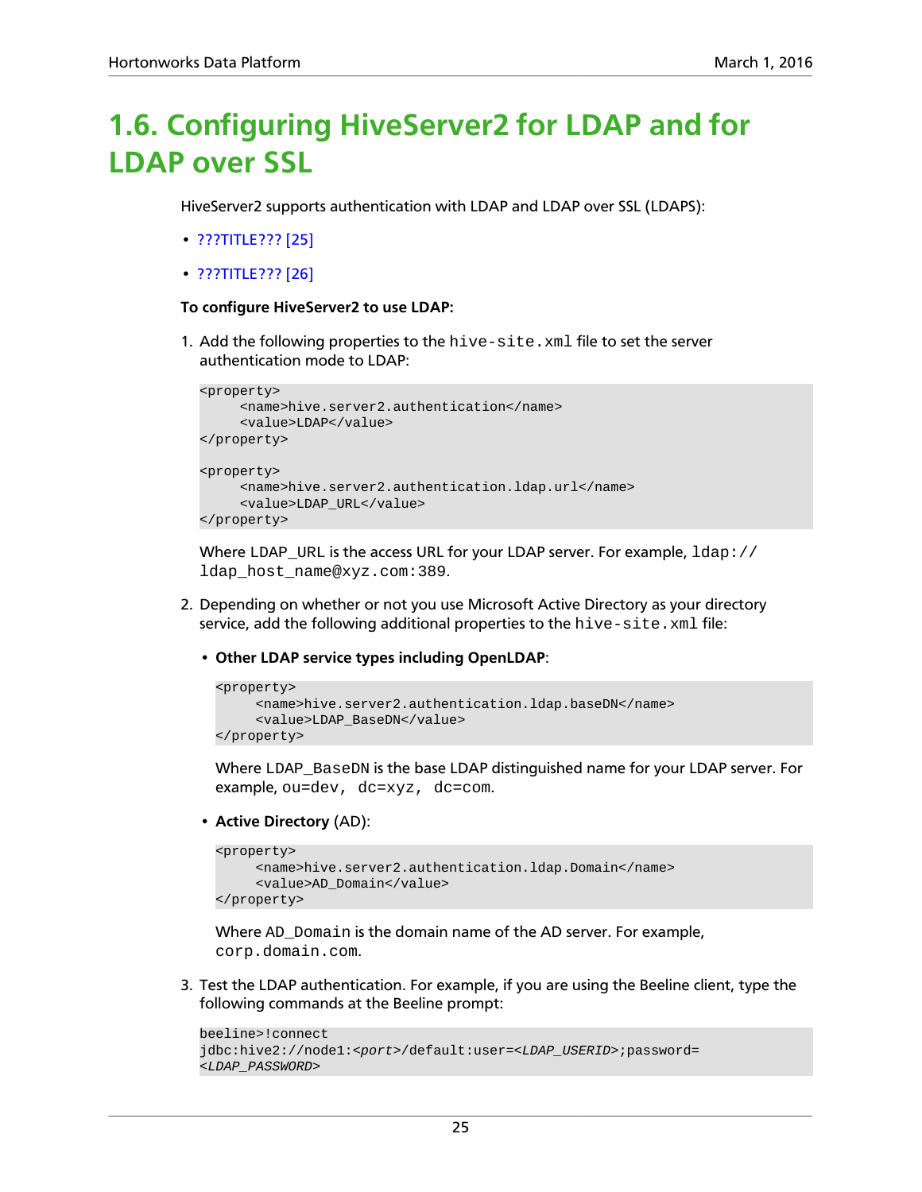# 1.6. Configuring HiveServer2 for LDAP and for LDAP over SSL

HiveServer2 supports authentication with LDAP and LDAP over SSL (LDAPS):

- ???TITLE??? [25]
- ???TITLE??? [26]

**To configure HiveServer2 to use LDAP:**

1. Add the following properties to the `hive-site.xml` file to set the server authentication mode to LDAP:

   ```
   <property>
        <name>hive.server2.authentication</name>
        <value>LDAP</value>
   </property>

   <property>
        <name>hive.server2.authentication.ldap.url</name>
        <value>LDAP_URL</value>
   </property>
   ```

   Where LDAP_URL is the access URL for your LDAP server. For example, `ldap://ldap_host_name@xyz.com:389`.

2. Depending on whether or not you use Microsoft Active Directory as your directory service, add the following additional properties to the `hive-site.xml` file:

   - **Other LDAP service types including OpenLDAP**:

     ```
     <property>
          <name>hive.server2.authentication.ldap.baseDN</name>
          <value>LDAP_BaseDN</value>
     </property>
     ```

     Where `LDAP_BaseDN` is the base LDAP distinguished name for your LDAP server. For example, `ou=dev, dc=xyz, dc=com`.

   - **Active Directory** (AD):

     ```
     <property>
          <name>hive.server2.authentication.ldap.Domain</name>
          <value>AD_Domain</value>
     </property>
     ```

     Where `AD_Domain` is the domain name of the AD server. For example, `corp.domain.com`.

3. Test the LDAP authentication. For example, if you are using the Beeline client, type the following commands at the Beeline prompt:

   ```
   beeline>!connect
   jdbc:hive2://node1:<port>/default:user=<LDAP_USERID>;password=
   <LDAP_PASSWORD>
   ```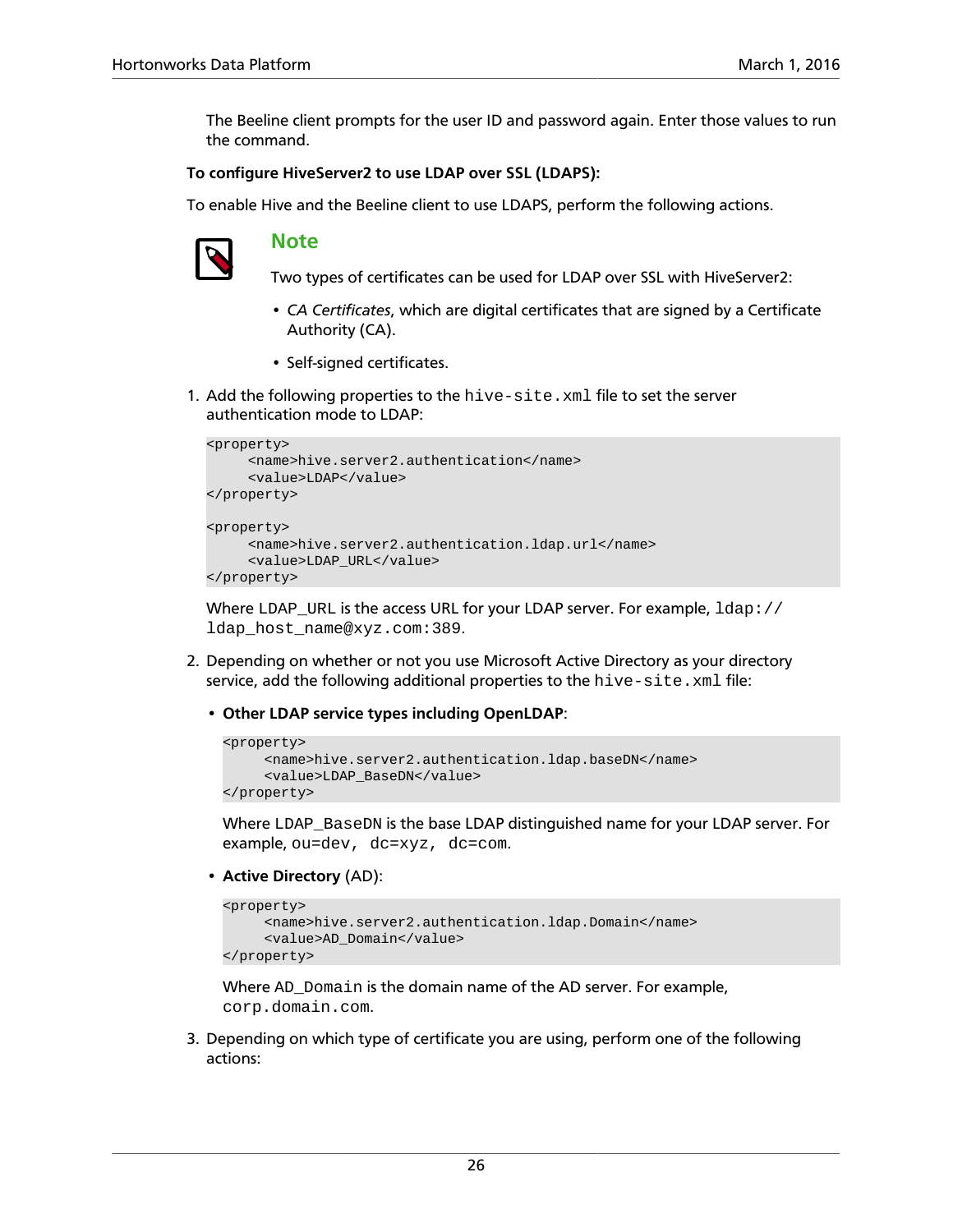The Beeline client prompts for the user ID and password again. Enter those values to run the command.

**To configure HiveServer2 to use LDAP over SSL (LDAPS):**

To enable Hive and the Beeline client to use LDAPS, perform the following actions.

> **Note**
>
> Two types of certificates can be used for LDAP over SSL with HiveServer2:
>
> - *CA Certificates*, which are digital certificates that are signed by a Certificate Authority (CA).
> - Self-signed certificates.

1. Add the following properties to the `hive-site.xml` file to set the server authentication mode to LDAP:

   ```
   <property>
        <name>hive.server2.authentication</name>
        <value>LDAP</value>
   </property>

   <property>
        <name>hive.server2.authentication.ldap.url</name>
        <value>LDAP_URL</value>
   </property>
   ```

   Where LDAP_URL is the access URL for your LDAP server. For example, `ldap://ldap_host_name@xyz.com:389`.

2. Depending on whether or not you use Microsoft Active Directory as your directory service, add the following additional properties to the `hive-site.xml` file:

   - **Other LDAP service types including OpenLDAP**:

     ```
     <property>
          <name>hive.server2.authentication.ldap.baseDN</name>
          <value>LDAP_BaseDN</value>
     </property>
     ```

     Where `LDAP_BaseDN` is the base LDAP distinguished name for your LDAP server. For example, `ou=dev, dc=xyz, dc=com`.

   - **Active Directory** (AD):

     ```
     <property>
          <name>hive.server2.authentication.ldap.Domain</name>
          <value>AD_Domain</value>
     </property>
     ```

     Where `AD_Domain` is the domain name of the AD server. For example, `corp.domain.com`.

3. Depending on which type of certificate you are using, perform one of the following actions: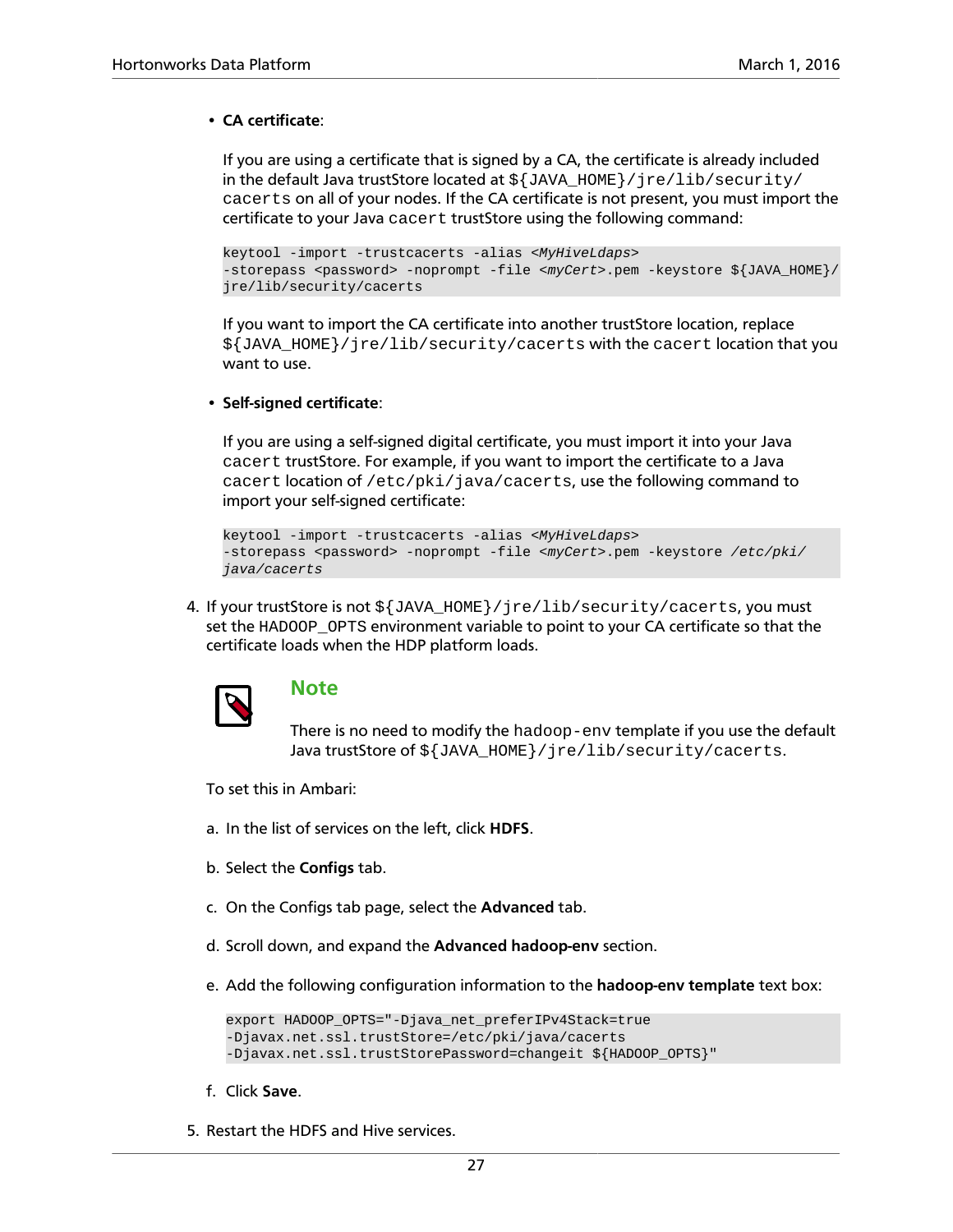- **CA certificate**:

  If you are using a certificate that is signed by a CA, the certificate is already included in the default Java trustStore located at `${JAVA_HOME}/jre/lib/security/cacerts` on all of your nodes. If the CA certificate is not present, you must import the certificate to your Java `cacert` trustStore using the following command:

  ```
  keytool -import -trustcacerts -alias <MyHiveLdaps>
  -storepass <password> -noprompt -file <myCert>.pem -keystore ${JAVA_HOME}/
  jre/lib/security/cacerts
  ```

  If you want to import the CA certificate into another trustStore location, replace `${JAVA_HOME}/jre/lib/security/cacerts` with the `cacert` location that you want to use.

- **Self-signed certificate**:

  If you are using a self-signed digital certificate, you must import it into your Java `cacert` trustStore. For example, if you want to import the certificate to a Java `cacert` location of `/etc/pki/java/cacerts`, use the following command to import your self-signed certificate:

  ```
  keytool -import -trustcacerts -alias <MyHiveLdaps>
  -storepass <password> -noprompt -file <myCert>.pem -keystore /etc/pki/
  java/cacerts
  ```

4. If your trustStore is not `${JAVA_HOME}/jre/lib/security/cacerts`, you must set the `HADOOP_OPTS` environment variable to point to your CA certificate so that the certificate loads when the HDP platform loads.

   **Note**

   There is no need to modify the `hadoop-env` template if you use the default Java trustStore of `${JAVA_HOME}/jre/lib/security/cacerts`.

   To set this in Ambari:

   a. In the list of services on the left, click **HDFS**.

   b. Select the **Configs** tab.

   c. On the Configs tab page, select the **Advanced** tab.

   d. Scroll down, and expand the **Advanced hadoop-env** section.

   e. Add the following configuration information to the **hadoop-env template** text box:

   ```
   export HADOOP_OPTS="-Djava_net_preferIPv4Stack=true
   -Djavax.net.ssl.trustStore=/etc/pki/java/cacerts
   -Djavax.net.ssl.trustStorePassword=changeit ${HADOOP_OPTS}"
   ```

   f. Click **Save**.

5. Restart the HDFS and Hive services.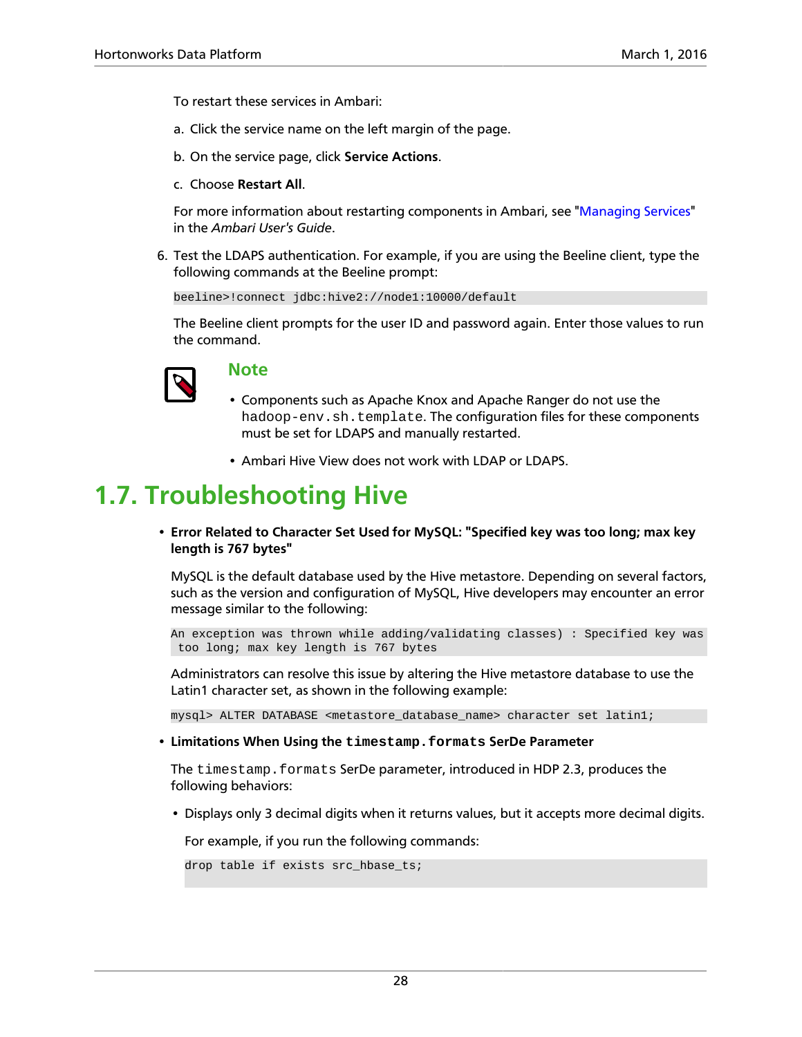To restart these services in Ambari:

a. Click the service name on the left margin of the page.

b. On the service page, click **Service Actions**.

c. Choose **Restart All**.

For more information about restarting components in Ambari, see "Managing Services" in the *Ambari User's Guide*.

6. Test the LDAPS authentication. For example, if you are using the Beeline client, type the following commands at the Beeline prompt:

```
beeline>!connect jdbc:hive2://node1:10000/default
```

The Beeline client prompts for the user ID and password again. Enter those values to run the command.

> **Note**
>
> - Components such as Apache Knox and Apache Ranger do not use the `hadoop-env.sh.template`. The configuration files for these components must be set for LDAPS and manually restarted.
> - Ambari Hive View does not work with LDAP or LDAPS.

## 1.7. Troubleshooting Hive

- **Error Related to Character Set Used for MySQL: "Specified key was too long; max key length is 767 bytes"**

  MySQL is the default database used by the Hive metastore. Depending on several factors, such as the version and configuration of MySQL, Hive developers may encounter an error message similar to the following:

  ```
  An exception was thrown while adding/validating classes) : Specified key was
   too long; max key length is 767 bytes
  ```

  Administrators can resolve this issue by altering the Hive metastore database to use the Latin1 character set, as shown in the following example:

  ```
  mysql> ALTER DATABASE <metastore_database_name> character set latin1;
  ```

- **Limitations When Using the `timestamp.formats` SerDe Parameter**

  The `timestamp.formats` SerDe parameter, introduced in HDP 2.3, produces the following behaviors:

  - Displays only 3 decimal digits when it returns values, but it accepts more decimal digits.

    For example, if you run the following commands:

    ```
    drop table if exists src_hbase_ts;
    ```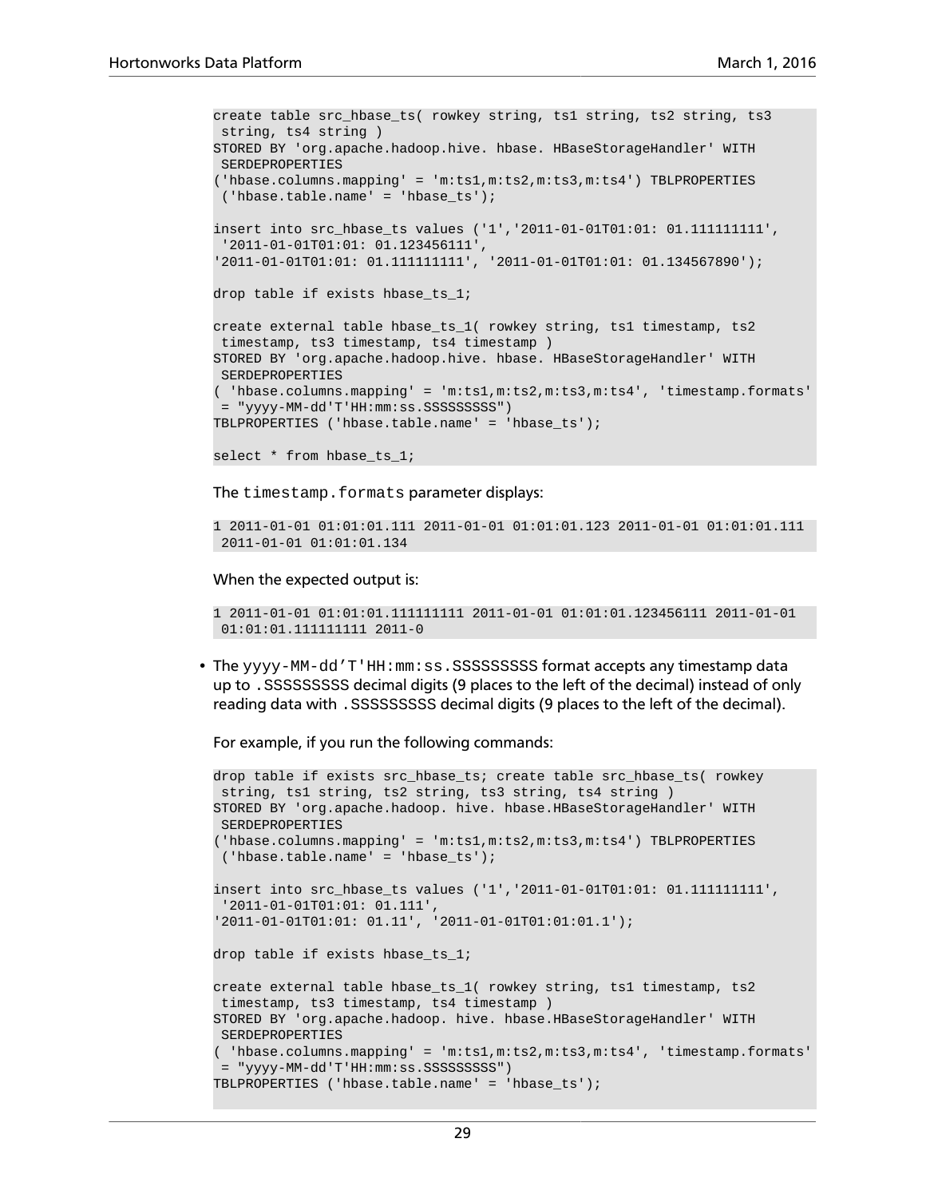```
create table src_hbase_ts( rowkey string, ts1 string, ts2 string, ts3
 string, ts4 string )
STORED BY 'org.apache.hadoop.hive. hbase. HBaseStorageHandler' WITH
 SERDEPROPERTIES
('hbase.columns.mapping' = 'm:ts1,m:ts2,m:ts3,m:ts4') TBLPROPERTIES
 ('hbase.table.name' = 'hbase_ts');

insert into src_hbase_ts values ('1','2011-01-01T01:01: 01.111111111',
 '2011-01-01T01:01: 01.123456111',
'2011-01-01T01:01: 01.111111111', '2011-01-01T01:01: 01.134567890');

drop table if exists hbase_ts_1;

create external table hbase_ts_1( rowkey string, ts1 timestamp, ts2
 timestamp, ts3 timestamp, ts4 timestamp )
STORED BY 'org.apache.hadoop.hive. hbase. HBaseStorageHandler' WITH
 SERDEPROPERTIES
( 'hbase.columns.mapping' = 'm:ts1,m:ts2,m:ts3,m:ts4', 'timestamp.formats'
 = "yyyy-MM-dd'T'HH:mm:ss.SSSSSSSSS")
TBLPROPERTIES ('hbase.table.name' = 'hbase_ts');

select * from hbase_ts_1;
```

The `timestamp.formats` parameter displays:

```
1 2011-01-01 01:01:01.111 2011-01-01 01:01:01.123 2011-01-01 01:01:01.111
 2011-01-01 01:01:01.134
```

When the expected output is:

```
1 2011-01-01 01:01:01.111111111 2011-01-01 01:01:01.123456111 2011-01-01
 01:01:01.111111111 2011-0
```

- The `yyyy-MM-dd’T'HH:mm:ss.SSSSSSSSS` format accepts any timestamp data up to `.SSSSSSSSS` decimal digits (9 places to the left of the decimal) instead of only reading data with `.SSSSSSSSS` decimal digits (9 places to the left of the decimal).

  For example, if you run the following commands:

```
drop table if exists src_hbase_ts; create table src_hbase_ts( rowkey
 string, ts1 string, ts2 string, ts3 string, ts4 string )
STORED BY 'org.apache.hadoop. hive. hbase.HBaseStorageHandler' WITH
 SERDEPROPERTIES
('hbase.columns.mapping' = 'm:ts1,m:ts2,m:ts3,m:ts4') TBLPROPERTIES
 ('hbase.table.name' = 'hbase_ts');

insert into src_hbase_ts values ('1','2011-01-01T01:01: 01.111111111',
 '2011-01-01T01:01: 01.111',
'2011-01-01T01:01: 01.11', '2011-01-01T01:01:01.1');

drop table if exists hbase_ts_1;

create external table hbase_ts_1( rowkey string, ts1 timestamp, ts2
 timestamp, ts3 timestamp, ts4 timestamp )
STORED BY 'org.apache.hadoop. hive. hbase.HBaseStorageHandler' WITH
 SERDEPROPERTIES
( 'hbase.columns.mapping' = 'm:ts1,m:ts2,m:ts3,m:ts4', 'timestamp.formats'
 = "yyyy-MM-dd'T'HH:mm:ss.SSSSSSSSS")
TBLPROPERTIES ('hbase.table.name' = 'hbase_ts');
```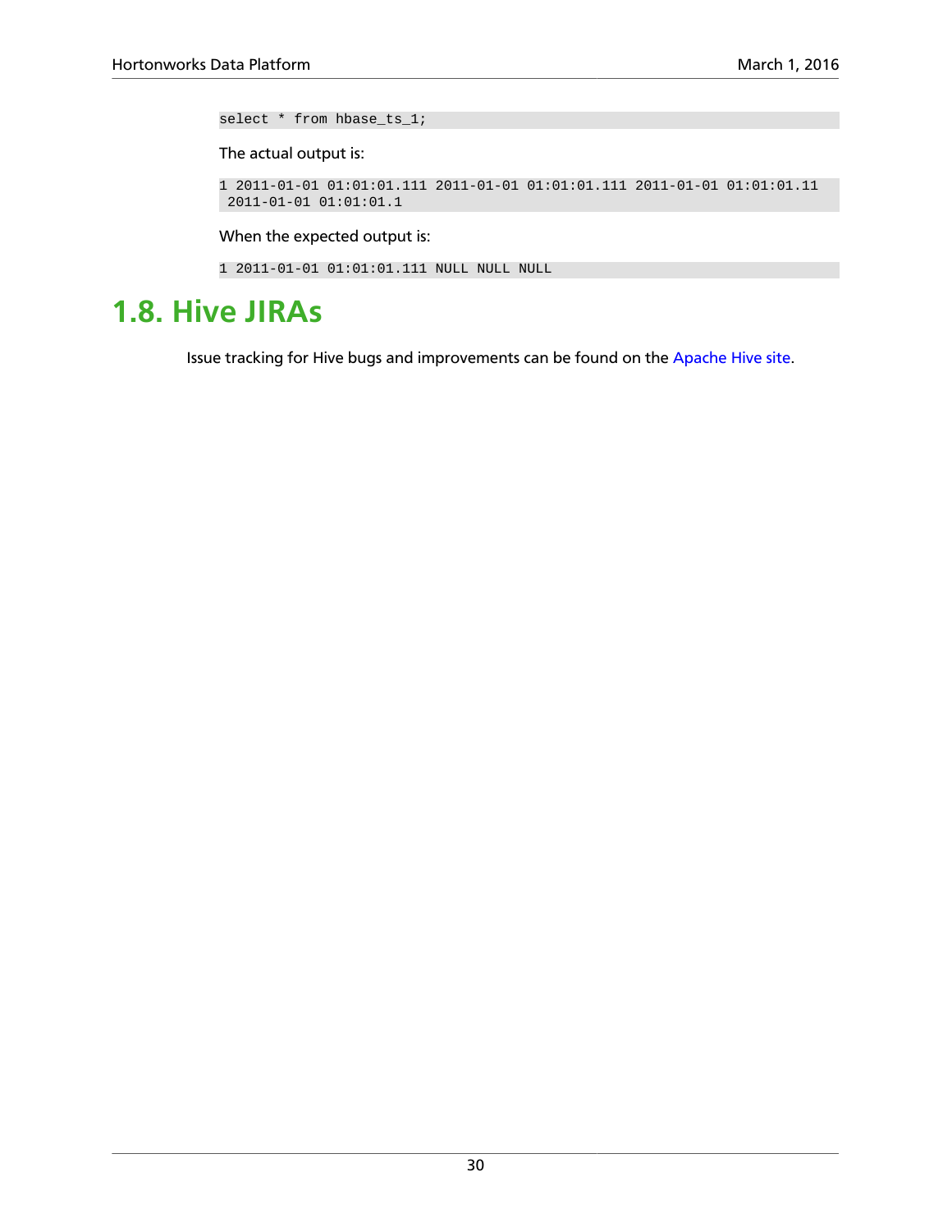```
select * from hbase_ts_1;
```

The actual output is:

```
1 2011-01-01 01:01:01.111 2011-01-01 01:01:01.111 2011-01-01 01:01:01.11
 2011-01-01 01:01:01.1
```

When the expected output is:

```
1 2011-01-01 01:01:01.111 NULL NULL NULL
```

## 1.8. Hive JIRAs

Issue tracking for Hive bugs and improvements can be found on the Apache Hive site.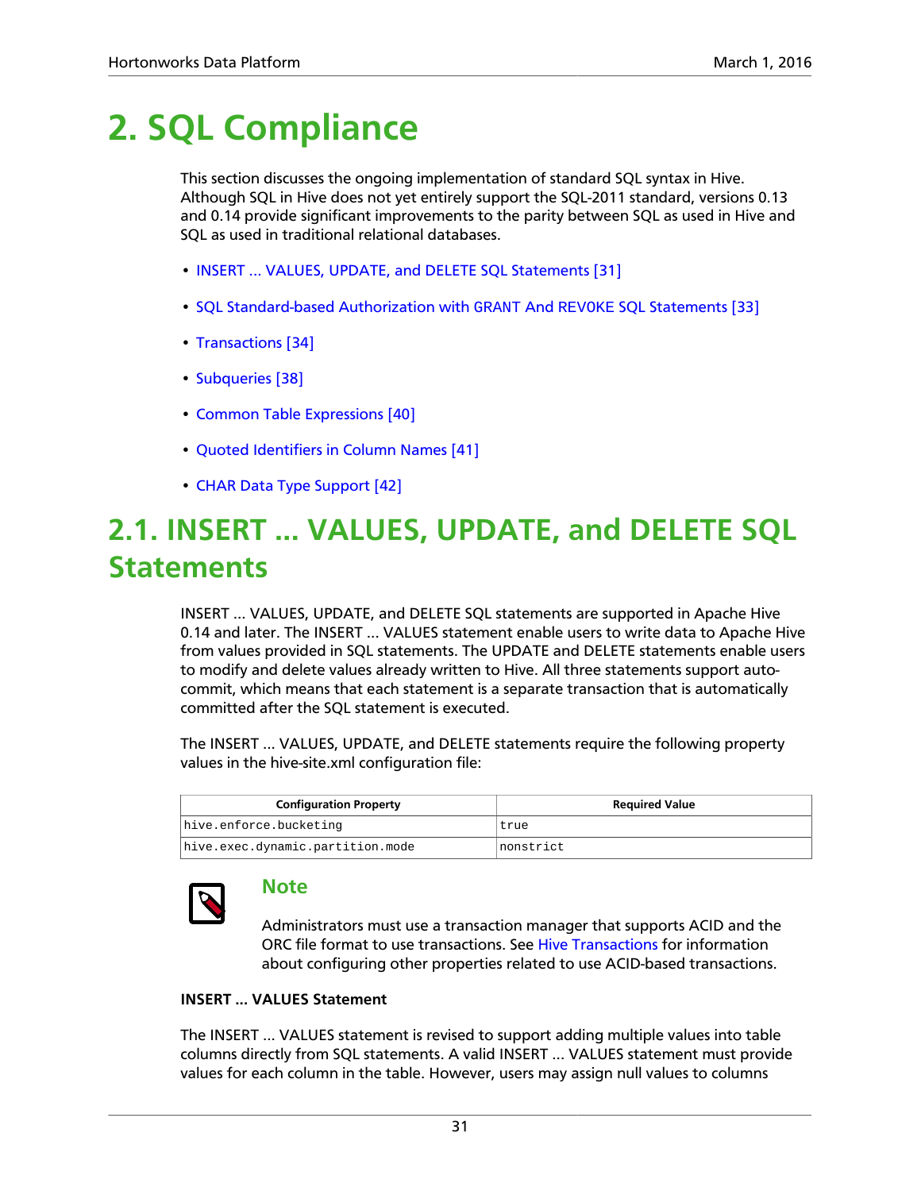# 2. SQL Compliance

This section discusses the ongoing implementation of standard SQL syntax in Hive. Although SQL in Hive does not yet entirely support the SQL-2011 standard, versions 0.13 and 0.14 provide significant improvements to the parity between SQL as used in Hive and SQL as used in traditional relational databases.

- INSERT ... VALUES, UPDATE, and DELETE SQL Statements [31]
- SQL Standard-based Authorization with GRANT And REVOKE SQL Statements [33]
- Transactions [34]
- Subqueries [38]
- Common Table Expressions [40]
- Quoted Identifiers in Column Names [41]
- CHAR Data Type Support [42]

## 2.1. INSERT ... VALUES, UPDATE, and DELETE SQL Statements

INSERT ... VALUES, UPDATE, and DELETE SQL statements are supported in Apache Hive 0.14 and later. The INSERT ... VALUES statement enable users to write data to Apache Hive from values provided in SQL statements. The UPDATE and DELETE statements enable users to modify and delete values already written to Hive. All three statements support auto-commit, which means that each statement is a separate transaction that is automatically committed after the SQL statement is executed.

The INSERT ... VALUES, UPDATE, and DELETE statements require the following property values in the hive-site.xml configuration file:

| Configuration Property | Required Value |
| --- | --- |
| `hive.enforce.bucketing` | `true` |
| `hive.exec.dynamic.partition.mode` | `nonstrict` |

### Note

Administrators must use a transaction manager that supports ACID and the ORC file format to use transactions. See Hive Transactions for information about configuring other properties related to use ACID-based transactions.

**INSERT ... VALUES Statement**

The INSERT ... VALUES statement is revised to support adding multiple values into table columns directly from SQL statements. A valid INSERT ... VALUES statement must provide values for each column in the table. However, users may assign null values to columns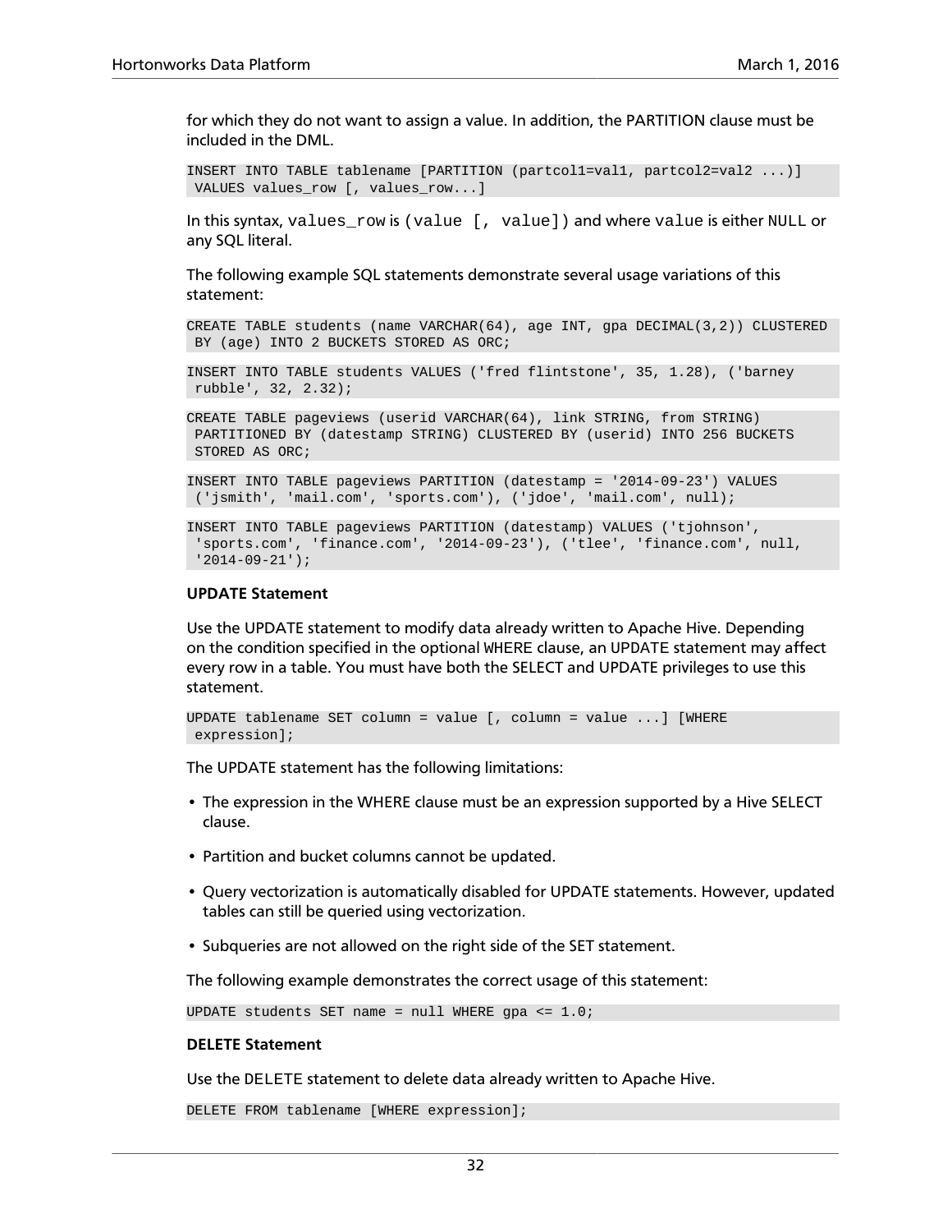for which they do not want to assign a value. In addition, the PARTITION clause must be included in the DML.

```
INSERT INTO TABLE tablename [PARTITION (partcol1=val1, partcol2=val2 ...)]
 VALUES values_row [, values_row...]
```

In this syntax, `values_row` is `(value [, value])` and where `value` is either `NULL` or any SQL literal.

The following example SQL statements demonstrate several usage variations of this statement:

```
CREATE TABLE students (name VARCHAR(64), age INT, gpa DECIMAL(3,2)) CLUSTERED
 BY (age) INTO 2 BUCKETS STORED AS ORC;
```

```
INSERT INTO TABLE students VALUES ('fred flintstone', 35, 1.28), ('barney
 rubble', 32, 2.32);
```

```
CREATE TABLE pageviews (userid VARCHAR(64), link STRING, from STRING)
 PARTITIONED BY (datestamp STRING) CLUSTERED BY (userid) INTO 256 BUCKETS
 STORED AS ORC;
```

```
INSERT INTO TABLE pageviews PARTITION (datestamp = '2014-09-23') VALUES
 ('jsmith', 'mail.com', 'sports.com'), ('jdoe', 'mail.com', null);
```

```
INSERT INTO TABLE pageviews PARTITION (datestamp) VALUES ('tjohnson',
 'sports.com', 'finance.com', '2014-09-23'), ('tlee', 'finance.com', null,
 '2014-09-21');
```

**UPDATE Statement**

Use the UPDATE statement to modify data already written to Apache Hive. Depending on the condition specified in the optional WHERE clause, an UPDATE statement may affect every row in a table. You must have both the SELECT and UPDATE privileges to use this statement.

```
UPDATE tablename SET column = value [, column = value ...] [WHERE
 expression];
```

The UPDATE statement has the following limitations:

- The expression in the WHERE clause must be an expression supported by a Hive SELECT clause.
- Partition and bucket columns cannot be updated.
- Query vectorization is automatically disabled for UPDATE statements. However, updated tables can still be queried using vectorization.
- Subqueries are not allowed on the right side of the SET statement.

The following example demonstrates the correct usage of this statement:

```
UPDATE students SET name = null WHERE gpa <= 1.0;
```

**DELETE Statement**

Use the DELETE statement to delete data already written to Apache Hive.

```
DELETE FROM tablename [WHERE expression];
```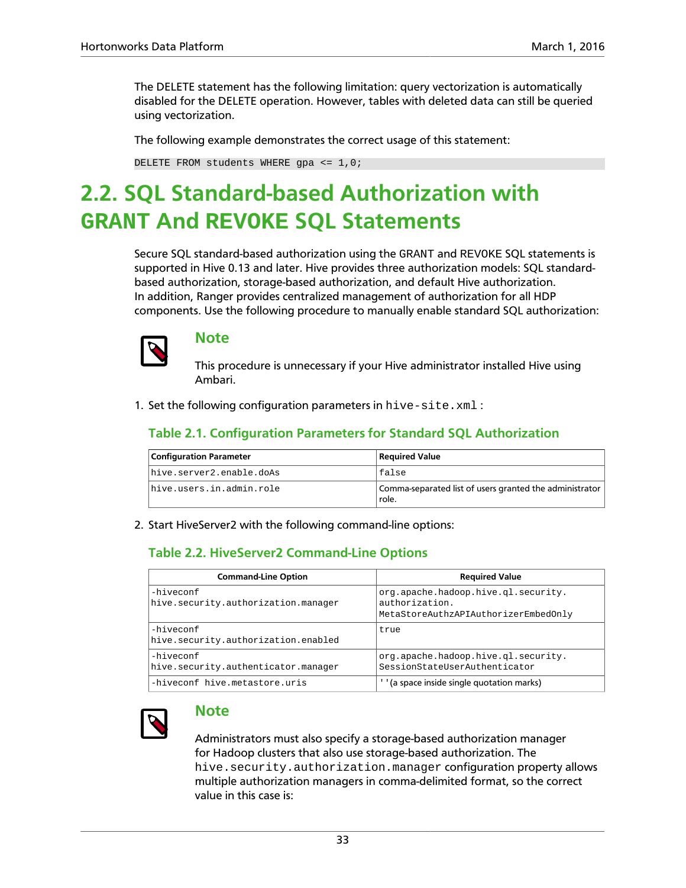The DELETE statement has the following limitation: query vectorization is automatically disabled for the DELETE operation. However, tables with deleted data can still be queried using vectorization.

The following example demonstrates the correct usage of this statement:

```
DELETE FROM students WHERE gpa <= 1,0;
```

## 2.2. SQL Standard-based Authorization with GRANT And REVOKE SQL Statements

Secure SQL standard-based authorization using the GRANT and REVOKE SQL statements is supported in Hive 0.13 and later. Hive provides three authorization models: SQL standard-based authorization, storage-based authorization, and default Hive authorization. In addition, Ranger provides centralized management of authorization for all HDP components. Use the following procedure to manually enable standard SQL authorization:

> **Note**
>
> This procedure is unnecessary if your Hive administrator installed Hive using Ambari.

1. Set the following configuration parameters in `hive-site.xml`:

**Table 2.1. Configuration Parameters for Standard SQL Authorization**

| Configuration Parameter | Required Value |
| --- | --- |
| `hive.server2.enable.doAs` | `false` |
| `hive.users.in.admin.role` | Comma-separated list of users granted the administrator role. |

2. Start HiveServer2 with the following command-line options:

**Table 2.2. HiveServer2 Command-Line Options**

| Command-Line Option | Required Value |
| --- | --- |
| `-hiveconf hive.security.authorization.manager` | `org.apache.hadoop.hive.ql.security.authorization.MetaStoreAuthzAPIAuthorizerEmbedOnly` |
| `-hiveconf hive.security.authorization.enabled` | `true` |
| `-hiveconf hive.security.authenticator.manager` | `org.apache.hadoop.hive.ql.security.SessionStateUserAuthenticator` |
| `-hiveconf hive.metastore.uris` | `' '`(a space inside single quotation marks) |

> **Note**
>
> Administrators must also specify a storage-based authorization manager for Hadoop clusters that also use storage-based authorization. The `hive.security.authorization.manager` configuration property allows multiple authorization managers in comma-delimited format, so the correct value in this case is: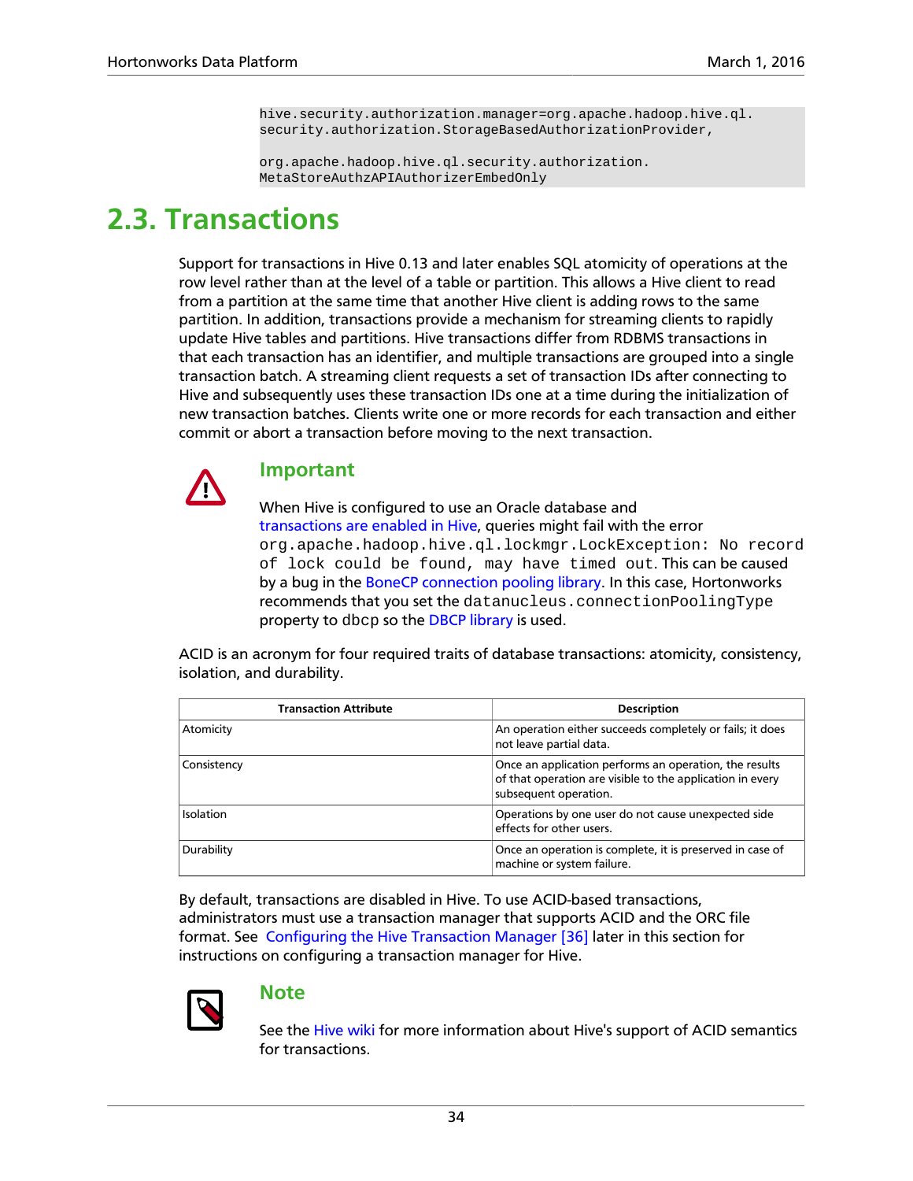```
hive.security.authorization.manager=org.apache.hadoop.hive.ql.
security.authorization.StorageBasedAuthorizationProvider,

org.apache.hadoop.hive.ql.security.authorization.
MetaStoreAuthzAPIAuthorizerEmbedOnly
```

## 2.3. Transactions

Support for transactions in Hive 0.13 and later enables SQL atomicity of operations at the row level rather than at the level of a table or partition. This allows a Hive client to read from a partition at the same time that another Hive client is adding rows to the same partition. In addition, transactions provide a mechanism for streaming clients to rapidly update Hive tables and partitions. Hive transactions differ from RDBMS transactions in that each transaction has an identifier, and multiple transactions are grouped into a single transaction batch. A streaming client requests a set of transaction IDs after connecting to Hive and subsequently uses these transaction IDs one at a time during the initialization of new transaction batches. Clients write one or more records for each transaction and either commit or abort a transaction before moving to the next transaction.

### Important

When Hive is configured to use an Oracle database and transactions are enabled in Hive, queries might fail with the error `org.apache.hadoop.hive.ql.lockmgr.LockException: No record of lock could be found, may have timed out`. This can be caused by a bug in the BoneCP connection pooling library. In this case, Hortonworks recommends that you set the `datanucleus.connectionPoolingType` property to `dbcp` so the DBCP library is used.

ACID is an acronym for four required traits of database transactions: atomicity, consistency, isolation, and durability.

| Transaction Attribute | Description |
| --- | --- |
| Atomicity | An operation either succeeds completely or fails; it does not leave partial data. |
| Consistency | Once an application performs an operation, the results of that operation are visible to the application in every subsequent operation. |
| Isolation | Operations by one user do not cause unexpected side effects for other users. |
| Durability | Once an operation is complete, it is preserved in case of machine or system failure. |

By default, transactions are disabled in Hive. To use ACID-based transactions, administrators must use a transaction manager that supports ACID and the ORC file format. See Configuring the Hive Transaction Manager [36] later in this section for instructions on configuring a transaction manager for Hive.

### Note

See the Hive wiki for more information about Hive's support of ACID semantics for transactions.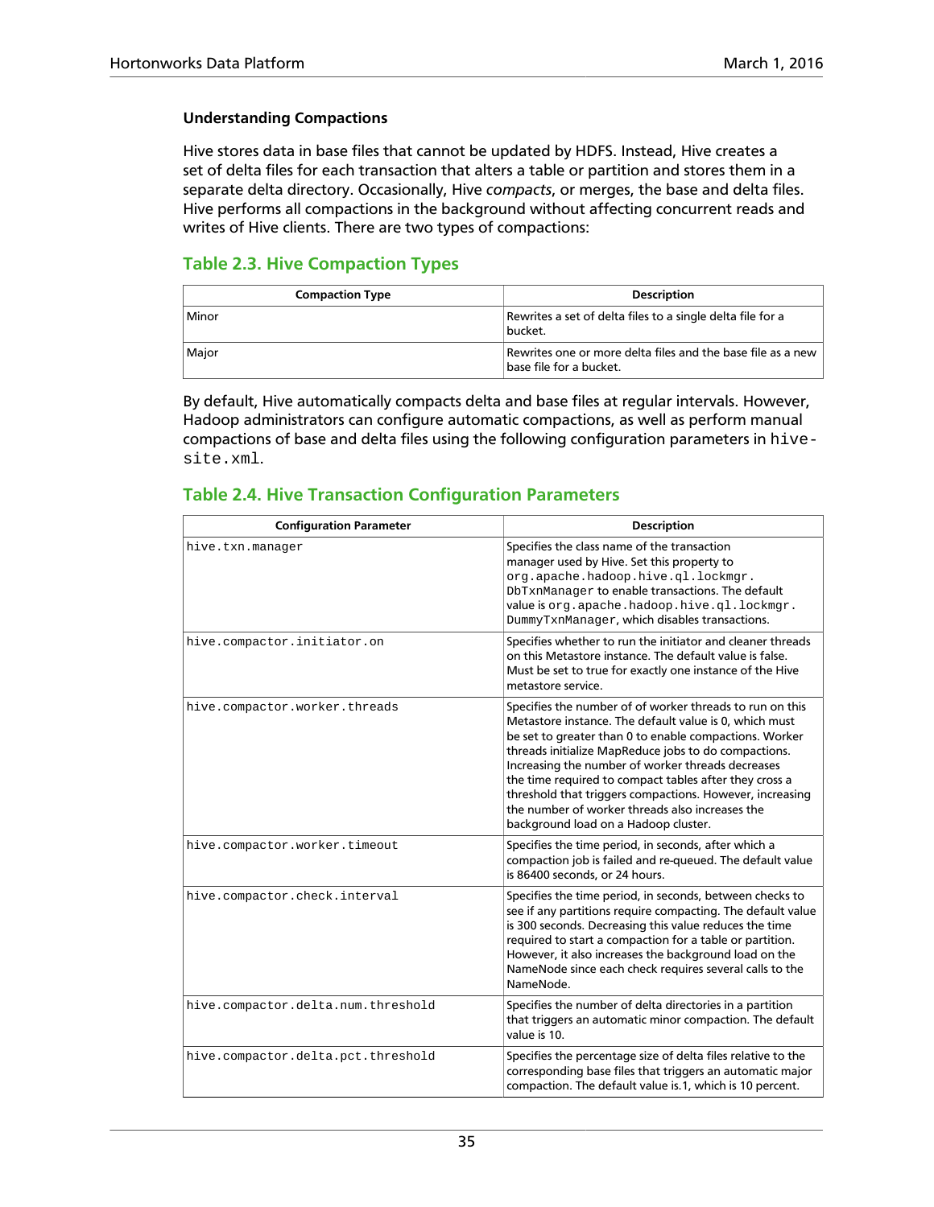#### Understanding Compactions

Hive stores data in base files that cannot be updated by HDFS. Instead, Hive creates a set of delta files for each transaction that alters a table or partition and stores them in a separate delta directory. Occasionally, Hive *compacts*, or merges, the base and delta files. Hive performs all compactions in the background without affecting concurrent reads and writes of Hive clients. There are two types of compactions:

### Table 2.3. Hive Compaction Types

| Compaction Type | Description |
| --- | --- |
| Minor | Rewrites a set of delta files to a single delta file for a bucket. |
| Major | Rewrites one or more delta files and the base file as a new base file for a bucket. |

By default, Hive automatically compacts delta and base files at regular intervals. However, Hadoop administrators can configure automatic compactions, as well as perform manual compactions of base and delta files using the following configuration parameters in `hive-site.xml`.

### Table 2.4. Hive Transaction Configuration Parameters

| Configuration Parameter | Description |
| --- | --- |
| `hive.txn.manager` | Specifies the class name of the transaction manager used by Hive. Set this property to `org.apache.hadoop.hive.ql.lockmgr.DbTxnManager` to enable transactions. The default value is `org.apache.hadoop.hive.ql.lockmgr.DummyTxnManager`, which disables transactions. |
| `hive.compactor.initiator.on` | Specifies whether to run the initiator and cleaner threads on this Metastore instance. The default value is false. Must be set to true for exactly one instance of the Hive metastore service. |
| `hive.compactor.worker.threads` | Specifies the number of of worker threads to run on this Metastore instance. The default value is 0, which must be set to greater than 0 to enable compactions. Worker threads initialize MapReduce jobs to do compactions. Increasing the number of worker threads decreases the time required to compact tables after they cross a threshold that triggers compactions. However, increasing the number of worker threads also increases the background load on a Hadoop cluster. |
| `hive.compactor.worker.timeout` | Specifies the time period, in seconds, after which a compaction job is failed and re-queued. The default value is 86400 seconds, or 24 hours. |
| `hive.compactor.check.interval` | Specifies the time period, in seconds, between checks to see if any partitions require compacting. The default value is 300 seconds. Decreasing this value reduces the time required to start a compaction for a table or partition. However, it also increases the background load on the NameNode since each check requires several calls to the NameNode. |
| `hive.compactor.delta.num.threshold` | Specifies the number of delta directories in a partition that triggers an automatic minor compaction. The default value is 10. |
| `hive.compactor.delta.pct.threshold` | Specifies the percentage size of delta files relative to the corresponding base files that triggers an automatic major compaction. The default value is.1, which is 10 percent. |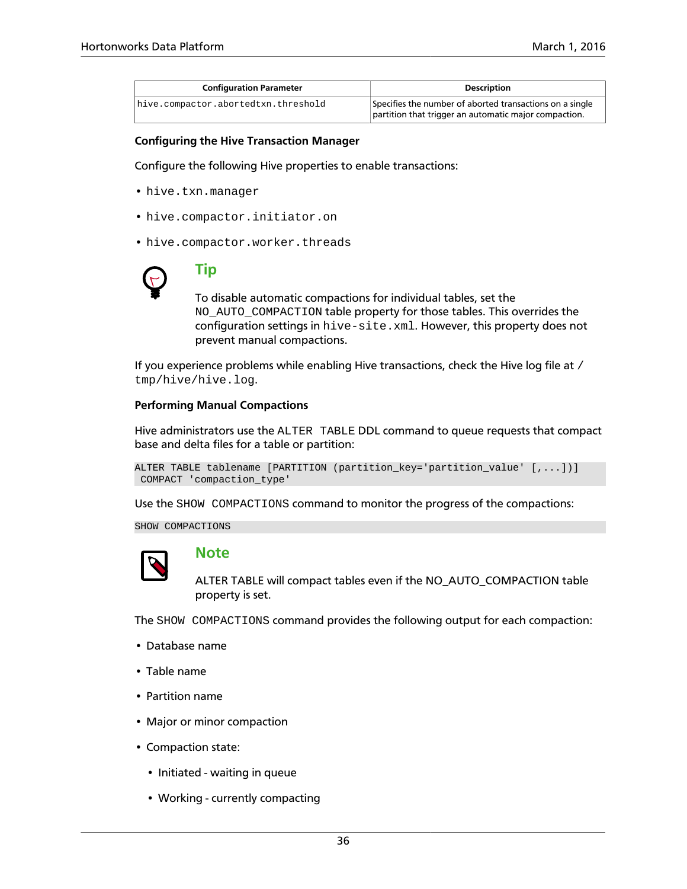| Configuration Parameter | Description |
| --- | --- |
| `hive.compactor.abortedtxn.threshold` | Specifies the number of aborted transactions on a single partition that trigger an automatic major compaction. |

**Configuring the Hive Transaction Manager**

Configure the following Hive properties to enable transactions:

- `hive.txn.manager`
- `hive.compactor.initiator.on`
- `hive.compactor.worker.threads`

> **Tip**
>
> To disable automatic compactions for individual tables, set the `NO_AUTO_COMPACTION` table property for those tables. This overrides the configuration settings in `hive-site.xml`. However, this property does not prevent manual compactions.

If you experience problems while enabling Hive transactions, check the Hive log file at `/tmp/hive/hive.log`.

**Performing Manual Compactions**

Hive administrators use the `ALTER TABLE` DDL command to queue requests that compact base and delta files for a table or partition:

```
ALTER TABLE tablename [PARTITION (partition_key='partition_value' [,...])]
 COMPACT 'compaction_type'
```

Use the `SHOW COMPACTIONS` command to monitor the progress of the compactions:

```
SHOW COMPACTIONS
```

> **Note**
>
> ALTER TABLE will compact tables even if the NO_AUTO_COMPACTION table property is set.

The `SHOW COMPACTIONS` command provides the following output for each compaction:

- Database name
- Table name
- Partition name
- Major or minor compaction
- Compaction state:
  - Initiated - waiting in queue
  - Working - currently compacting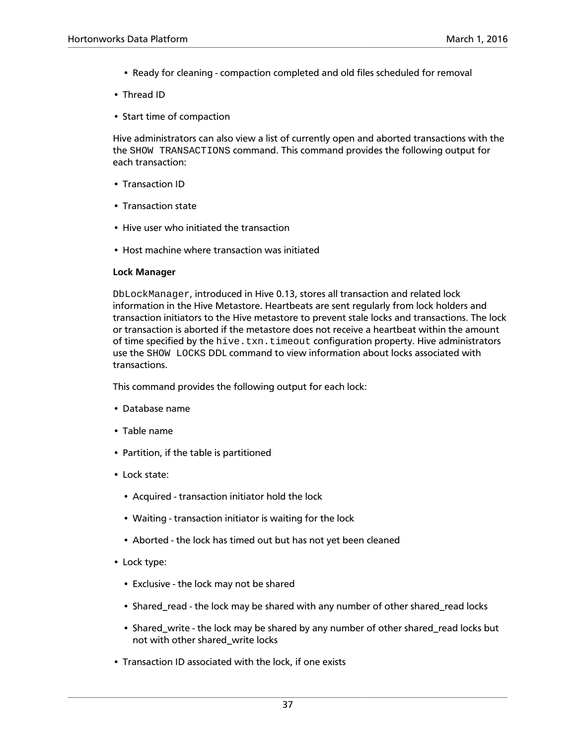- Ready for cleaning - compaction completed and old files scheduled for removal
- Thread ID
- Start time of compaction

Hive administrators can also view a list of currently open and aborted transactions with the the `SHOW TRANSACTIONS` command. This command provides the following output for each transaction:

- Transaction ID
- Transaction state
- Hive user who initiated the transaction
- Host machine where transaction was initiated

**Lock Manager**

`DbLockManager`, introduced in Hive 0.13, stores all transaction and related lock information in the Hive Metastore. Heartbeats are sent regularly from lock holders and transaction initiators to the Hive metastore to prevent stale locks and transactions. The lock or transaction is aborted if the metastore does not receive a heartbeat within the amount of time specified by the `hive.txn.timeout` configuration property. Hive administrators use the `SHOW LOCKS` DDL command to view information about locks associated with transactions.

This command provides the following output for each lock:

- Database name
- Table name
- Partition, if the table is partitioned
- Lock state:
  - Acquired - transaction initiator hold the lock
  - Waiting - transaction initiator is waiting for the lock
  - Aborted - the lock has timed out but has not yet been cleaned
- Lock type:
  - Exclusive - the lock may not be shared
  - Shared_read - the lock may be shared with any number of other shared_read locks
  - Shared_write - the lock may be shared by any number of other shared_read locks but not with other shared_write locks
- Transaction ID associated with the lock, if one exists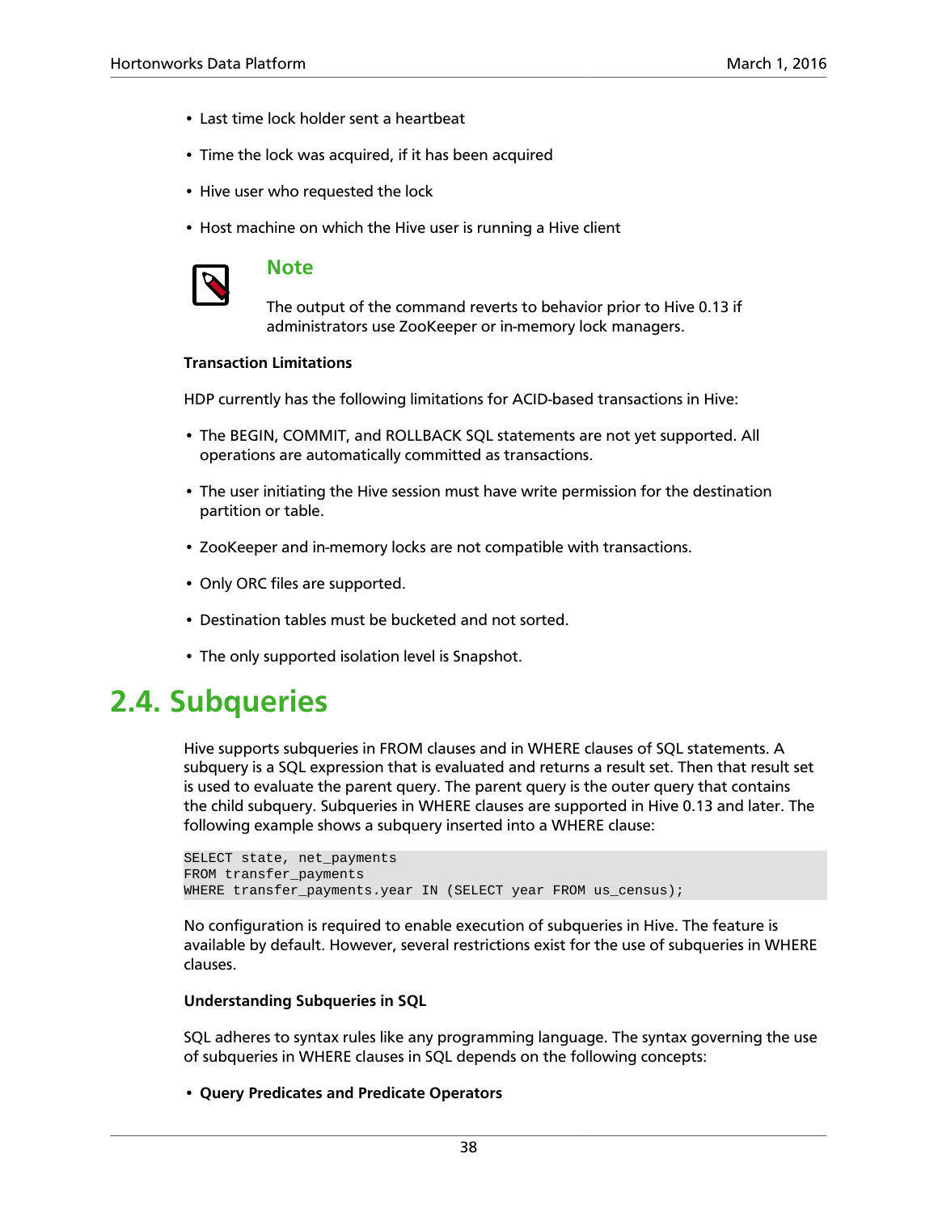- Last time lock holder sent a heartbeat
- Time the lock was acquired, if it has been acquired
- Hive user who requested the lock
- Host machine on which the Hive user is running a Hive client

> **Note**
>
> The output of the command reverts to behavior prior to Hive 0.13 if administrators use ZooKeeper or in-memory lock managers.

**Transaction Limitations**

HDP currently has the following limitations for ACID-based transactions in Hive:

- The BEGIN, COMMIT, and ROLLBACK SQL statements are not yet supported. All operations are automatically committed as transactions.
- The user initiating the Hive session must have write permission for the destination partition or table.
- ZooKeeper and in-memory locks are not compatible with transactions.
- Only ORC files are supported.
- Destination tables must be bucketed and not sorted.
- The only supported isolation level is Snapshot.

## 2.4. Subqueries

Hive supports subqueries in FROM clauses and in WHERE clauses of SQL statements. A subquery is a SQL expression that is evaluated and returns a result set. Then that result set is used to evaluate the parent query. The parent query is the outer query that contains the child subquery. Subqueries in WHERE clauses are supported in Hive 0.13 and later. The following example shows a subquery inserted into a WHERE clause:

```
SELECT state, net_payments
FROM transfer_payments
WHERE transfer_payments.year IN (SELECT year FROM us_census);
```

No configuration is required to enable execution of subqueries in Hive. The feature is available by default. However, several restrictions exist for the use of subqueries in WHERE clauses.

**Understanding Subqueries in SQL**

SQL adheres to syntax rules like any programming language. The syntax governing the use of subqueries in WHERE clauses in SQL depends on the following concepts:

- **Query Predicates and Predicate Operators**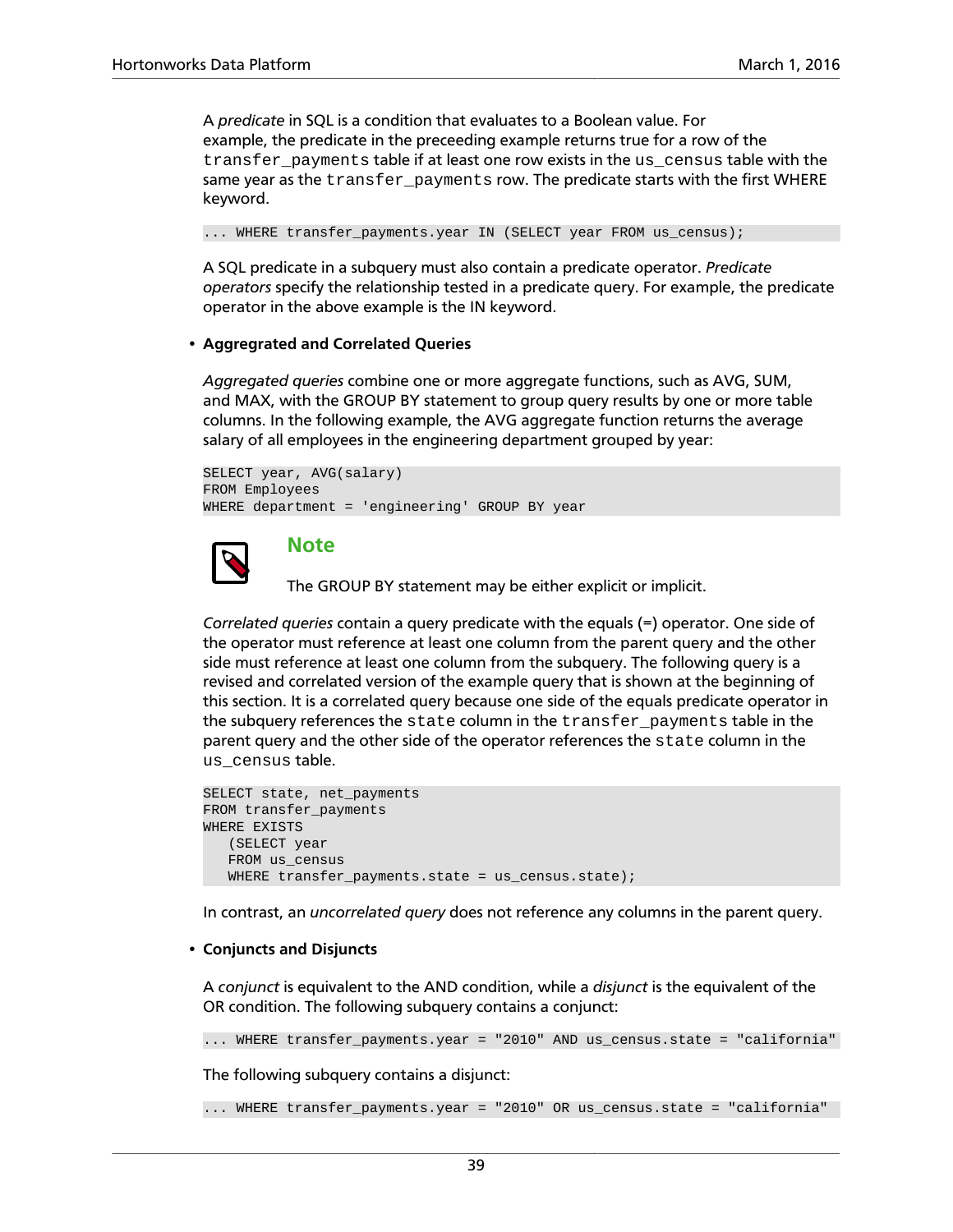A *predicate* in SQL is a condition that evaluates to a Boolean value. For example, the predicate in the preceeding example returns true for a row of the `transfer_payments` table if at least one row exists in the `us_census` table with the same year as the `transfer_payments` row. The predicate starts with the first WHERE keyword.

```
... WHERE transfer_payments.year IN (SELECT year FROM us_census);
```

A SQL predicate in a subquery must also contain a predicate operator. *Predicate operators* specify the relationship tested in a predicate query. For example, the predicate operator in the above example is the IN keyword.

- **Aggregated and Correlated Queries**

  *Aggregated queries* combine one or more aggregate functions, such as AVG, SUM, and MAX, with the GROUP BY statement to group query results by one or more table columns. In the following example, the AVG aggregate function returns the average salary of all employees in the engineering department grouped by year:

  ```
  SELECT year, AVG(salary)
  FROM Employees
  WHERE department = 'engineering' GROUP BY year
  ```

  **Note**

  The GROUP BY statement may be either explicit or implicit.

  *Correlated queries* contain a query predicate with the equals (=) operator. One side of the operator must reference at least one column from the parent query and the other side must reference at least one column from the subquery. The following query is a revised and correlated version of the example query that is shown at the beginning of this section. It is a correlated query because one side of the equals predicate operator in the subquery references the `state` column in the `transfer_payments` table in the parent query and the other side of the operator references the `state` column in the `us_census` table.

  ```
  SELECT state, net_payments
  FROM transfer_payments
  WHERE EXISTS
     (SELECT year
     FROM us_census
     WHERE transfer_payments.state = us_census.state);
  ```

  In contrast, an *uncorrelated query* does not reference any columns in the parent query.

- **Conjuncts and Disjuncts**

  A *conjunct* is equivalent to the AND condition, while a *disjunct* is the equivalent of the OR condition. The following subquery contains a conjunct:

  ```
  ... WHERE transfer_payments.year = "2010" AND us_census.state = "california"
  ```

  The following subquery contains a disjunct:

  ```
  ... WHERE transfer_payments.year = "2010" OR us_census.state = "california"
  ```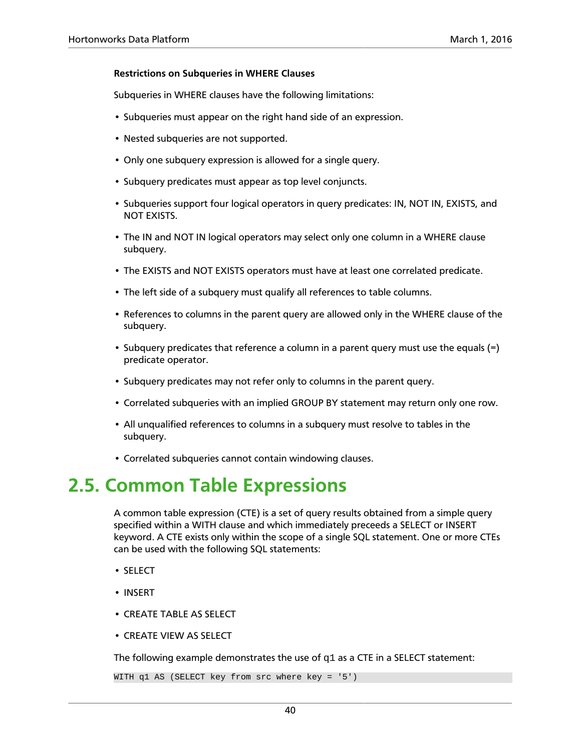#### Restrictions on Subqueries in WHERE Clauses

Subqueries in WHERE clauses have the following limitations:

- Subqueries must appear on the right hand side of an expression.
- Nested subqueries are not supported.
- Only one subquery expression is allowed for a single query.
- Subquery predicates must appear as top level conjuncts.
- Subqueries support four logical operators in query predicates: IN, NOT IN, EXISTS, and NOT EXISTS.
- The IN and NOT IN logical operators may select only one column in a WHERE clause subquery.
- The EXISTS and NOT EXISTS operators must have at least one correlated predicate.
- The left side of a subquery must qualify all references to table columns.
- References to columns in the parent query are allowed only in the WHERE clause of the subquery.
- Subquery predicates that reference a column in a parent query must use the equals (=) predicate operator.
- Subquery predicates may not refer only to columns in the parent query.
- Correlated subqueries with an implied GROUP BY statement may return only one row.
- All unqualified references to columns in a subquery must resolve to tables in the subquery.
- Correlated subqueries cannot contain windowing clauses.

## 2.5. Common Table Expressions

A common table expression (CTE) is a set of query results obtained from a simple query specified within a WITH clause and which immediately preceeds a SELECT or INSERT keyword. A CTE exists only within the scope of a single SQL statement. One or more CTEs can be used with the following SQL statements:

- SELECT
- INSERT
- CREATE TABLE AS SELECT
- CREATE VIEW AS SELECT

The following example demonstrates the use of `q1` as a CTE in a SELECT statement:

```
WITH q1 AS (SELECT key from src where key = '5')
```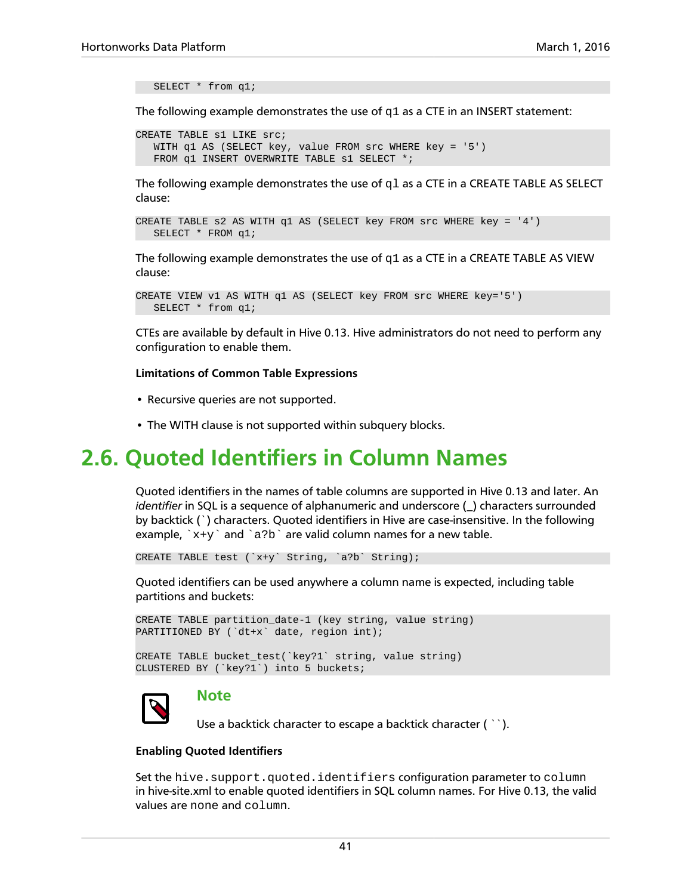```
SELECT * from q1;
```

The following example demonstrates the use of q1 as a CTE in an INSERT statement:

```
CREATE TABLE s1 LIKE src;
   WITH q1 AS (SELECT key, value FROM src WHERE key = '5')
   FROM q1 INSERT OVERWRITE TABLE s1 SELECT *;
```

The following example demonstrates the use of ql as a CTE in a CREATE TABLE AS SELECT clause:

```
CREATE TABLE s2 AS WITH q1 AS (SELECT key FROM src WHERE key = '4')
   SELECT * FROM q1;
```

The following example demonstrates the use of q1 as a CTE in a CREATE TABLE AS VIEW clause:

```
CREATE VIEW v1 AS WITH q1 AS (SELECT key FROM src WHERE key='5')
   SELECT * from q1;
```

CTEs are available by default in Hive 0.13. Hive administrators do not need to perform any configuration to enable them.

**Limitations of Common Table Expressions**

- Recursive queries are not supported.
- The WITH clause is not supported within subquery blocks.

## 2.6. Quoted Identifiers in Column Names

Quoted identifiers in the names of table columns are supported in Hive 0.13 and later. An *identifier* in SQL is a sequence of alphanumeric and underscore (_) characters surrounded by backtick (`) characters. Quoted identifiers in Hive are case-insensitive. In the following example, `` `x+y` `` and `` `a?b` `` are valid column names for a new table.

```
CREATE TABLE test (`x+y` String, `a?b` String);
```

Quoted identifiers can be used anywhere a column name is expected, including table partitions and buckets:

```
CREATE TABLE partition_date-1 (key string, value string)
PARTITIONED BY (`dt+x` date, region int);

CREATE TABLE bucket_test(`key?1` string, value string)
CLUSTERED BY (`key?1`) into 5 buckets;
```

### Note

Use a backtick character to escape a backtick character ( `` ).

**Enabling Quoted Identifiers**

Set the `hive.support.quoted.identifiers` configuration parameter to `column` in hive-site.xml to enable quoted identifiers in SQL column names. For Hive 0.13, the valid values are `none` and `column`.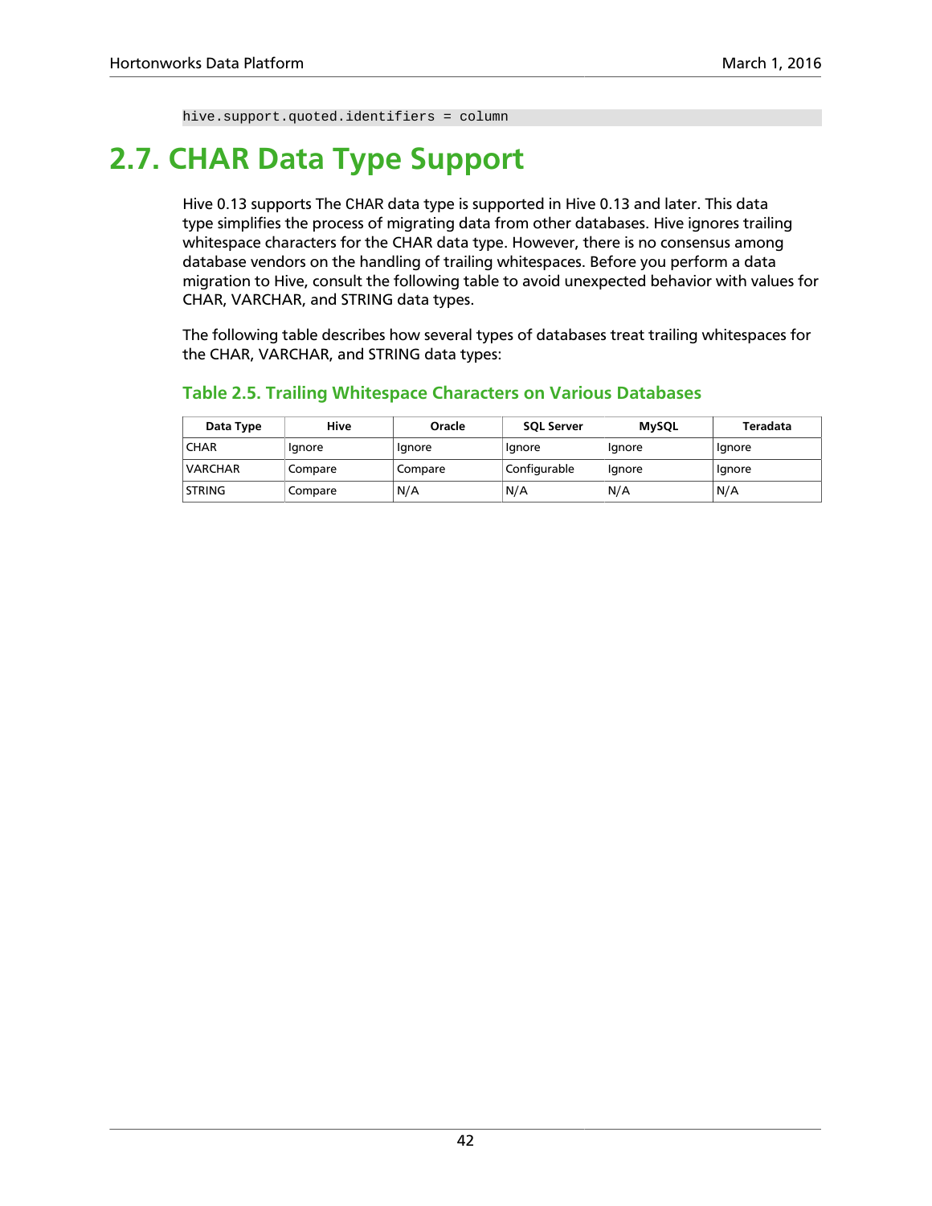```
hive.support.quoted.identifiers = column
```

## 2.7. CHAR Data Type Support

Hive 0.13 supports The CHAR data type is supported in Hive 0.13 and later. This data type simplifies the process of migrating data from other databases. Hive ignores trailing whitespace characters for the CHAR data type. However, there is no consensus among database vendors on the handling of trailing whitespaces. Before you perform a data migration to Hive, consult the following table to avoid unexpected behavior with values for CHAR, VARCHAR, and STRING data types.

The following table describes how several types of databases treat trailing whitespaces for the CHAR, VARCHAR, and STRING data types:

### Table 2.5. Trailing Whitespace Characters on Various Databases

| Data Type | Hive | Oracle | SQL Server | MySQL | Teradata |
|---|---|---|---|---|---|
| CHAR | Ignore | Ignore | Ignore | Ignore | Ignore |
| VARCHAR | Compare | Compare | Configurable | Ignore | Ignore |
| STRING | Compare | N/A | N/A | N/A | N/A |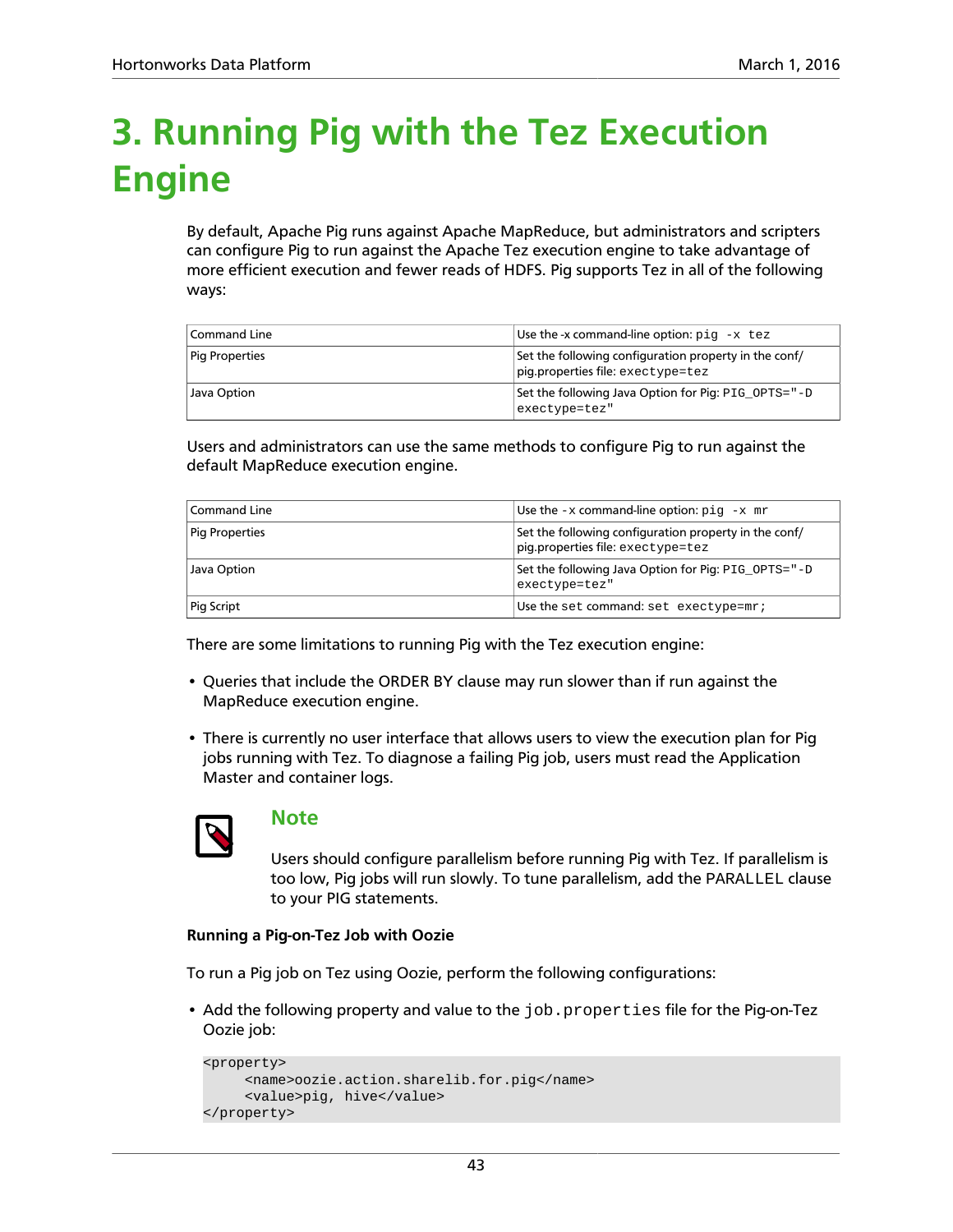# 3. Running Pig with the Tez Execution Engine

By default, Apache Pig runs against Apache MapReduce, but administrators and scripters can configure Pig to run against the Apache Tez execution engine to take advantage of more efficient execution and fewer reads of HDFS. Pig supports Tez in all of the following ways:

| | |
|---|---|
| Command Line | Use the -x command-line option: `pig -x tez` |
| Pig Properties | Set the following configuration property in the conf/pig.properties file: `exectype=tez` |
| Java Option | Set the following Java Option for Pig: `PIG_OPTS="-D exectype=tez"` |

Users and administrators can use the same methods to configure Pig to run against the default MapReduce execution engine.

| | |
|---|---|
| Command Line | Use the `-x` command-line option: `pig -x mr` |
| Pig Properties | Set the following configuration property in the conf/pig.properties file: `exectype=tez` |
| Java Option | Set the following Java Option for Pig: `PIG_OPTS="-D exectype=tez"` |
| Pig Script | Use the `set` command: `set exectype=mr;` |

There are some limitations to running Pig with the Tez execution engine:

- Queries that include the ORDER BY clause may run slower than if run against the MapReduce execution engine.
- There is currently no user interface that allows users to view the execution plan for Pig jobs running with Tez. To diagnose a failing Pig job, users must read the Application Master and container logs.

> **Note**
>
> Users should configure parallelism before running Pig with Tez. If parallelism is too low, Pig jobs will run slowly. To tune parallelism, add the `PARALLEL` clause to your PIG statements.

**Running a Pig-on-Tez Job with Oozie**

To run a Pig job on Tez using Oozie, perform the following configurations:

- Add the following property and value to the `job.properties` file for the Pig-on-Tez Oozie job:

```
<property>
     <name>oozie.action.sharelib.for.pig</name>
     <value>pig, hive</value>
</property>
```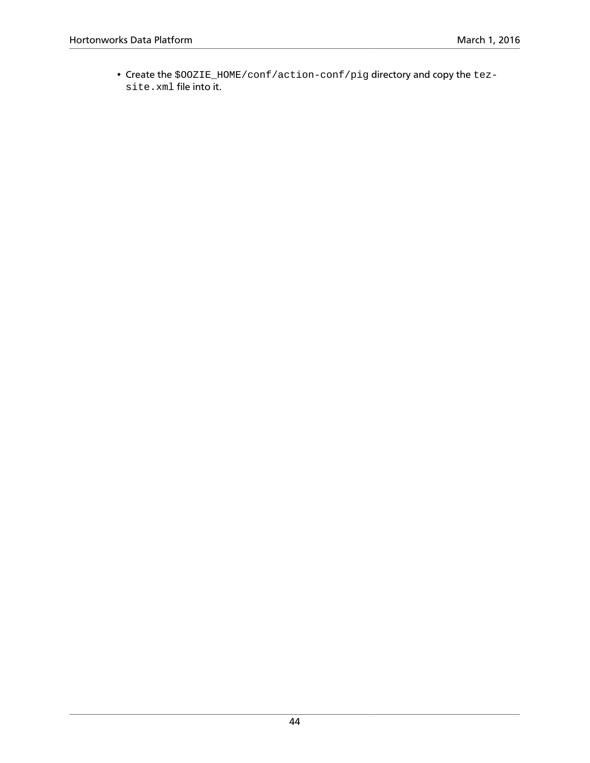- Create the `$OOZIE_HOME/conf/action-conf/pig` directory and copy the `tez-site.xml` file into it.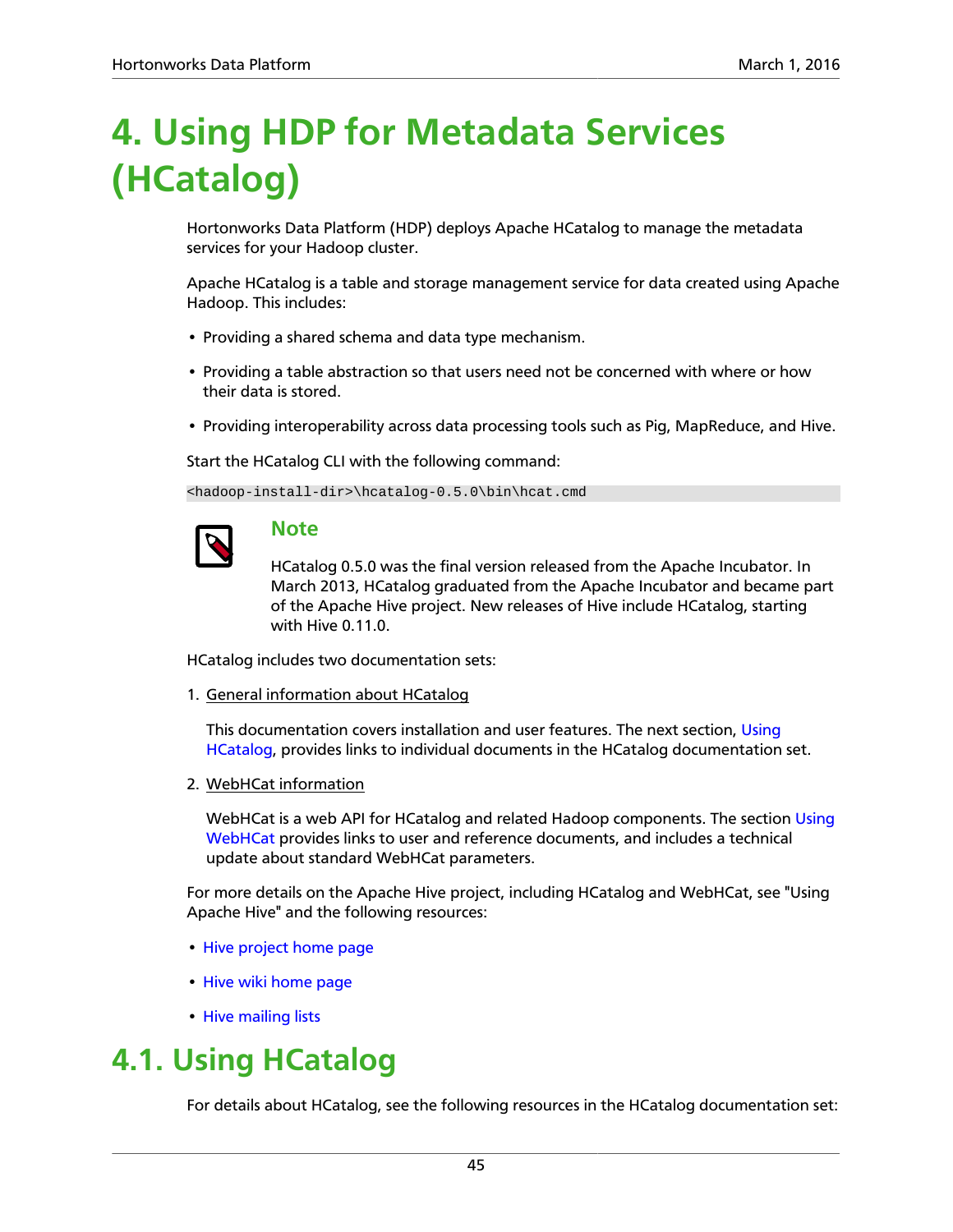# 4. Using HDP for Metadata Services (HCatalog)

Hortonworks Data Platform (HDP) deploys Apache HCatalog to manage the metadata services for your Hadoop cluster.

Apache HCatalog is a table and storage management service for data created using Apache Hadoop. This includes:

- Providing a shared schema and data type mechanism.
- Providing a table abstraction so that users need not be concerned with where or how their data is stored.
- Providing interoperability across data processing tools such as Pig, MapReduce, and Hive.

Start the HCatalog CLI with the following command:

```
<hadoop-install-dir>\hcatalog-0.5.0\bin\hcat.cmd
```

> **Note**
>
> HCatalog 0.5.0 was the final version released from the Apache Incubator. In March 2013, HCatalog graduated from the Apache Incubator and became part of the Apache Hive project. New releases of Hive include HCatalog, starting with Hive 0.11.0.

HCatalog includes two documentation sets:

1. General information about HCatalog

   This documentation covers installation and user features. The next section, Using HCatalog, provides links to individual documents in the HCatalog documentation set.

2. WebHCat information

   WebHCat is a web API for HCatalog and related Hadoop components. The section Using WebHCat provides links to user and reference documents, and includes a technical update about standard WebHCat parameters.

For more details on the Apache Hive project, including HCatalog and WebHCat, see "Using Apache Hive" and the following resources:

- Hive project home page
- Hive wiki home page
- Hive mailing lists

## 4.1. Using HCatalog

For details about HCatalog, see the following resources in the HCatalog documentation set: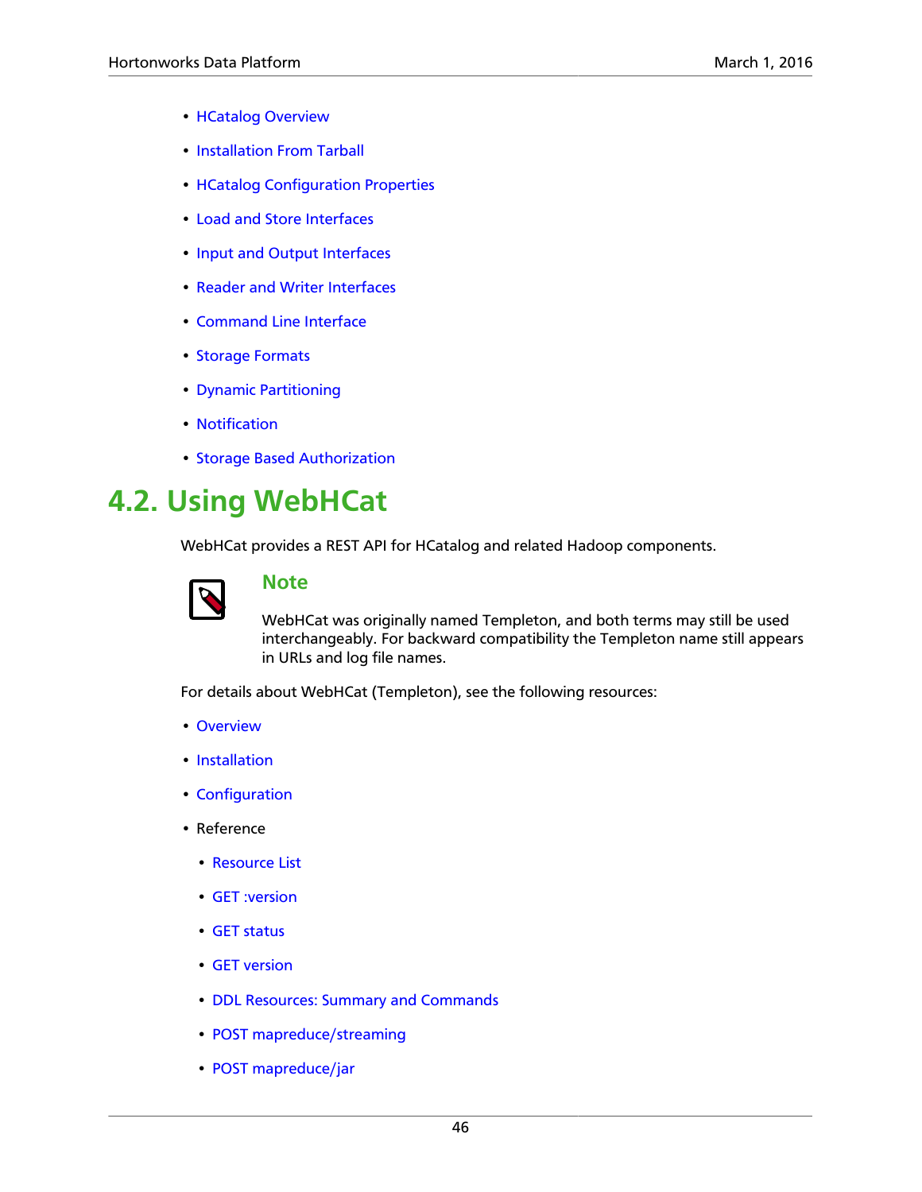- HCatalog Overview
- Installation From Tarball
- HCatalog Configuration Properties
- Load and Store Interfaces
- Input and Output Interfaces
- Reader and Writer Interfaces
- Command Line Interface
- Storage Formats
- Dynamic Partitioning
- Notification
- Storage Based Authorization

## 4.2. Using WebHCat

WebHCat provides a REST API for HCatalog and related Hadoop components.

> **Note**
>
> WebHCat was originally named Templeton, and both terms may still be used interchangeably. For backward compatibility the Templeton name still appears in URLs and log file names.

For details about WebHCat (Templeton), see the following resources:

- Overview
- Installation
- Configuration
- Reference
  - Resource List
  - GET :version
  - GET status
  - GET version
  - DDL Resources: Summary and Commands
  - POST mapreduce/streaming
  - POST mapreduce/jar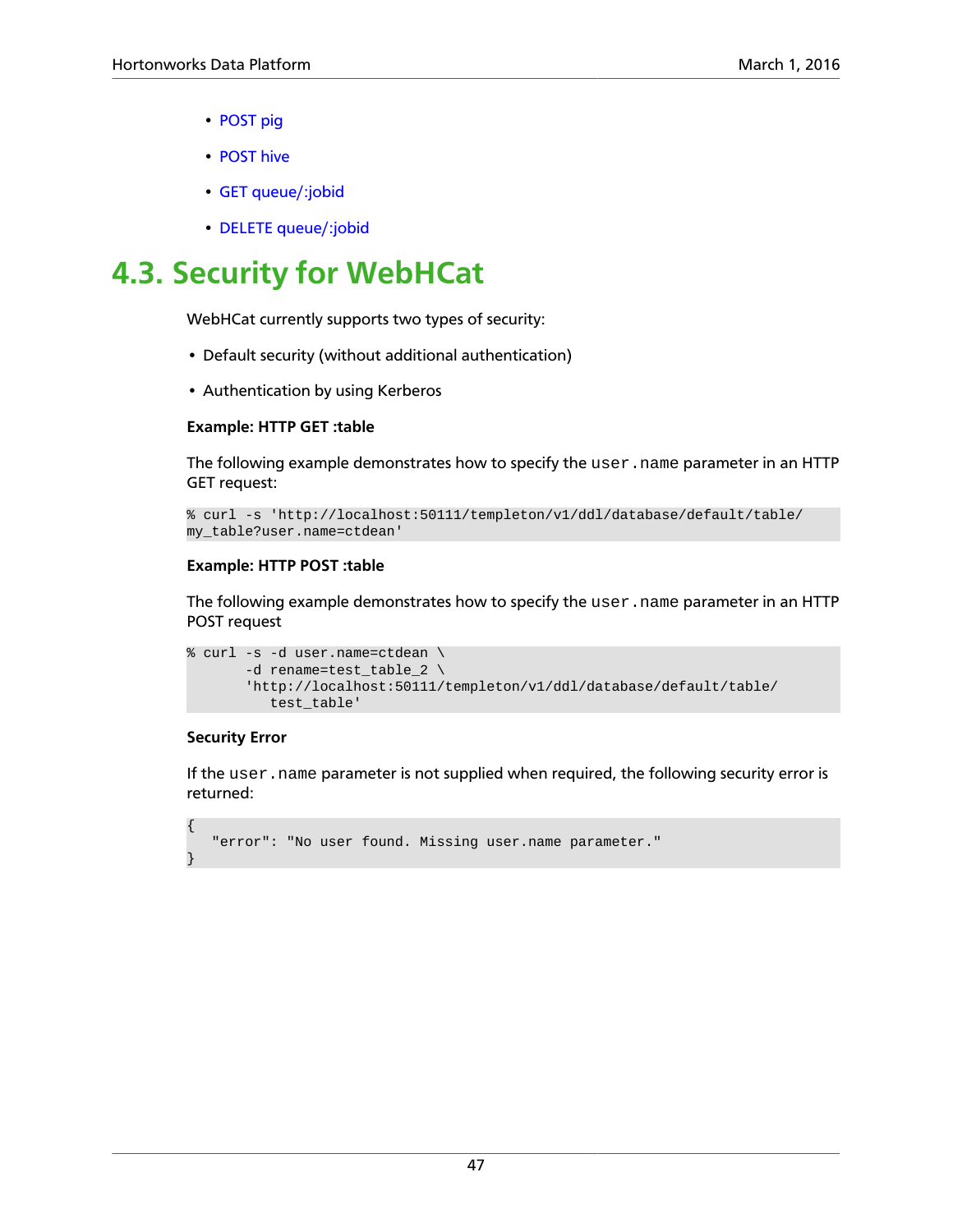- POST pig
- POST hive
- GET queue/:jobid
- DELETE queue/:jobid

## 4.3. Security for WebHCat

WebHCat currently supports two types of security:

- Default security (without additional authentication)
- Authentication by using Kerberos

**Example: HTTP GET :table**

The following example demonstrates how to specify the `user.name` parameter in an HTTP GET request:

```
% curl -s 'http://localhost:50111/templeton/v1/ddl/database/default/table/
my_table?user.name=ctdean'
```

**Example: HTTP POST :table**

The following example demonstrates how to specify the `user.name` parameter in an HTTP POST request

```
% curl -s -d user.name=ctdean \
       -d rename=test_table_2 \
       'http://localhost:50111/templeton/v1/ddl/database/default/table/
          test_table'
```

**Security Error**

If the `user.name` parameter is not supplied when required, the following security error is returned:

```
{
   "error": "No user found. Missing user.name parameter."
}
```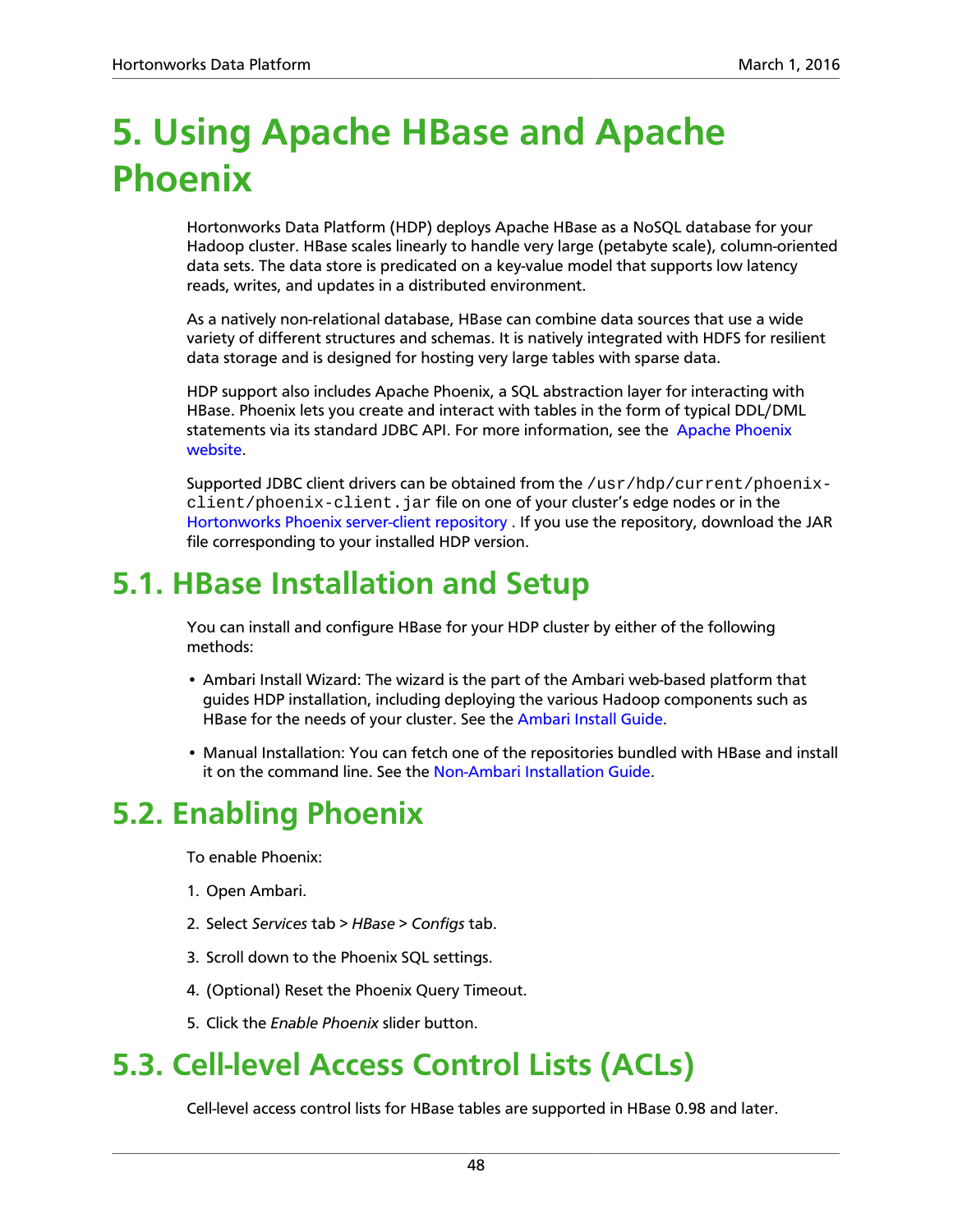# 5. Using Apache HBase and Apache Phoenix

Hortonworks Data Platform (HDP) deploys Apache HBase as a NoSQL database for your Hadoop cluster. HBase scales linearly to handle very large (petabyte scale), column-oriented data sets. The data store is predicated on a key-value model that supports low latency reads, writes, and updates in a distributed environment.

As a natively non-relational database, HBase can combine data sources that use a wide variety of different structures and schemas. It is natively integrated with HDFS for resilient data storage and is designed for hosting very large tables with sparse data.

HDP support also includes Apache Phoenix, a SQL abstraction layer for interacting with HBase. Phoenix lets you create and interact with tables in the form of typical DDL/DML statements via its standard JDBC API. For more information, see the Apache Phoenix website.

Supported JDBC client drivers can be obtained from the `/usr/hdp/current/phoenix-client/phoenix-client.jar` file on one of your cluster's edge nodes or in the Hortonworks Phoenix server-client repository . If you use the repository, download the JAR file corresponding to your installed HDP version.

## 5.1. HBase Installation and Setup

You can install and configure HBase for your HDP cluster by either of the following methods:

- Ambari Install Wizard: The wizard is the part of the Ambari web-based platform that guides HDP installation, including deploying the various Hadoop components such as HBase for the needs of your cluster. See the Ambari Install Guide.
- Manual Installation: You can fetch one of the repositories bundled with HBase and install it on the command line. See the Non-Ambari Installation Guide.

## 5.2. Enabling Phoenix

To enable Phoenix:

1. Open Ambari.
2. Select *Services* tab > *HBase* > *Configs* tab.
3. Scroll down to the Phoenix SQL settings.
4. (Optional) Reset the Phoenix Query Timeout.
5. Click the *Enable Phoenix* slider button.

## 5.3. Cell-level Access Control Lists (ACLs)

Cell-level access control lists for HBase tables are supported in HBase 0.98 and later.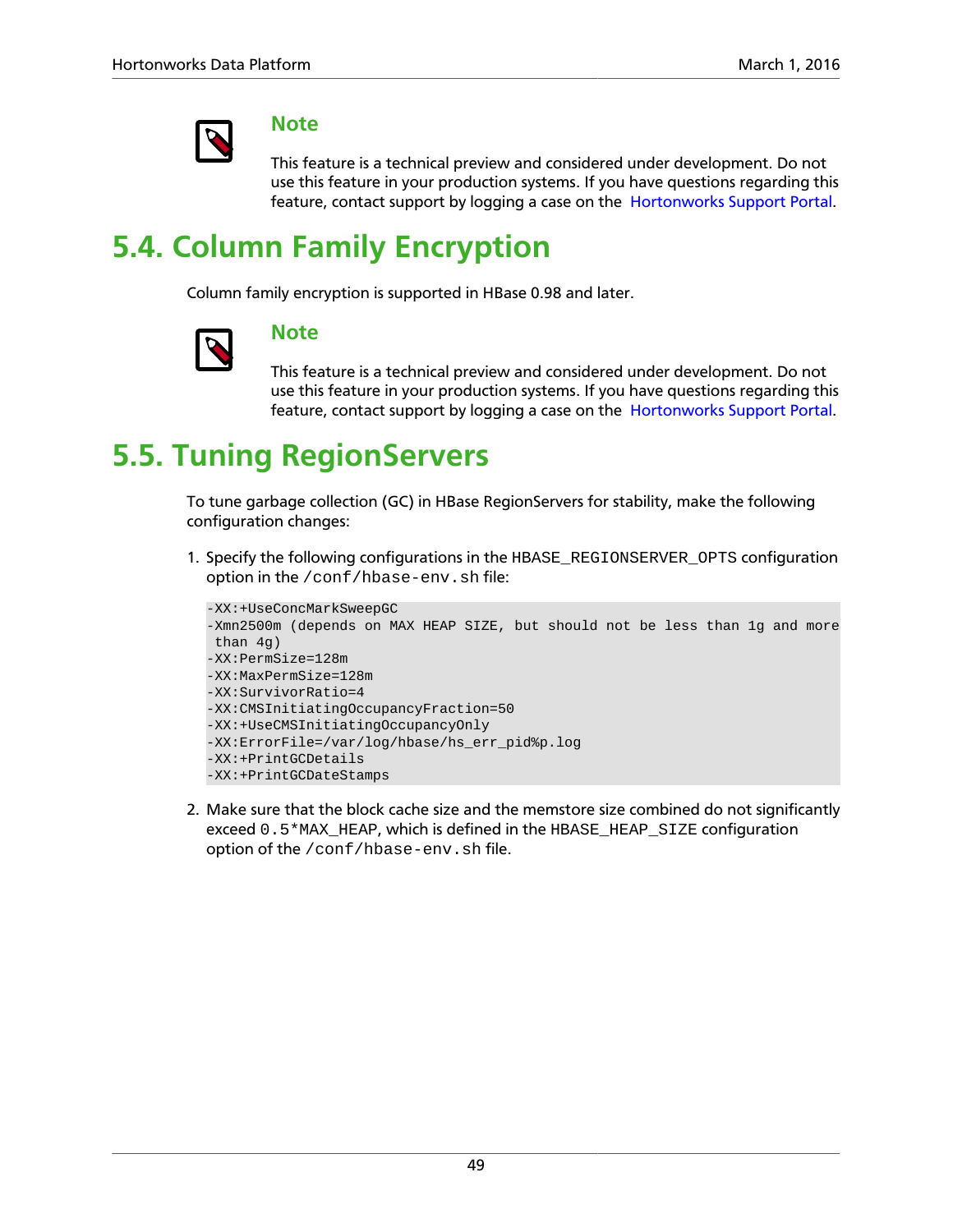> **Note**
>
> This feature is a technical preview and considered under development. Do not use this feature in your production systems. If you have questions regarding this feature, contact support by logging a case on the Hortonworks Support Portal.

## 5.4. Column Family Encryption

Column family encryption is supported in HBase 0.98 and later.

> **Note**
>
> This feature is a technical preview and considered under development. Do not use this feature in your production systems. If you have questions regarding this feature, contact support by logging a case on the Hortonworks Support Portal.

## 5.5. Tuning RegionServers

To tune garbage collection (GC) in HBase RegionServers for stability, make the following configuration changes:

1. Specify the following configurations in the `HBASE_REGIONSERVER_OPTS` configuration option in the `/conf/hbase-env.sh` file:

   ```
   -XX:+UseConcMarkSweepGC
   -Xmn2500m (depends on MAX HEAP SIZE, but should not be less than 1g and more
    than 4g)
   -XX:PermSize=128m
   -XX:MaxPermSize=128m
   -XX:SurvivorRatio=4
   -XX:CMSInitiatingOccupancyFraction=50
   -XX:+UseCMSInitiatingOccupancyOnly
   -XX:ErrorFile=/var/log/hbase/hs_err_pid%p.log
   -XX:+PrintGCDetails
   -XX:+PrintGCDateStamps
   ```

2. Make sure that the block cache size and the memstore size combined do not significantly exceed `0.5*MAX_HEAP`, which is defined in the `HBASE_HEAP_SIZE` configuration option of the `/conf/hbase-env.sh` file.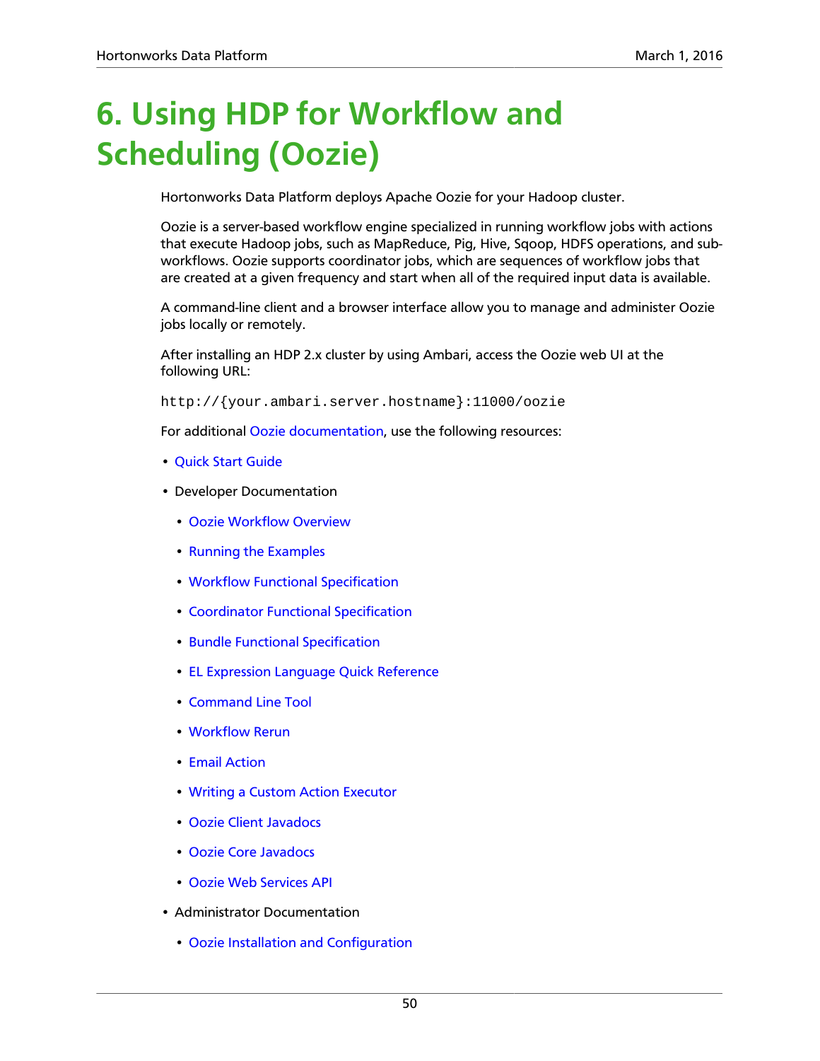# 6. Using HDP for Workflow and Scheduling (Oozie)

Hortonworks Data Platform deploys Apache Oozie for your Hadoop cluster.

Oozie is a server-based workflow engine specialized in running workflow jobs with actions that execute Hadoop jobs, such as MapReduce, Pig, Hive, Sqoop, HDFS operations, and sub-workflows. Oozie supports coordinator jobs, which are sequences of workflow jobs that are created at a given frequency and start when all of the required input data is available.

A command-line client and a browser interface allow you to manage and administer Oozie jobs locally or remotely.

After installing an HDP 2.x cluster by using Ambari, access the Oozie web UI at the following URL:

```
http://{your.ambari.server.hostname}:11000/oozie
```

For additional Oozie documentation, use the following resources:

- Quick Start Guide
- Developer Documentation
  - Oozie Workflow Overview
  - Running the Examples
  - Workflow Functional Specification
  - Coordinator Functional Specification
  - Bundle Functional Specification
  - EL Expression Language Quick Reference
  - Command Line Tool
  - Workflow Rerun
  - Email Action
  - Writing a Custom Action Executor
  - Oozie Client Javadocs
  - Oozie Core Javadocs
  - Oozie Web Services API
- Administrator Documentation
  - Oozie Installation and Configuration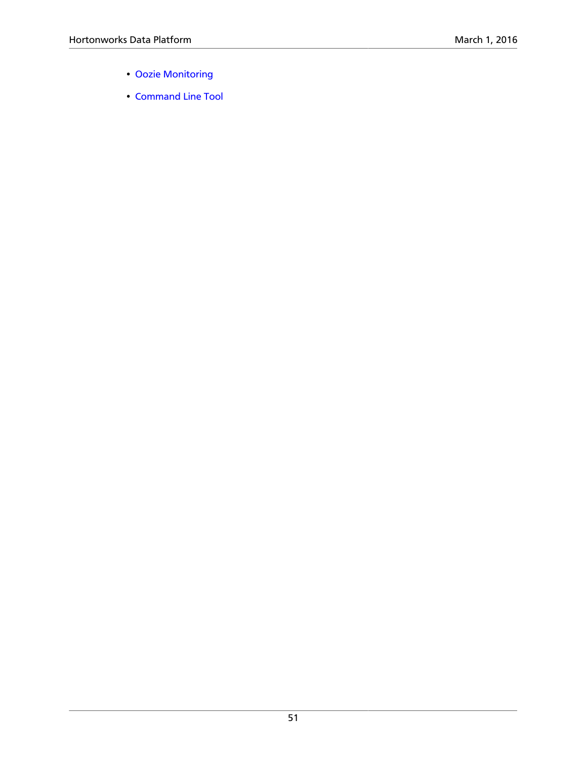- Oozie Monitoring
- Command Line Tool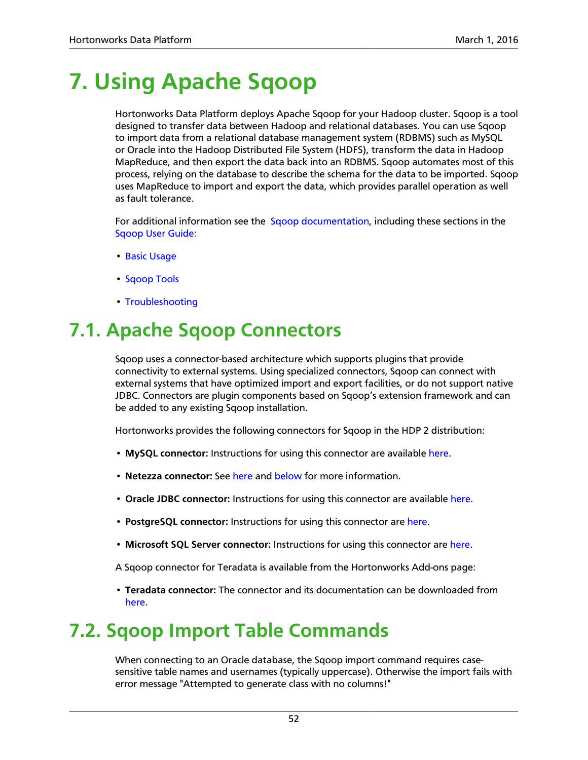# 7. Using Apache Sqoop

Hortonworks Data Platform deploys Apache Sqoop for your Hadoop cluster. Sqoop is a tool designed to transfer data between Hadoop and relational databases. You can use Sqoop to import data from a relational database management system (RDBMS) such as MySQL or Oracle into the Hadoop Distributed File System (HDFS), transform the data in Hadoop MapReduce, and then export the data back into an RDBMS. Sqoop automates most of this process, relying on the database to describe the schema for the data to be imported. Sqoop uses MapReduce to import and export the data, which provides parallel operation as well as fault tolerance.

For additional information see the Sqoop documentation, including these sections in the Sqoop User Guide:

- Basic Usage
- Sqoop Tools
- Troubleshooting

# 7.1. Apache Sqoop Connectors

Sqoop uses a connector-based architecture which supports plugins that provide connectivity to external systems. Using specialized connectors, Sqoop can connect with external systems that have optimized import and export facilities, or do not support native JDBC. Connectors are plugin components based on Sqoop's extension framework and can be added to any existing Sqoop installation.

Hortonworks provides the following connectors for Sqoop in the HDP 2 distribution:

- **MySQL connector:** Instructions for using this connector are available here.
- **Netezza connector:** See here and below for more information.
- **Oracle JDBC connector:** Instructions for using this connector are available here.
- **PostgreSQL connector:** Instructions for using this connector are here.
- **Microsoft SQL Server connector:** Instructions for using this connector are here.

A Sqoop connector for Teradata is available from the Hortonworks Add-ons page:

- **Teradata connector:** The connector and its documentation can be downloaded from here.

# 7.2. Sqoop Import Table Commands

When connecting to an Oracle database, the Sqoop import command requires case-sensitive table names and usernames (typically uppercase). Otherwise the import fails with error message "Attempted to generate class with no columns!"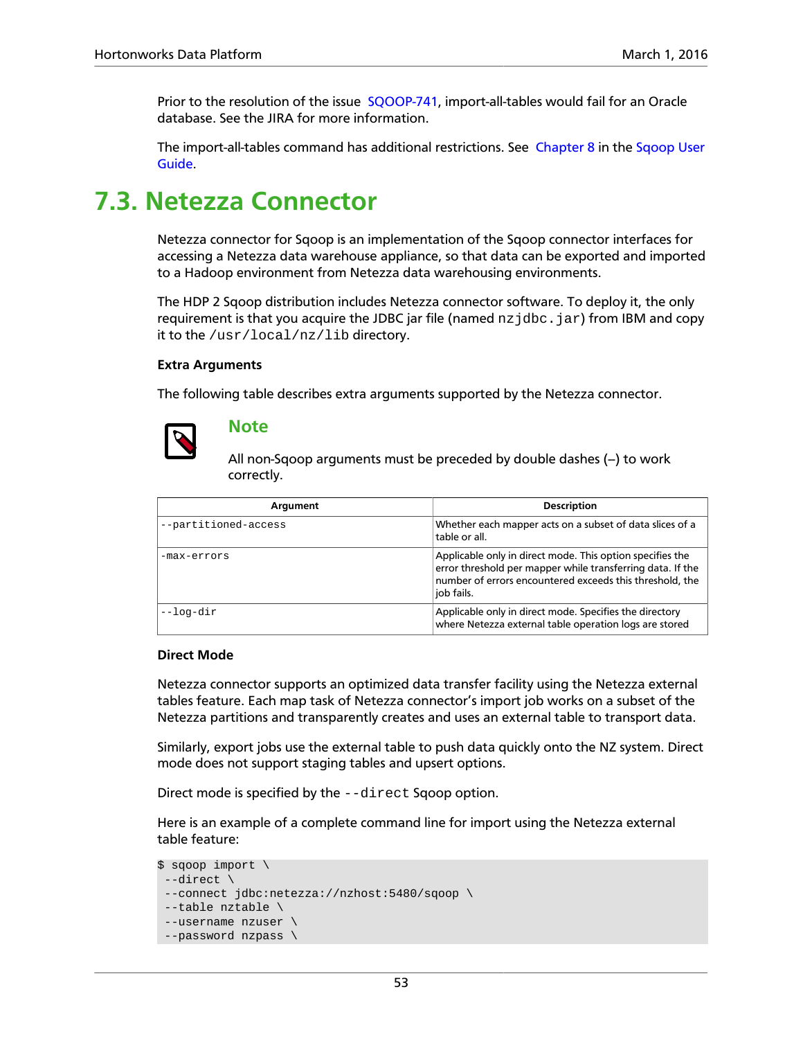Prior to the resolution of the issue SQOOP-741, import-all-tables would fail for an Oracle database. See the JIRA for more information.

The import-all-tables command has additional restrictions. See Chapter 8 in the Sqoop User Guide.

## 7.3. Netezza Connector

Netezza connector for Sqoop is an implementation of the Sqoop connector interfaces for accessing a Netezza data warehouse appliance, so that data can be exported and imported to a Hadoop environment from Netezza data warehousing environments.

The HDP 2 Sqoop distribution includes Netezza connector software. To deploy it, the only requirement is that you acquire the JDBC jar file (named `nzjdbc.jar`) from IBM and copy it to the `/usr/local/nz/lib` directory.

**Extra Arguments**

The following table describes extra arguments supported by the Netezza connector.

> **Note**
>
> All non-Sqoop arguments must be preceded by double dashes (--) to work correctly.

| Argument | Description |
|---|---|
| `--partitioned-access` | Whether each mapper acts on a subset of data slices of a table or all. |
| `-max-errors` | Applicable only in direct mode. This option specifies the error threshold per mapper while transferring data. If the number of errors encountered exceeds this threshold, the job fails. |
| `--log-dir` | Applicable only in direct mode. Specifies the directory where Netezza external table operation logs are stored |

**Direct Mode**

Netezza connector supports an optimized data transfer facility using the Netezza external tables feature. Each map task of Netezza connector's import job works on a subset of the Netezza partitions and transparently creates and uses an external table to transport data.

Similarly, export jobs use the external table to push data quickly onto the NZ system. Direct mode does not support staging tables and upsert options.

Direct mode is specified by the `--direct` Sqoop option.

Here is an example of a complete command line for import using the Netezza external table feature:

```
$ sqoop import \
 --direct \
 --connect jdbc:netezza://nzhost:5480/sqoop \
 --table nztable \
 --username nzuser \
 --password nzpass \
```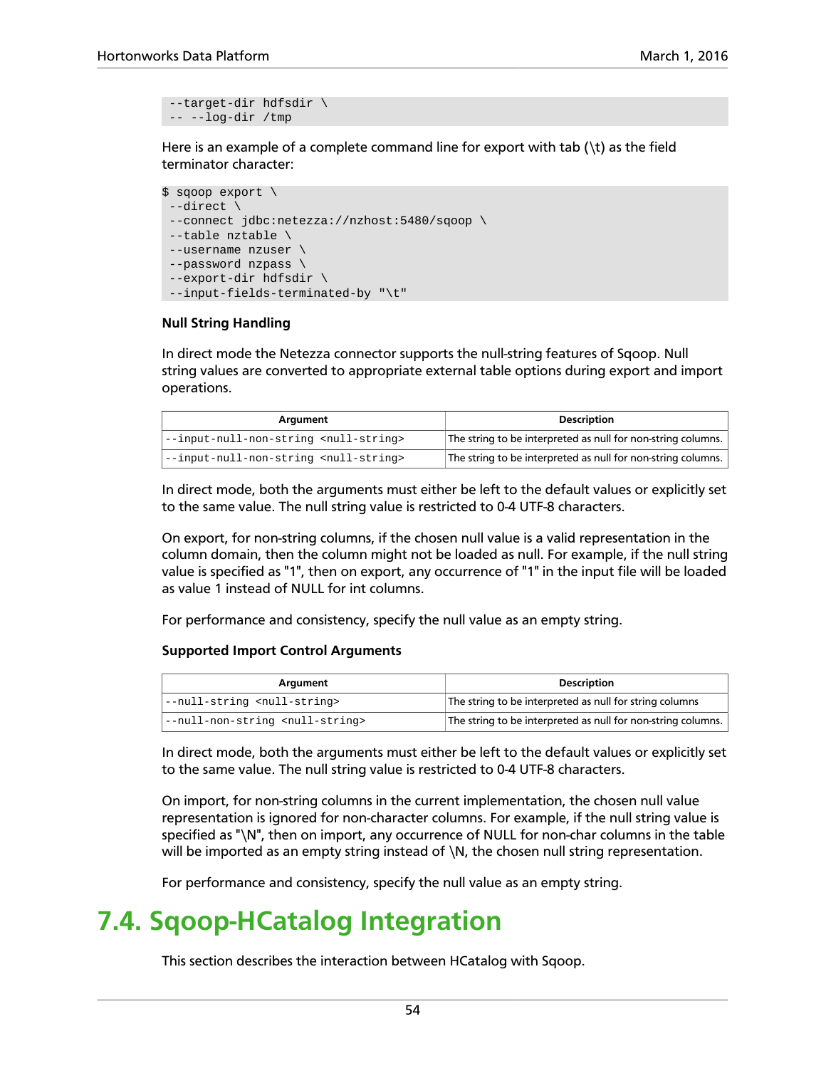```
--target-dir hdfsdir \
-- --log-dir /tmp
```

Here is an example of a complete command line for export with tab (\t) as the field terminator character:

```
$ sqoop export \
 --direct \
 --connect jdbc:netezza://nzhost:5480/sqoop \
 --table nztable \
 --username nzuser \
 --password nzpass \
 --export-dir hdfsdir \
 --input-fields-terminated-by "\t"
```

**Null String Handling**

In direct mode the Netezza connector supports the null-string features of Sqoop. Null string values are converted to appropriate external table options during export and import operations.

| Argument | Description |
| --- | --- |
| `--input-null-non-string <null-string>` | The string to be interpreted as null for non-string columns. |
| `--input-null-non-string <null-string>` | The string to be interpreted as null for non-string columns. |

In direct mode, both the arguments must either be left to the default values or explicitly set to the same value. The null string value is restricted to 0-4 UTF-8 characters.

On export, for non-string columns, if the chosen null value is a valid representation in the column domain, then the column might not be loaded as null. For example, if the null string value is specified as "1", then on export, any occurrence of "1" in the input file will be loaded as value 1 instead of NULL for int columns.

For performance and consistency, specify the null value as an empty string.

**Supported Import Control Arguments**

| Argument | Description |
| --- | --- |
| `--null-string <null-string>` | The string to be interpreted as null for string columns |
| `--null-non-string <null-string>` | The string to be interpreted as null for non-string columns. |

In direct mode, both the arguments must either be left to the default values or explicitly set to the same value. The null string value is restricted to 0-4 UTF-8 characters.

On import, for non-string columns in the current implementation, the chosen null value representation is ignored for non-character columns. For example, if the null string value is specified as "\N", then on import, any occurrence of NULL for non-char columns in the table will be imported as an empty string instead of \N, the chosen null string representation.

For performance and consistency, specify the null value as an empty string.

## 7.4. Sqoop-HCatalog Integration

This section describes the interaction between HCatalog with Sqoop.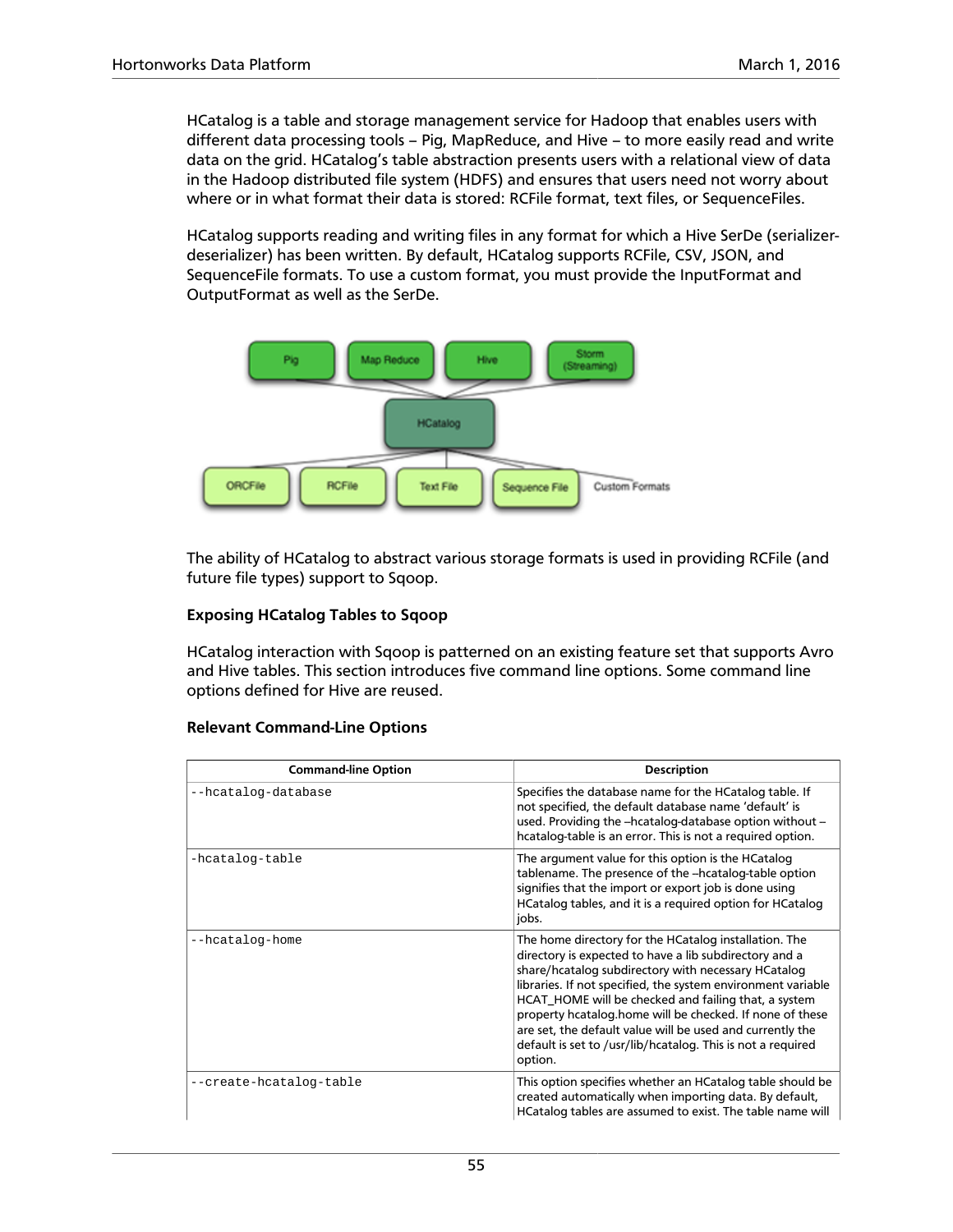HCatalog is a table and storage management service for Hadoop that enables users with different data processing tools – Pig, MapReduce, and Hive – to more easily read and write data on the grid. HCatalog's table abstraction presents users with a relational view of data in the Hadoop distributed file system (HDFS) and ensures that users need not worry about where or in what format their data is stored: RCFile format, text files, or SequenceFiles.

HCatalog supports reading and writing files in any format for which a Hive SerDe (serializer-deserializer) has been written. By default, HCatalog supports RCFile, CSV, JSON, and SequenceFile formats. To use a custom format, you must provide the InputFormat and OutputFormat as well as the SerDe.

The ability of HCatalog to abstract various storage formats is used in providing RCFile (and future file types) support to Sqoop.

#### Exposing HCatalog Tables to Sqoop

HCatalog interaction with Sqoop is patterned on an existing feature set that supports Avro and Hive tables. This section introduces five command line options. Some command line options defined for Hive are reused.

#### Relevant Command-Line Options

| Command-line Option | Description |
| --- | --- |
| `--hcatalog-database` | Specifies the database name for the HCatalog table. If not specified, the default database name 'default' is used. Providing the –hcatalog-database option without –hcatalog-table is an error. This is not a required option. |
| `-hcatalog-table` | The argument value for this option is the HCatalog tablename. The presence of the –hcatalog-table option signifies that the import or export job is done using HCatalog tables, and it is a required option for HCatalog jobs. |
| `--hcatalog-home` | The home directory for the HCatalog installation. The directory is expected to have a lib subdirectory and a share/hcatalog subdirectory with necessary HCatalog libraries. If not specified, the system environment variable HCAT_HOME will be checked and failing that, a system property hcatalog.home will be checked. If none of these are set, the default value will be used and currently the default is set to /usr/lib/hcatalog. This is not a required option. |
| `--create-hcatalog-table` | This option specifies whether an HCatalog table should be created automatically when importing data. By default, HCatalog tables are assumed to exist. The table name will |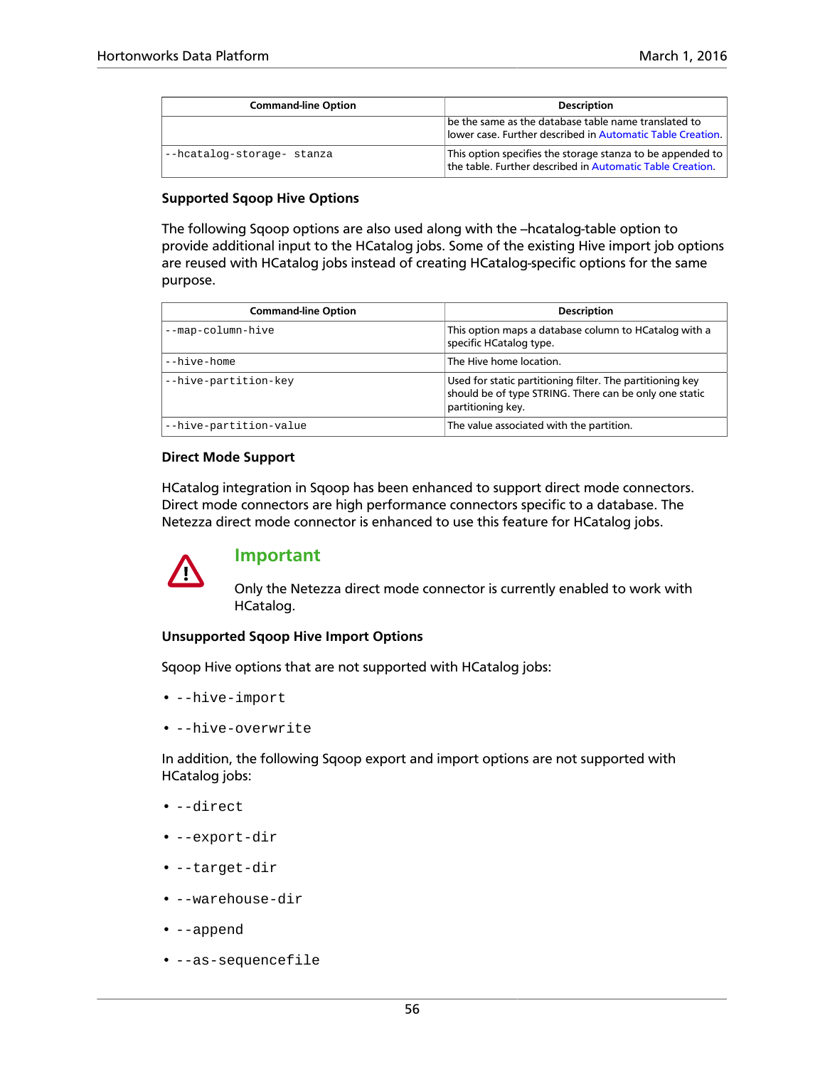| Command-line Option | Description |
| --- | --- |
| | be the same as the database table name translated to lower case. Further described in Automatic Table Creation. |
| `--hcatalog-storage- stanza` | This option specifies the storage stanza to be appended to the table. Further described in Automatic Table Creation. |

**Supported Sqoop Hive Options**

The following Sqoop options are also used along with the –hcatalog-table option to provide additional input to the HCatalog jobs. Some of the existing Hive import job options are reused with HCatalog jobs instead of creating HCatalog-specific options for the same purpose.

| Command-line Option | Description |
| --- | --- |
| `--map-column-hive` | This option maps a database column to HCatalog with a specific HCatalog type. |
| `--hive-home` | The Hive home location. |
| `--hive-partition-key` | Used for static partitioning filter. The partitioning key should be of type STRING. There can be only one static partitioning key. |
| `--hive-partition-value` | The value associated with the partition. |

**Direct Mode Support**

HCatalog integration in Sqoop has been enhanced to support direct mode connectors. Direct mode connectors are high performance connectors specific to a database. The Netezza direct mode connector is enhanced to use this feature for HCatalog jobs.

## Important

Only the Netezza direct mode connector is currently enabled to work with HCatalog.

**Unsupported Sqoop Hive Import Options**

Sqoop Hive options that are not supported with HCatalog jobs:

- `--hive-import`
- `--hive-overwrite`

In addition, the following Sqoop export and import options are not supported with HCatalog jobs:

- `--direct`
- `--export-dir`
- `--target-dir`
- `--warehouse-dir`
- `--append`
- `--as-sequencefile`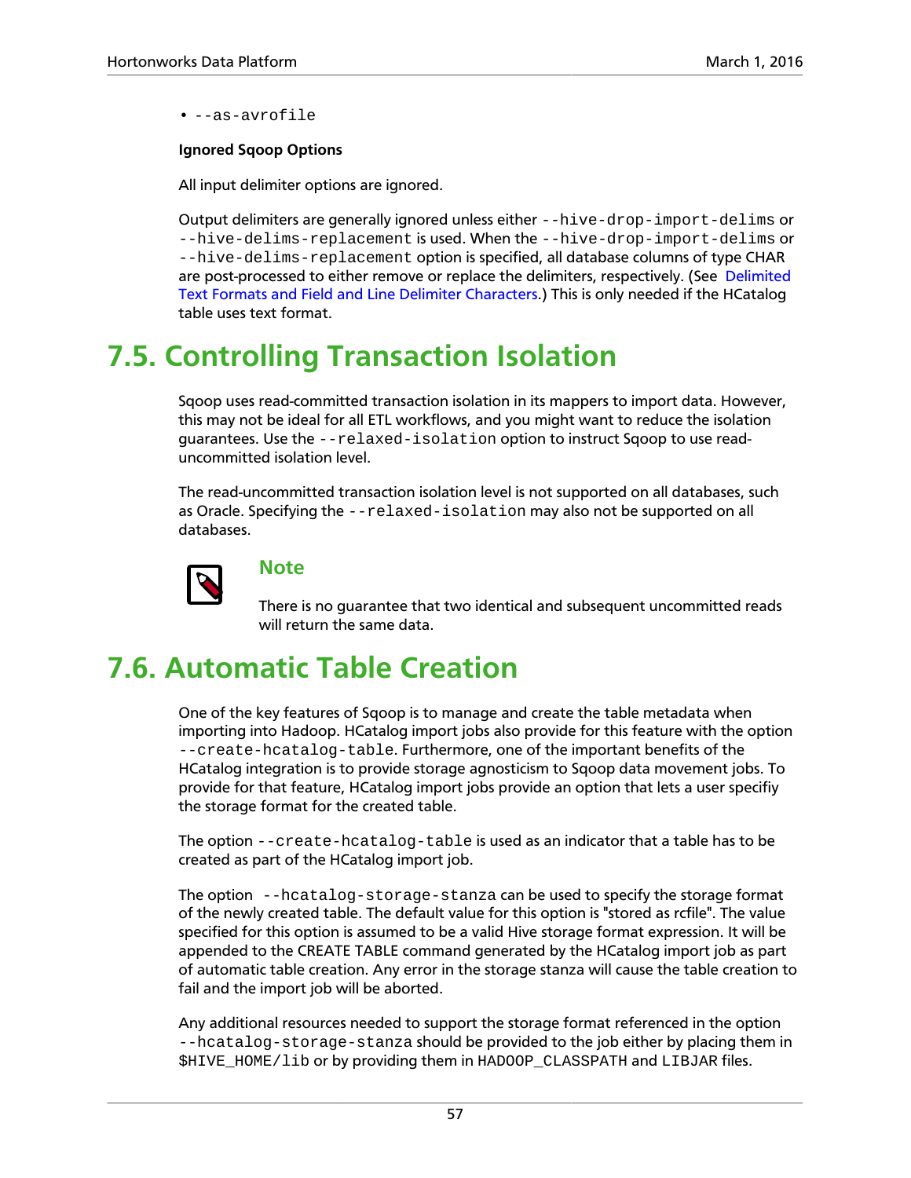- `--as-avrofile`

**Ignored Sqoop Options**

All input delimiter options are ignored.

Output delimiters are generally ignored unless either `--hive-drop-import-delims` or `--hive-delims-replacement` is used. When the `--hive-drop-import-delims` or `--hive-delims-replacement` option is specified, all database columns of type CHAR are post-processed to either remove or replace the delimiters, respectively. (See Delimited Text Formats and Field and Line Delimiter Characters.) This is only needed if the HCatalog table uses text format.

# 7.5. Controlling Transaction Isolation

Sqoop uses read-committed transaction isolation in its mappers to import data. However, this may not be ideal for all ETL workflows, and you might want to reduce the isolation guarantees. Use the `--relaxed-isolation` option to instruct Sqoop to use read-uncommitted isolation level.

The read-uncommitted transaction isolation level is not supported on all databases, such as Oracle. Specifying the `--relaxed-isolation` may also not be supported on all databases.

> **Note**
>
> There is no guarantee that two identical and subsequent uncommitted reads will return the same data.

# 7.6. Automatic Table Creation

One of the key features of Sqoop is to manage and create the table metadata when importing into Hadoop. HCatalog import jobs also provide for this feature with the option `--create-hcatalog-table`. Furthermore, one of the important benefits of the HCatalog integration is to provide storage agnosticism to Sqoop data movement jobs. To provide for that feature, HCatalog import jobs provide an option that lets a user specifiy the storage format for the created table.

The option `--create-hcatalog-table` is used as an indicator that a table has to be created as part of the HCatalog import job.

The option `--hcatalog-storage-stanza` can be used to specify the storage format of the newly created table. The default value for this option is "stored as rcfile". The value specified for this option is assumed to be a valid Hive storage format expression. It will be appended to the CREATE TABLE command generated by the HCatalog import job as part of automatic table creation. Any error in the storage stanza will cause the table creation to fail and the import job will be aborted.

Any additional resources needed to support the storage format referenced in the option `--hcatalog-storage-stanza` should be provided to the job either by placing them in `$HIVE_HOME/lib` or by providing them in `HADOOP_CLASSPATH` and `LIBJAR` files.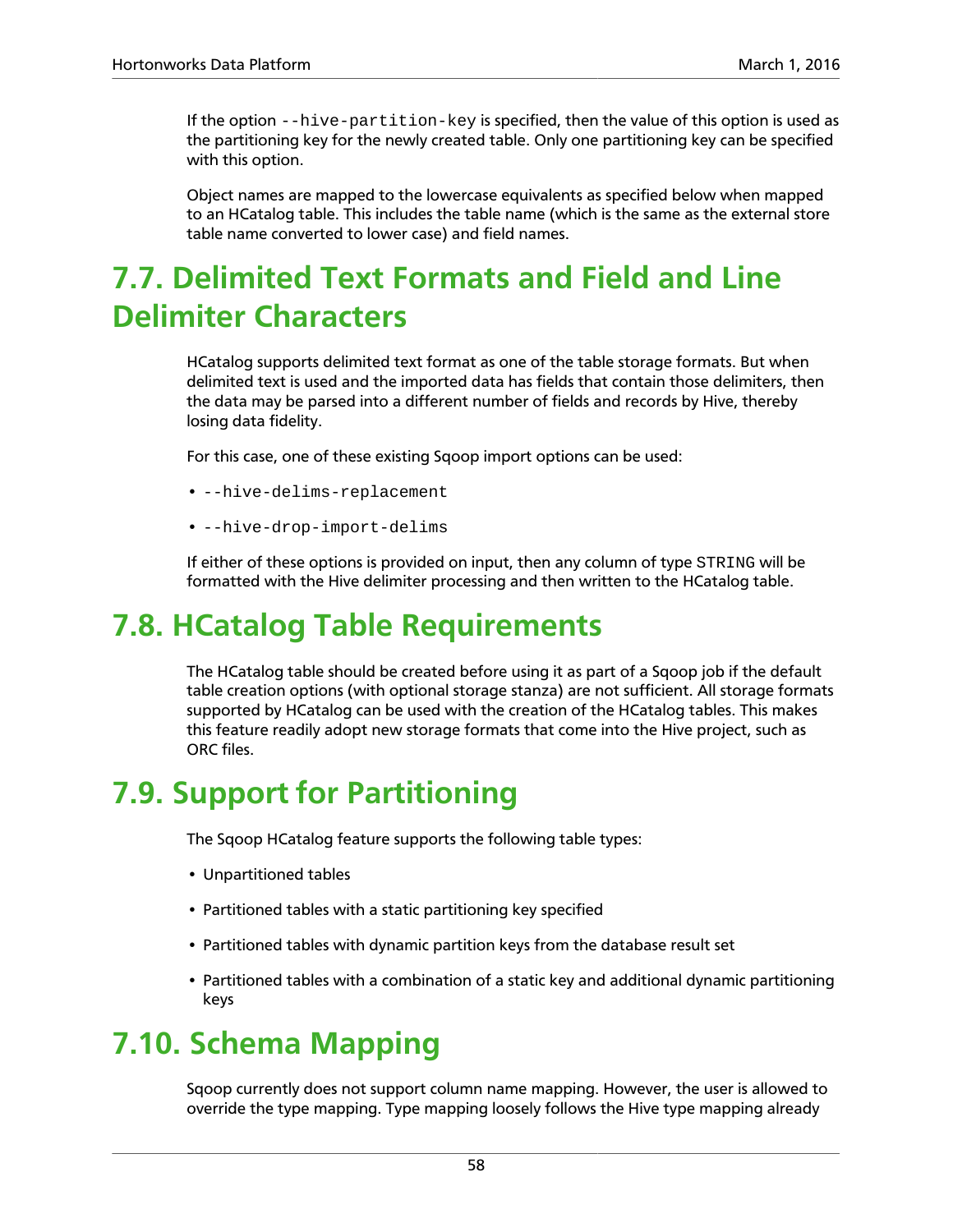If the option `--hive-partition-key` is specified, then the value of this option is used as the partitioning key for the newly created table. Only one partitioning key can be specified with this option.

Object names are mapped to the lowercase equivalents as specified below when mapped to an HCatalog table. This includes the table name (which is the same as the external store table name converted to lower case) and field names.

# 7.7. Delimited Text Formats and Field and Line Delimiter Characters

HCatalog supports delimited text format as one of the table storage formats. But when delimited text is used and the imported data has fields that contain those delimiters, then the data may be parsed into a different number of fields and records by Hive, thereby losing data fidelity.

For this case, one of these existing Sqoop import options can be used:

- `--hive-delims-replacement`
- `--hive-drop-import-delims`

If either of these options is provided on input, then any column of type `STRING` will be formatted with the Hive delimiter processing and then written to the HCatalog table.

# 7.8. HCatalog Table Requirements

The HCatalog table should be created before using it as part of a Sqoop job if the default table creation options (with optional storage stanza) are not sufficient. All storage formats supported by HCatalog can be used with the creation of the HCatalog tables. This makes this feature readily adopt new storage formats that come into the Hive project, such as ORC files.

# 7.9. Support for Partitioning

The Sqoop HCatalog feature supports the following table types:

- Unpartitioned tables
- Partitioned tables with a static partitioning key specified
- Partitioned tables with dynamic partition keys from the database result set
- Partitioned tables with a combination of a static key and additional dynamic partitioning keys

# 7.10. Schema Mapping

Sqoop currently does not support column name mapping. However, the user is allowed to override the type mapping. Type mapping loosely follows the Hive type mapping already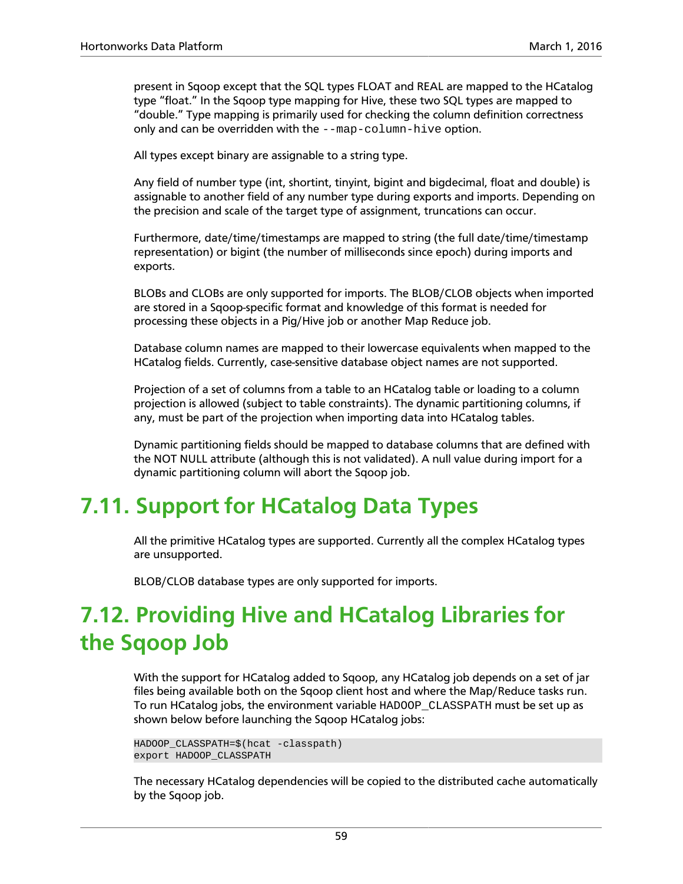present in Sqoop except that the SQL types FLOAT and REAL are mapped to the HCatalog type "float." In the Sqoop type mapping for Hive, these two SQL types are mapped to "double." Type mapping is primarily used for checking the column definition correctness only and can be overridden with the `--map-column-hive` option.

All types except binary are assignable to a string type.

Any field of number type (int, shortint, tinyint, bigint and bigdecimal, float and double) is assignable to another field of any number type during exports and imports. Depending on the precision and scale of the target type of assignment, truncations can occur.

Furthermore, date/time/timestamps are mapped to string (the full date/time/timestamp representation) or bigint (the number of milliseconds since epoch) during imports and exports.

BLOBs and CLOBs are only supported for imports. The BLOB/CLOB objects when imported are stored in a Sqoop-specific format and knowledge of this format is needed for processing these objects in a Pig/Hive job or another Map Reduce job.

Database column names are mapped to their lowercase equivalents when mapped to the HCatalog fields. Currently, case-sensitive database object names are not supported.

Projection of a set of columns from a table to an HCatalog table or loading to a column projection is allowed (subject to table constraints). The dynamic partitioning columns, if any, must be part of the projection when importing data into HCatalog tables.

Dynamic partitioning fields should be mapped to database columns that are defined with the NOT NULL attribute (although this is not validated). A null value during import for a dynamic partitioning column will abort the Sqoop job.

# 7.11. Support for HCatalog Data Types

All the primitive HCatalog types are supported. Currently all the complex HCatalog types are unsupported.

BLOB/CLOB database types are only supported for imports.

# 7.12. Providing Hive and HCatalog Libraries for the Sqoop Job

With the support for HCatalog added to Sqoop, any HCatalog job depends on a set of jar files being available both on the Sqoop client host and where the Map/Reduce tasks run. To run HCatalog jobs, the environment variable HADOOP_CLASSPATH must be set up as shown below before launching the Sqoop HCatalog jobs:

```
HADOOP_CLASSPATH=$(hcat -classpath)
export HADOOP_CLASSPATH
```

The necessary HCatalog dependencies will be copied to the distributed cache automatically by the Sqoop job.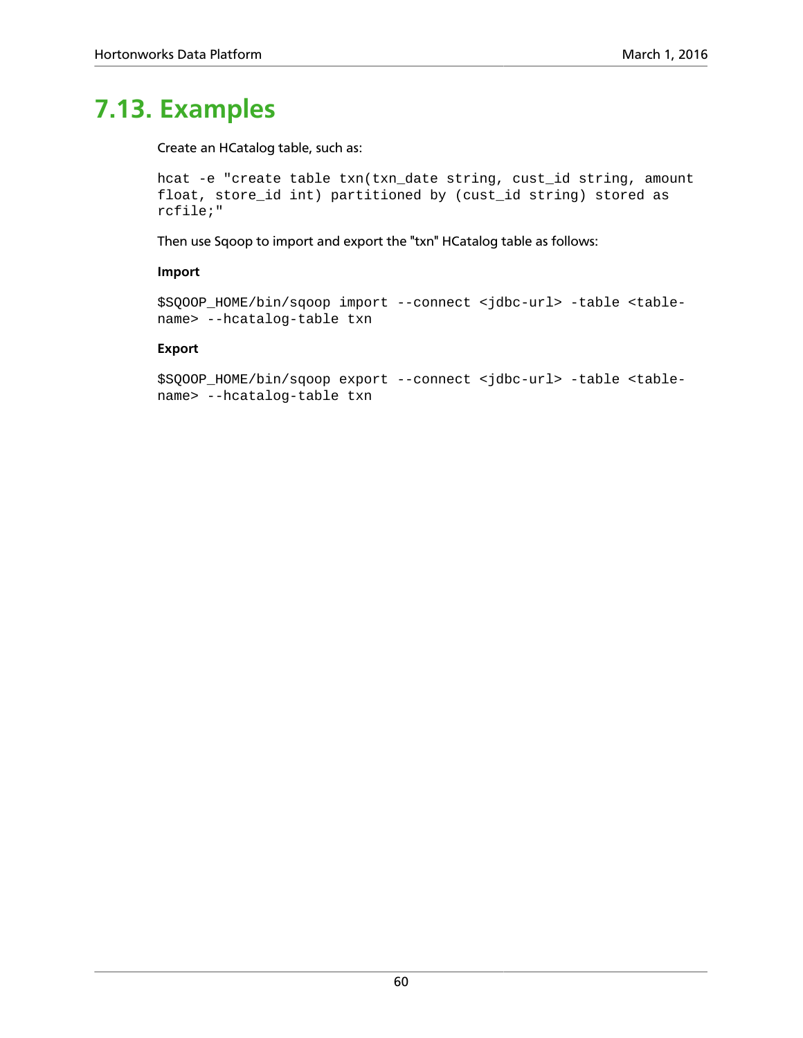## 7.13. Examples

Create an HCatalog table, such as:

```
hcat -e "create table txn(txn_date string, cust_id string, amount
float, store_id int) partitioned by (cust_id string) stored as
rcfile;"
```

Then use Sqoop to import and export the "txn" HCatalog table as follows:

**Import**

```
$SQOOP_HOME/bin/sqoop import --connect <jdbc-url> -table <table-
name> --hcatalog-table txn
```

**Export**

```
$SQOOP_HOME/bin/sqoop export --connect <jdbc-url> -table <table-
name> --hcatalog-table txn
```